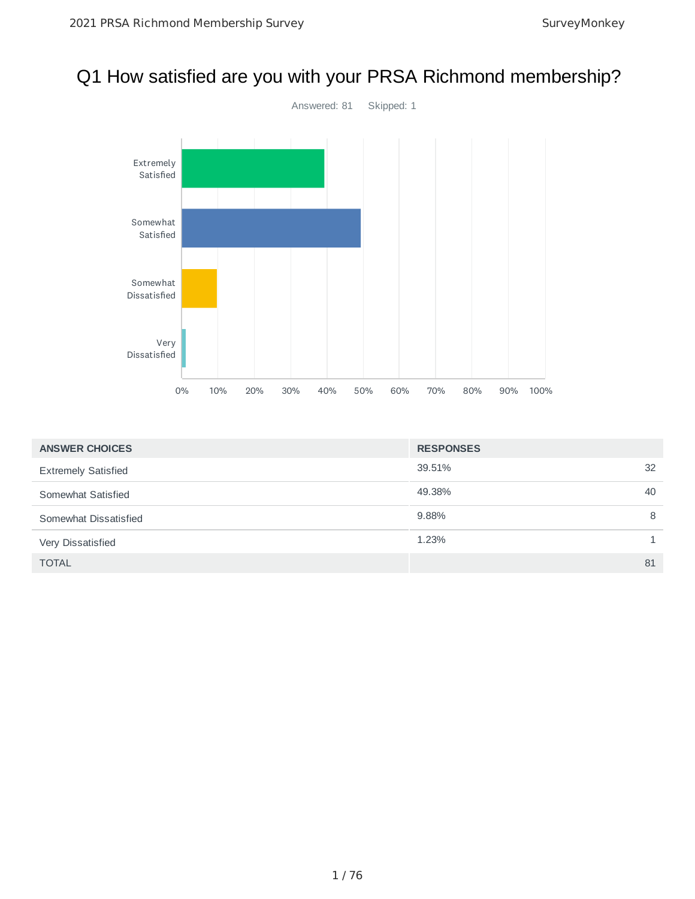# Q1 How satisfied are you with your PRSA Richmond membership?

Answered: 81 Skipped: 1

| ANSWER CHOICES | RESPONSES | |
|---|---|---|
| Extremely Satisfied | 39.51% | 32 |
| Somewhat Satisfied | 49.38% | 40 |
| Somewhat Dissatisfied | 9.88% | 8 |
| Very Dissatisfied | 1.23% | 1 |
| TOTAL | | 81 |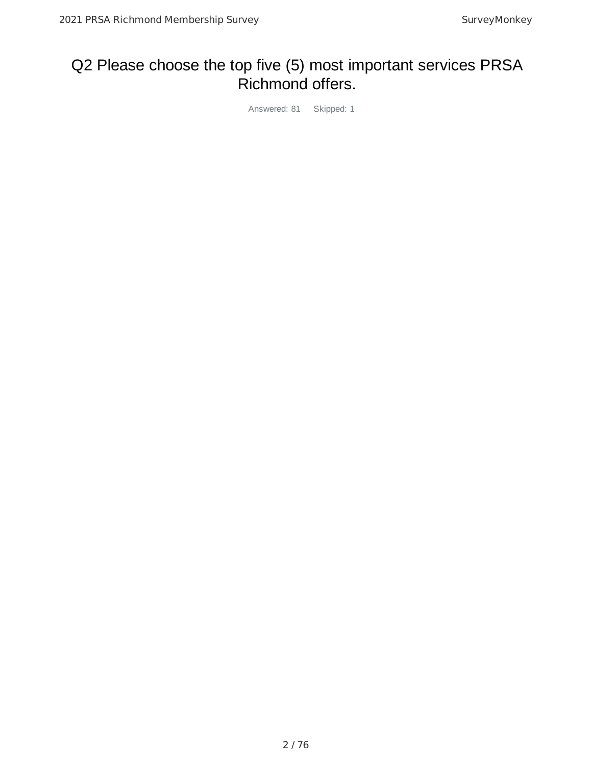# Q2 Please choose the top five (5) most important services PRSA Richmond offers.

Answered: 81 Skipped: 1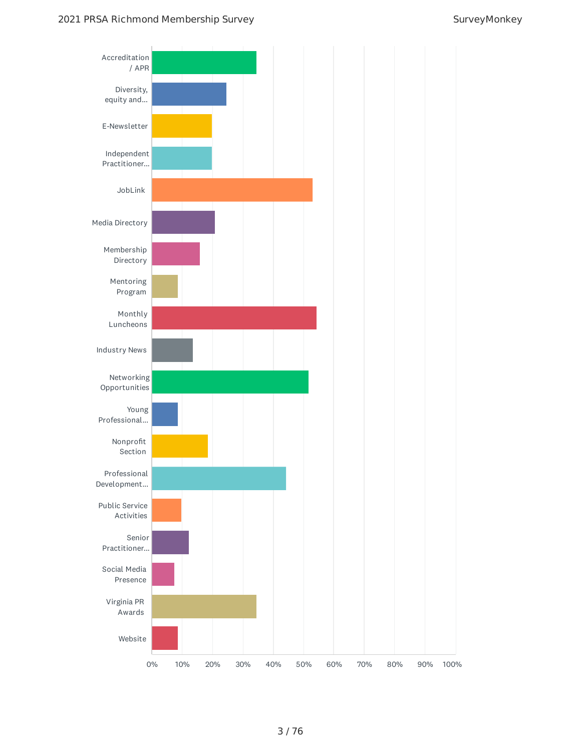| Option | Approximate % |
| --- | --- |
| Accreditation / APR | 35% |
| Diversity, equity and... | 25% |
| E-Newsletter | 20% |
| Independent Practitioner... | 20% |
| JobLink | 53% |
| Media Directory | 21% |
| Membership Directory | 16% |
| Mentoring Program | 9% |
| Monthly Luncheons | 54% |
| Industry News | 14% |
| Networking Opportunities | 52% |
| Young Professional... | 9% |
| Nonprofit Section | 19% |
| Professional Development... | 44% |
| Public Service Activities | 10% |
| Senior Practitioner... | 12% |
| Social Media Presence | 8% |
| Virginia PR Awards | 35% |
| Website | 9% |

0% 10% 20% 30% 40% 50% 60% 70% 80% 90% 100%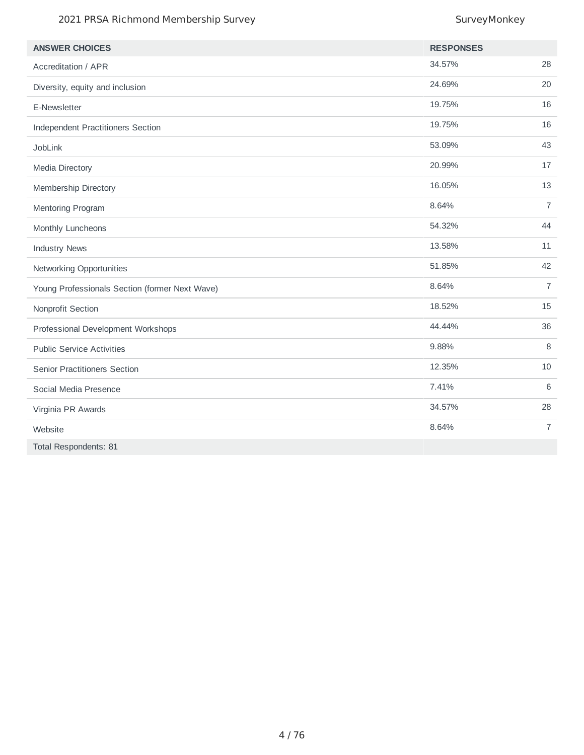| ANSWER CHOICES | RESPONSES | |
|---|---|---|
| Accreditation / APR | 34.57% | 28 |
| Diversity, equity and inclusion | 24.69% | 20 |
| E-Newsletter | 19.75% | 16 |
| Independent Practitioners Section | 19.75% | 16 |
| JobLink | 53.09% | 43 |
| Media Directory | 20.99% | 17 |
| Membership Directory | 16.05% | 13 |
| Mentoring Program | 8.64% | 7 |
| Monthly Luncheons | 54.32% | 44 |
| Industry News | 13.58% | 11 |
| Networking Opportunities | 51.85% | 42 |
| Young Professionals Section (former Next Wave) | 8.64% | 7 |
| Nonprofit Section | 18.52% | 15 |
| Professional Development Workshops | 44.44% | 36 |
| Public Service Activities | 9.88% | 8 |
| Senior Practitioners Section | 12.35% | 10 |
| Social Media Presence | 7.41% | 6 |
| Virginia PR Awards | 34.57% | 28 |
| Website | 8.64% | 7 |
| Total Respondents: 81 | | |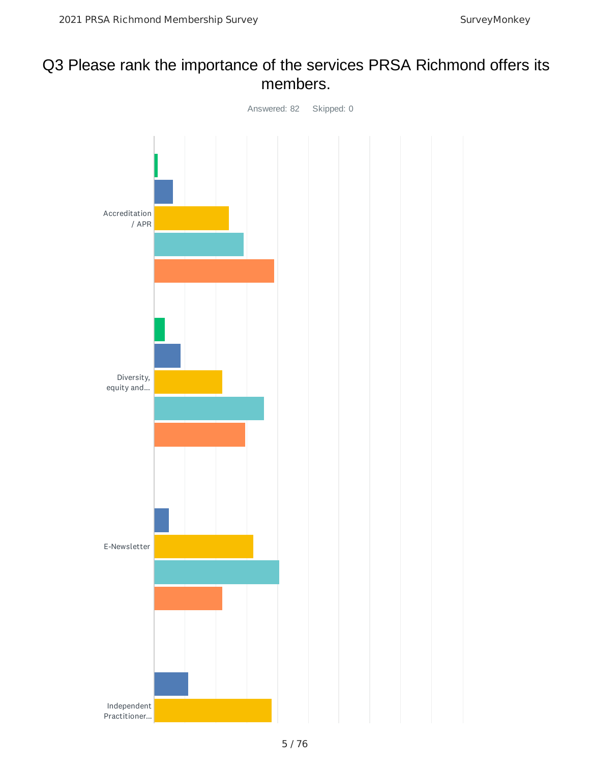# Q3 Please rank the importance of the services PRSA Richmond offers its members.

Answered: 82    Skipped: 0

Accreditation / APR

Diversity, equity and...

E-Newsletter

Independent Practitioner...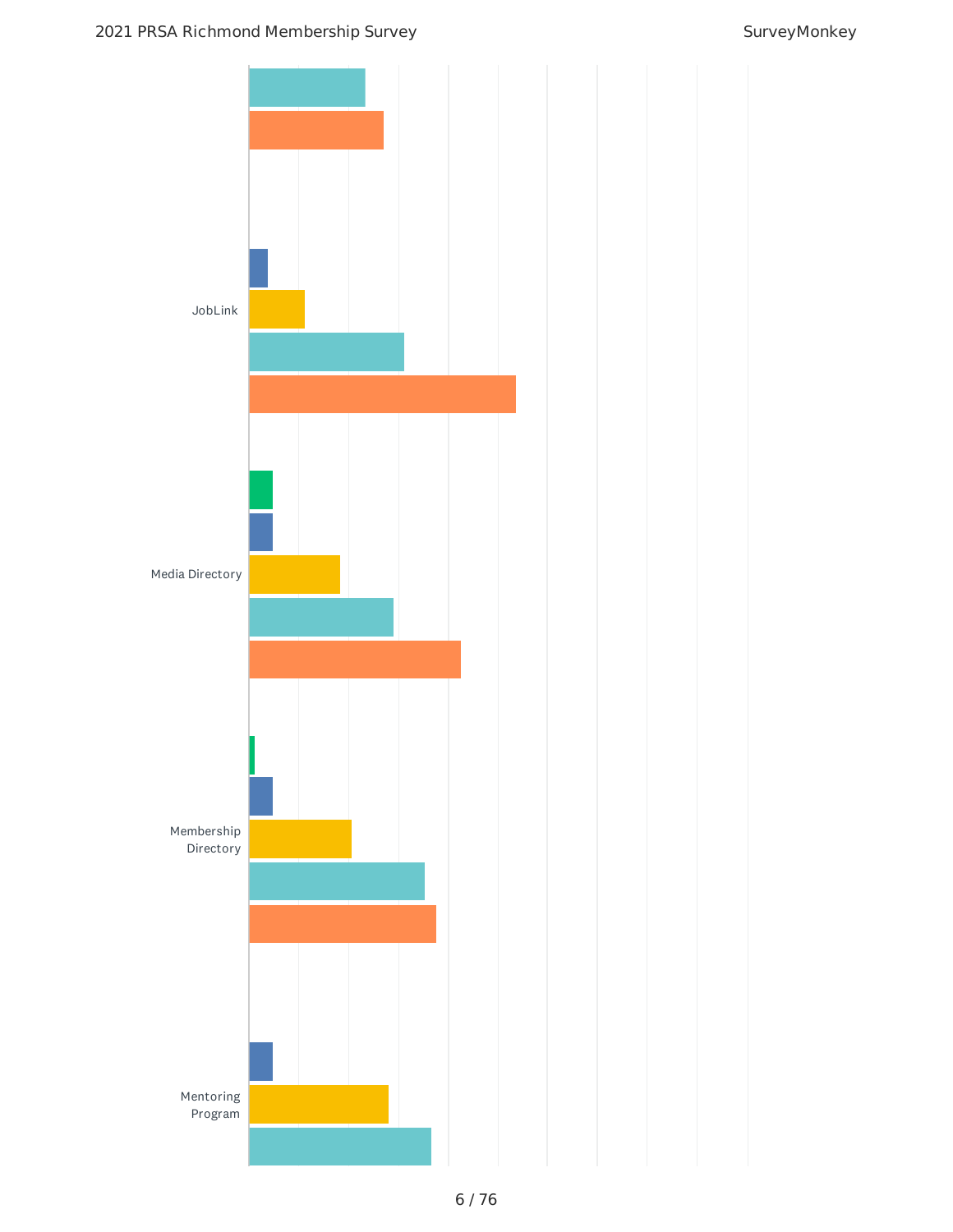JobLink

Media Directory

Membership Directory

Mentoring Program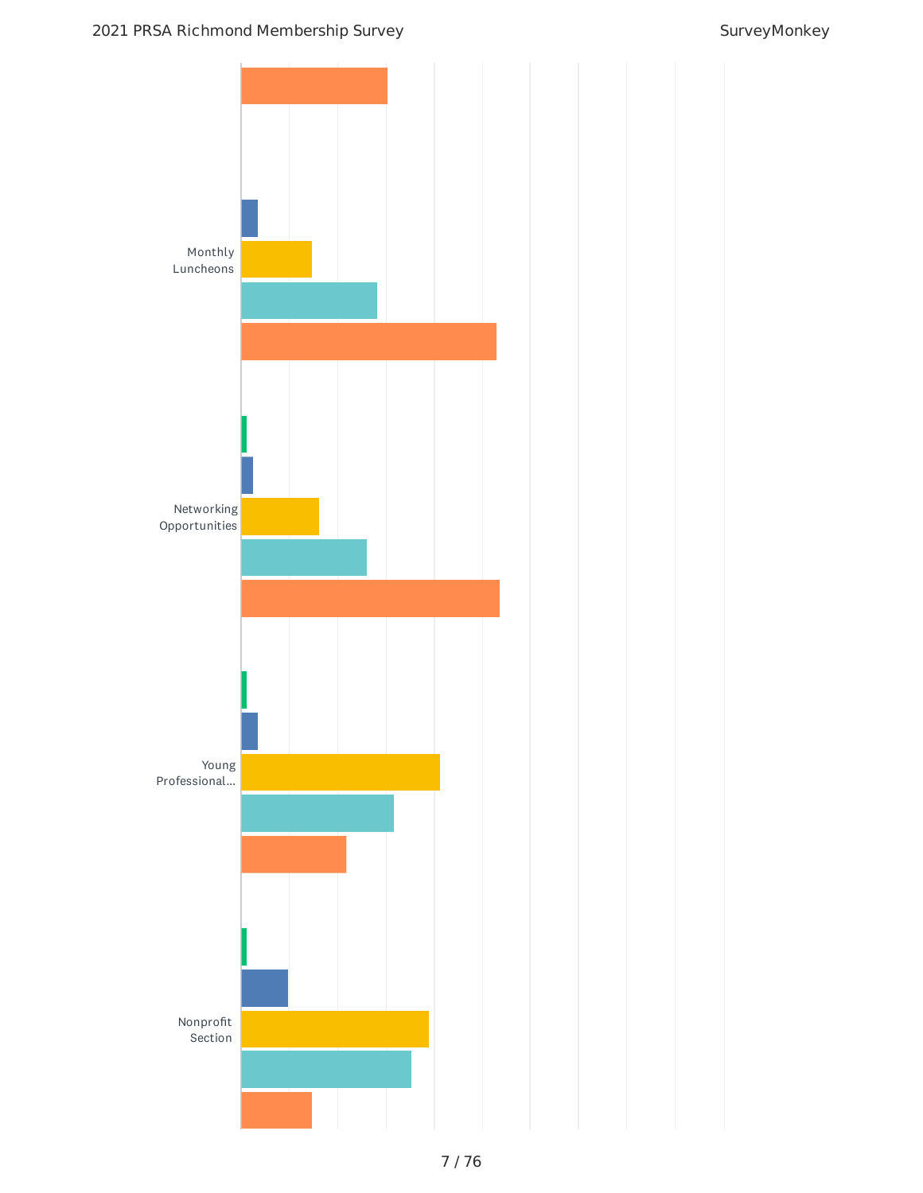Monthly Luncheons

Networking Opportunities

Young Professional...

Nonprofit Section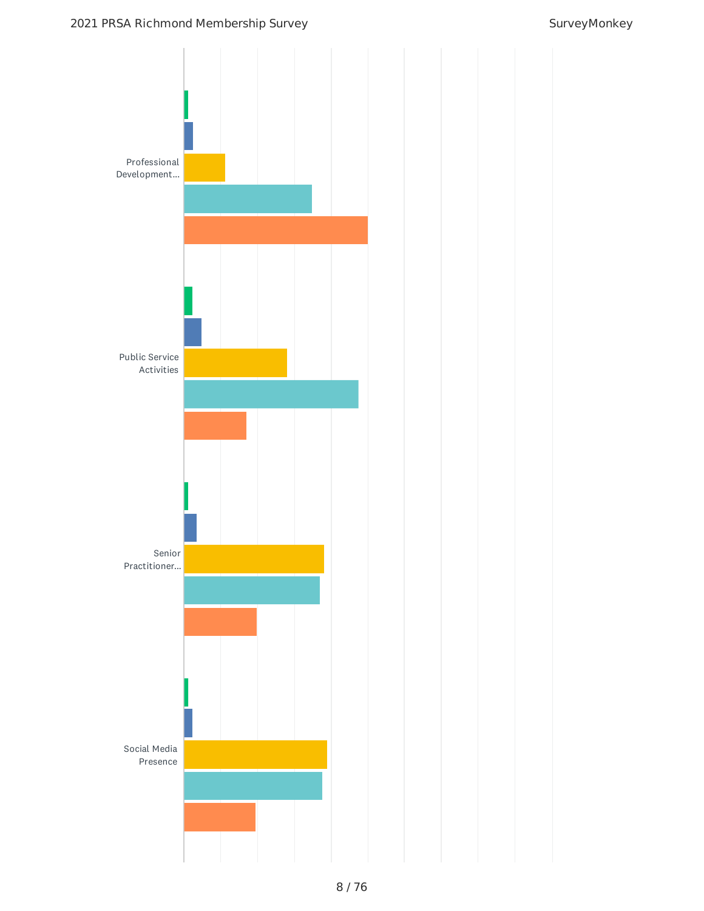Professional Development...

Public Service Activities

Senior Practitioner...

Social Media Presence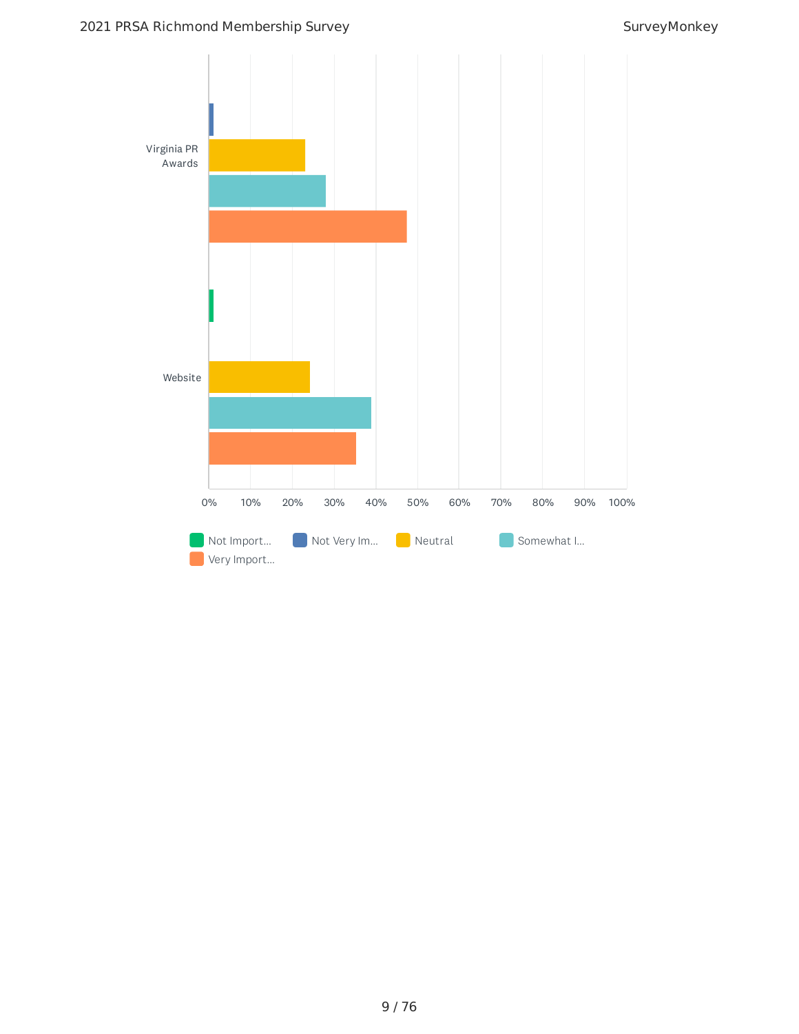Virginia PR Awards

Website

0% 10% 20% 30% 40% 50% 60% 70% 80% 90% 100%

Not Import... Not Very Im... Neutral Somewhat I... Very Import...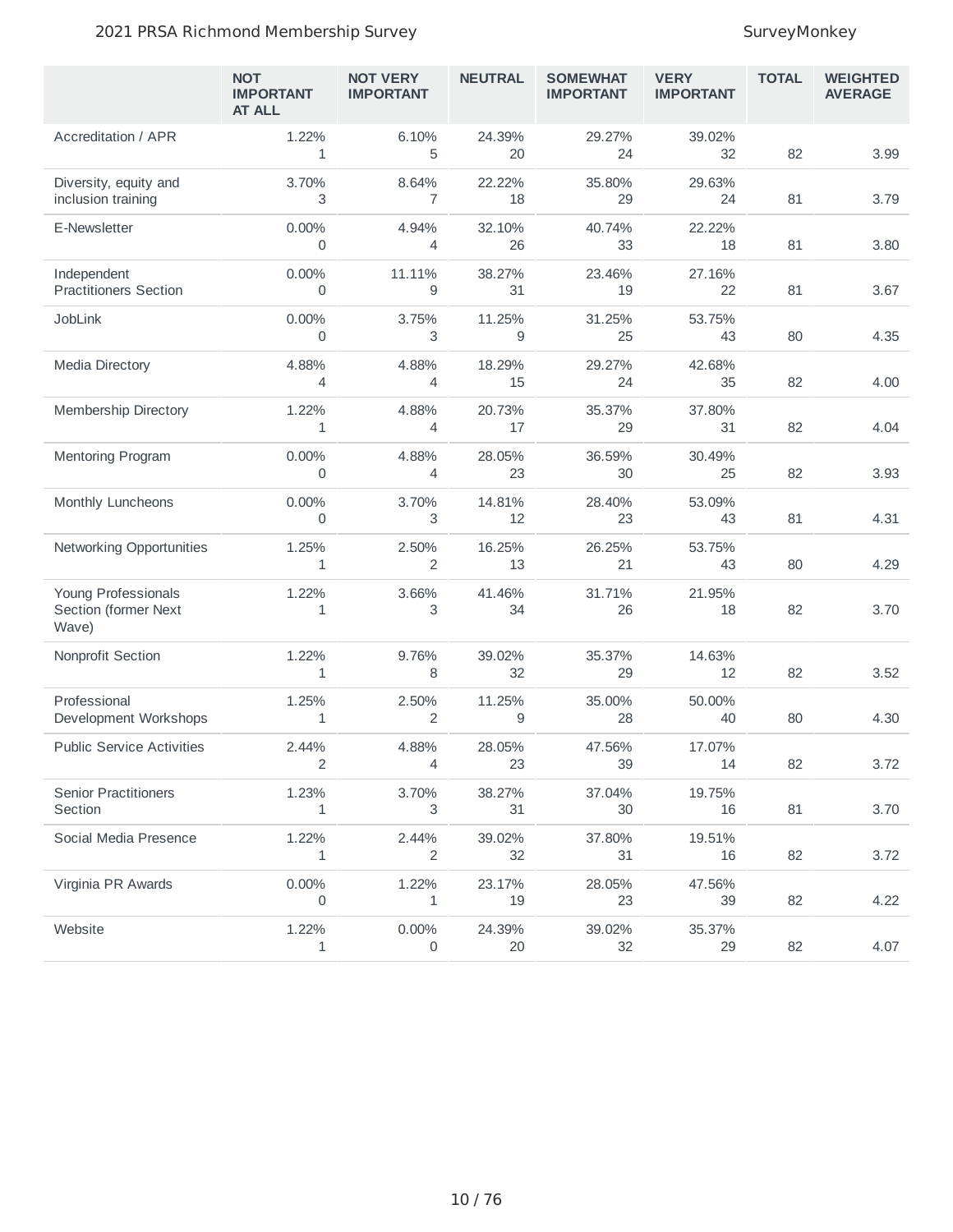| | NOT IMPORTANT AT ALL | NOT VERY IMPORTANT | NEUTRAL | SOMEWHAT IMPORTANT | VERY IMPORTANT | TOTAL | WEIGHTED AVERAGE |
|---|---|---|---|---|---|---|---|
| Accreditation / APR | 1.22%<br>1 | 6.10%<br>5 | 24.39%<br>20 | 29.27%<br>24 | 39.02%<br>32 | 82 | 3.99 |
| Diversity, equity and inclusion training | 3.70%<br>3 | 8.64%<br>7 | 22.22%<br>18 | 35.80%<br>29 | 29.63%<br>24 | 81 | 3.79 |
| E-Newsletter | 0.00%<br>0 | 4.94%<br>4 | 32.10%<br>26 | 40.74%<br>33 | 22.22%<br>18 | 81 | 3.80 |
| Independent Practitioners Section | 0.00%<br>0 | 11.11%<br>9 | 38.27%<br>31 | 23.46%<br>19 | 27.16%<br>22 | 81 | 3.67 |
| JobLink | 0.00%<br>0 | 3.75%<br>3 | 11.25%<br>9 | 31.25%<br>25 | 53.75%<br>43 | 80 | 4.35 |
| Media Directory | 4.88%<br>4 | 4.88%<br>4 | 18.29%<br>15 | 29.27%<br>24 | 42.68%<br>35 | 82 | 4.00 |
| Membership Directory | 1.22%<br>1 | 4.88%<br>4 | 20.73%<br>17 | 35.37%<br>29 | 37.80%<br>31 | 82 | 4.04 |
| Mentoring Program | 0.00%<br>0 | 4.88%<br>4 | 28.05%<br>23 | 36.59%<br>30 | 30.49%<br>25 | 82 | 3.93 |
| Monthly Luncheons | 0.00%<br>0 | 3.70%<br>3 | 14.81%<br>12 | 28.40%<br>23 | 53.09%<br>43 | 81 | 4.31 |
| Networking Opportunities | 1.25%<br>1 | 2.50%<br>2 | 16.25%<br>13 | 26.25%<br>21 | 53.75%<br>43 | 80 | 4.29 |
| Young Professionals Section (former Next Wave) | 1.22%<br>1 | 3.66%<br>3 | 41.46%<br>34 | 31.71%<br>26 | 21.95%<br>18 | 82 | 3.70 |
| Nonprofit Section | 1.22%<br>1 | 9.76%<br>8 | 39.02%<br>32 | 35.37%<br>29 | 14.63%<br>12 | 82 | 3.52 |
| Professional Development Workshops | 1.25%<br>1 | 2.50%<br>2 | 11.25%<br>9 | 35.00%<br>28 | 50.00%<br>40 | 80 | 4.30 |
| Public Service Activities | 2.44%<br>2 | 4.88%<br>4 | 28.05%<br>23 | 47.56%<br>39 | 17.07%<br>14 | 82 | 3.72 |
| Senior Practitioners Section | 1.23%<br>1 | 3.70%<br>3 | 38.27%<br>31 | 37.04%<br>30 | 19.75%<br>16 | 81 | 3.70 |
| Social Media Presence | 1.22%<br>1 | 2.44%<br>2 | 39.02%<br>32 | 37.80%<br>31 | 19.51%<br>16 | 82 | 3.72 |
| Virginia PR Awards | 0.00%<br>0 | 1.22%<br>1 | 23.17%<br>19 | 28.05%<br>23 | 47.56%<br>39 | 82 | 4.22 |
| Website | 1.22%<br>1 | 0.00%<br>0 | 24.39%<br>20 | 39.02%<br>32 | 35.37%<br>29 | 82 | 4.07 |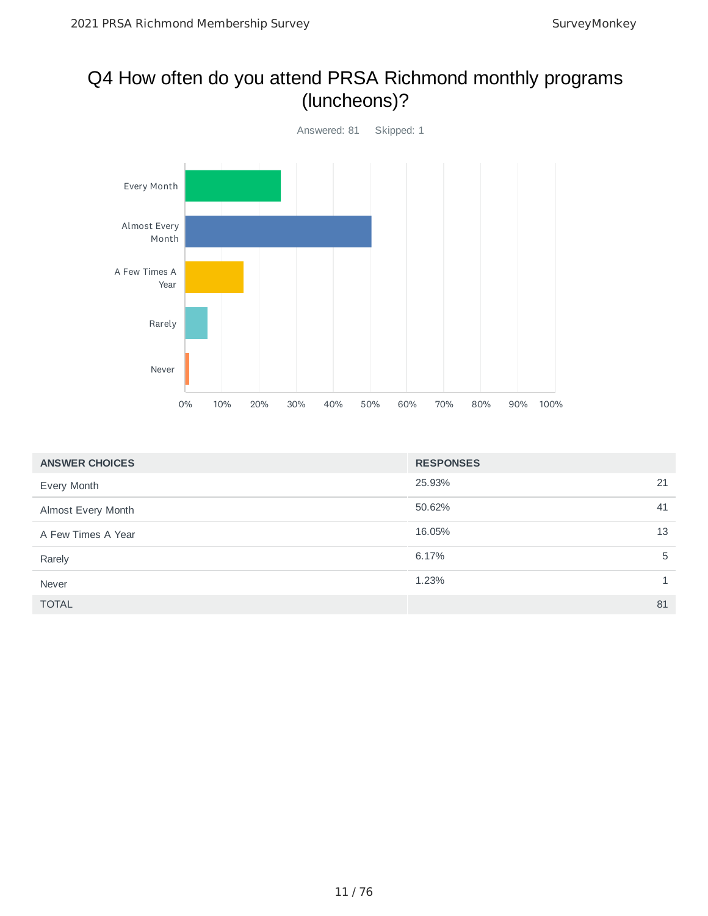# Q4 How often do you attend PRSA Richmond monthly programs (luncheons)?

Answered: 81 Skipped: 1

| ANSWER CHOICES | RESPONSES | |
|---|---|---|
| Every Month | 25.93% | 21 |
| Almost Every Month | 50.62% | 41 |
| A Few Times A Year | 16.05% | 13 |
| Rarely | 6.17% | 5 |
| Never | 1.23% | 1 |
| TOTAL | | 81 |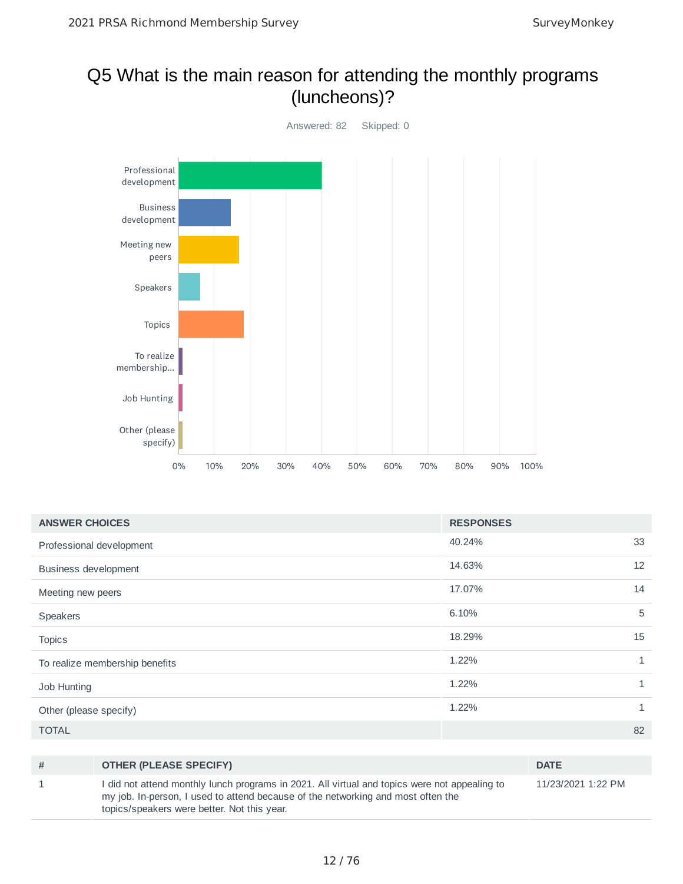# Q5 What is the main reason for attending the monthly programs (luncheons)?

Answered: 82 Skipped: 0

| ANSWER CHOICES | RESPONSES | |
|---|---|---|
| Professional development | 40.24% | 33 |
| Business development | 14.63% | 12 |
| Meeting new peers | 17.07% | 14 |
| Speakers | 6.10% | 5 |
| Topics | 18.29% | 15 |
| To realize membership benefits | 1.22% | 1 |
| Job Hunting | 1.22% | 1 |
| Other (please specify) | 1.22% | 1 |
| TOTAL | | 82 |

| # | OTHER (PLEASE SPECIFY) | DATE |
|---|---|---|
| 1 | I did not attend monthly lunch programs in 2021. All virtual and topics were not appealing to my job. In-person, I used to attend because of the networking and most often the topics/speakers were better. Not this year. | 11/23/2021 1:22 PM |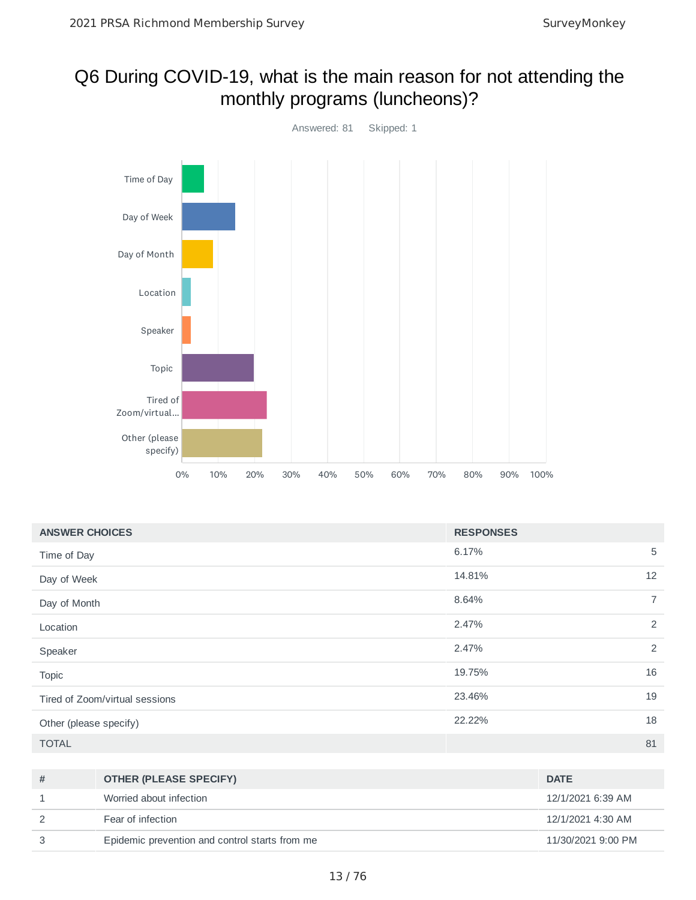# Q6 During COVID-19, what is the main reason for not attending the monthly programs (luncheons)?

Answered: 81 Skipped: 1

| ANSWER CHOICES | RESPONSES | |
|---|---|---|
| Time of Day | 6.17% | 5 |
| Day of Week | 14.81% | 12 |
| Day of Month | 8.64% | 7 |
| Location | 2.47% | 2 |
| Speaker | 2.47% | 2 |
| Topic | 19.75% | 16 |
| Tired of Zoom/virtual sessions | 23.46% | 19 |
| Other (please specify) | 22.22% | 18 |
| TOTAL | | 81 |

| # | OTHER (PLEASE SPECIFY) | DATE |
|---|---|---|
| 1 | Worried about infection | 12/1/2021 6:39 AM |
| 2 | Fear of infection | 12/1/2021 4:30 AM |
| 3 | Epidemic prevention and control starts from me | 11/30/2021 9:00 PM |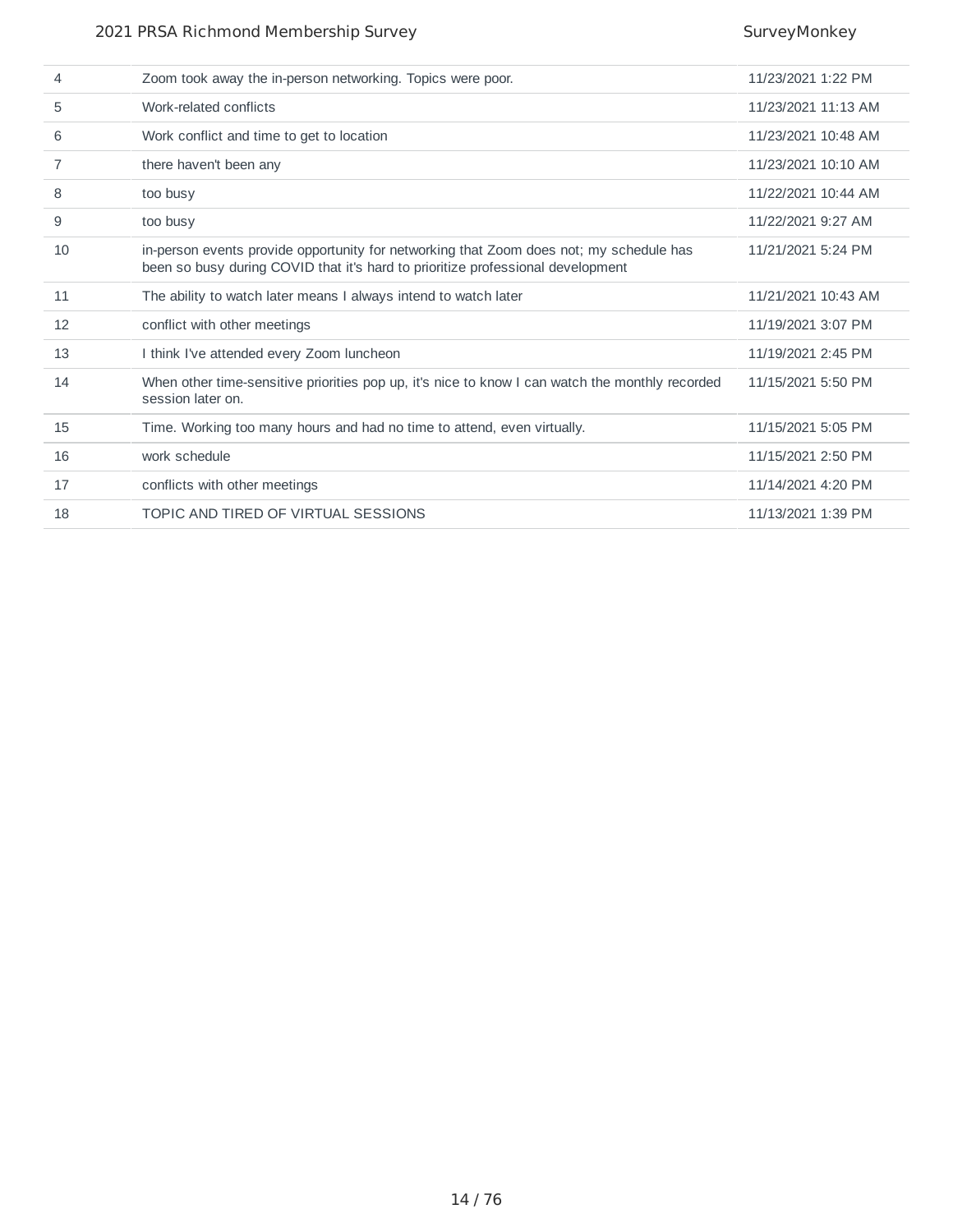| | | |
|---|---|---|
| 4 | Zoom took away the in-person networking. Topics were poor. | 11/23/2021 1:22 PM |
| 5 | Work-related conflicts | 11/23/2021 11:13 AM |
| 6 | Work conflict and time to get to location | 11/23/2021 10:48 AM |
| 7 | there haven't been any | 11/23/2021 10:10 AM |
| 8 | too busy | 11/22/2021 10:44 AM |
| 9 | too busy | 11/22/2021 9:27 AM |
| 10 | in-person events provide opportunity for networking that Zoom does not; my schedule has been so busy during COVID that it's hard to prioritize professional development | 11/21/2021 5:24 PM |
| 11 | The ability to watch later means I always intend to watch later | 11/21/2021 10:43 AM |
| 12 | conflict with other meetings | 11/19/2021 3:07 PM |
| 13 | I think I've attended every Zoom luncheon | 11/19/2021 2:45 PM |
| 14 | When other time-sensitive priorities pop up, it's nice to know I can watch the monthly recorded session later on. | 11/15/2021 5:50 PM |
| 15 | Time. Working too many hours and had no time to attend, even virtually. | 11/15/2021 5:05 PM |
| 16 | work schedule | 11/15/2021 2:50 PM |
| 17 | conflicts with other meetings | 11/14/2021 4:20 PM |
| 18 | TOPIC AND TIRED OF VIRTUAL SESSIONS | 11/13/2021 1:39 PM |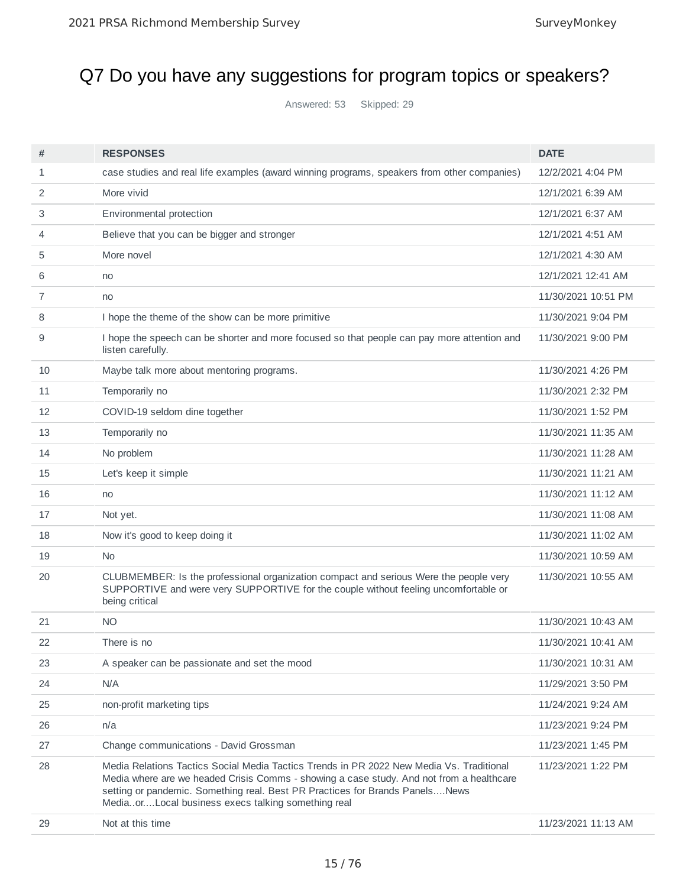# Q7 Do you have any suggestions for program topics or speakers?

Answered: 53 Skipped: 29

| # | RESPONSES | DATE |
|---|---|---|
| 1 | case studies and real life examples (award winning programs, speakers from other companies) | 12/2/2021 4:04 PM |
| 2 | More vivid | 12/1/2021 6:39 AM |
| 3 | Environmental protection | 12/1/2021 6:37 AM |
| 4 | Believe that you can be bigger and stronger | 12/1/2021 4:51 AM |
| 5 | More novel | 12/1/2021 4:30 AM |
| 6 | no | 12/1/2021 12:41 AM |
| 7 | no | 11/30/2021 10:51 PM |
| 8 | I hope the theme of the show can be more primitive | 11/30/2021 9:04 PM |
| 9 | I hope the speech can be shorter and more focused so that people can pay more attention and listen carefully. | 11/30/2021 9:00 PM |
| 10 | Maybe talk more about mentoring programs. | 11/30/2021 4:26 PM |
| 11 | Temporarily no | 11/30/2021 2:32 PM |
| 12 | COVID-19 seldom dine together | 11/30/2021 1:52 PM |
| 13 | Temporarily no | 11/30/2021 11:35 AM |
| 14 | No problem | 11/30/2021 11:28 AM |
| 15 | Let's keep it simple | 11/30/2021 11:21 AM |
| 16 | no | 11/30/2021 11:12 AM |
| 17 | Not yet. | 11/30/2021 11:08 AM |
| 18 | Now it's good to keep doing it | 11/30/2021 11:02 AM |
| 19 | No | 11/30/2021 10:59 AM |
| 20 | CLUBMEMBER: Is the professional organization compact and serious Were the people very SUPPORTIVE and were very SUPPORTIVE for the couple without feeling uncomfortable or being critical | 11/30/2021 10:55 AM |
| 21 | NO | 11/30/2021 10:43 AM |
| 22 | There is no | 11/30/2021 10:41 AM |
| 23 | A speaker can be passionate and set the mood | 11/30/2021 10:31 AM |
| 24 | N/A | 11/29/2021 3:50 PM |
| 25 | non-profit marketing tips | 11/24/2021 9:24 AM |
| 26 | n/a | 11/23/2021 9:24 PM |
| 27 | Change communications - David Grossman | 11/23/2021 1:45 PM |
| 28 | Media Relations Tactics Social Media Tactics Trends in PR 2022 New Media Vs. Traditional Media where are we headed Crisis Comms - showing a case study. And not from a healthcare setting or pandemic. Something real. Best PR Practices for Brands Panels....News Media..or....Local business execs talking something real | 11/23/2021 1:22 PM |
| 29 | Not at this time | 11/23/2021 11:13 AM |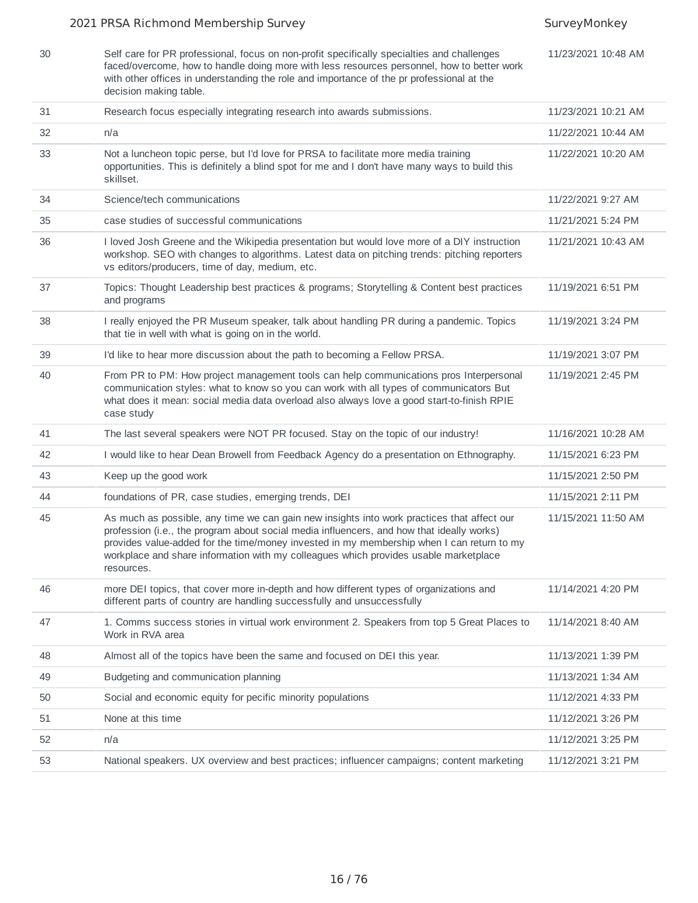| | | |
|---|---|---|
| 30 | Self care for PR professional, focus on non-profit specifically specialties and challenges faced/overcome, how to handle doing more with less resources personnel, how to better work with other offices in understanding the role and importance of the pr professional at the decision making table. | 11/23/2021 10:48 AM |
| 31 | Research focus especially integrating research into awards submissions. | 11/23/2021 10:21 AM |
| 32 | n/a | 11/22/2021 10:44 AM |
| 33 | Not a luncheon topic perse, but I'd love for PRSA to facilitate more media training opportunities. This is definitely a blind spot for me and I don't have many ways to build this skillset. | 11/22/2021 10:20 AM |
| 34 | Science/tech communications | 11/22/2021 9:27 AM |
| 35 | case studies of successful communications | 11/21/2021 5:24 PM |
| 36 | I loved Josh Greene and the Wikipedia presentation but would love more of a DIY instruction workshop. SEO with changes to algorithms. Latest data on pitching trends: pitching reporters vs editors/producers, time of day, medium, etc. | 11/21/2021 10:43 AM |
| 37 | Topics: Thought Leadership best practices & programs; Storytelling & Content best practices and programs | 11/19/2021 6:51 PM |
| 38 | I really enjoyed the PR Museum speaker, talk about handling PR during a pandemic. Topics that tie in well with what is going on in the world. | 11/19/2021 3:24 PM |
| 39 | I'd like to hear more discussion about the path to becoming a Fellow PRSA. | 11/19/2021 3:07 PM |
| 40 | From PR to PM: How project management tools can help communications pros Interpersonal communication styles: what to know so you can work with all types of communicators But what does it mean: social media data overload also always love a good start-to-finish RPIE case study | 11/19/2021 2:45 PM |
| 41 | The last several speakers were NOT PR focused. Stay on the topic of our industry! | 11/16/2021 10:28 AM |
| 42 | I would like to hear Dean Browell from Feedback Agency do a presentation on Ethnography. | 11/15/2021 6:23 PM |
| 43 | Keep up the good work | 11/15/2021 2:50 PM |
| 44 | foundations of PR, case studies, emerging trends, DEI | 11/15/2021 2:11 PM |
| 45 | As much as possible, any time we can gain new insights into work practices that affect our profession (i.e., the program about social media influencers, and how that ideally works) provides value-added for the time/money invested in my membership when I can return to my workplace and share information with my colleagues which provides usable marketplace resources. | 11/15/2021 11:50 AM |
| 46 | more DEI topics, that cover more in-depth and how different types of organizations and different parts of country are handling successfully and unsuccessfully | 11/14/2021 4:20 PM |
| 47 | 1. Comms success stories in virtual work environment 2. Speakers from top 5 Great Places to Work in RVA area | 11/14/2021 8:40 AM |
| 48 | Almost all of the topics have been the same and focused on DEI this year. | 11/13/2021 1:39 PM |
| 49 | Budgeting and communication planning | 11/13/2021 1:34 AM |
| 50 | Social and economic equity for pecific minority populations | 11/12/2021 4:33 PM |
| 51 | None at this time | 11/12/2021 3:26 PM |
| 52 | n/a | 11/12/2021 3:25 PM |
| 53 | National speakers. UX overview and best practices; influencer campaigns; content marketing | 11/12/2021 3:21 PM |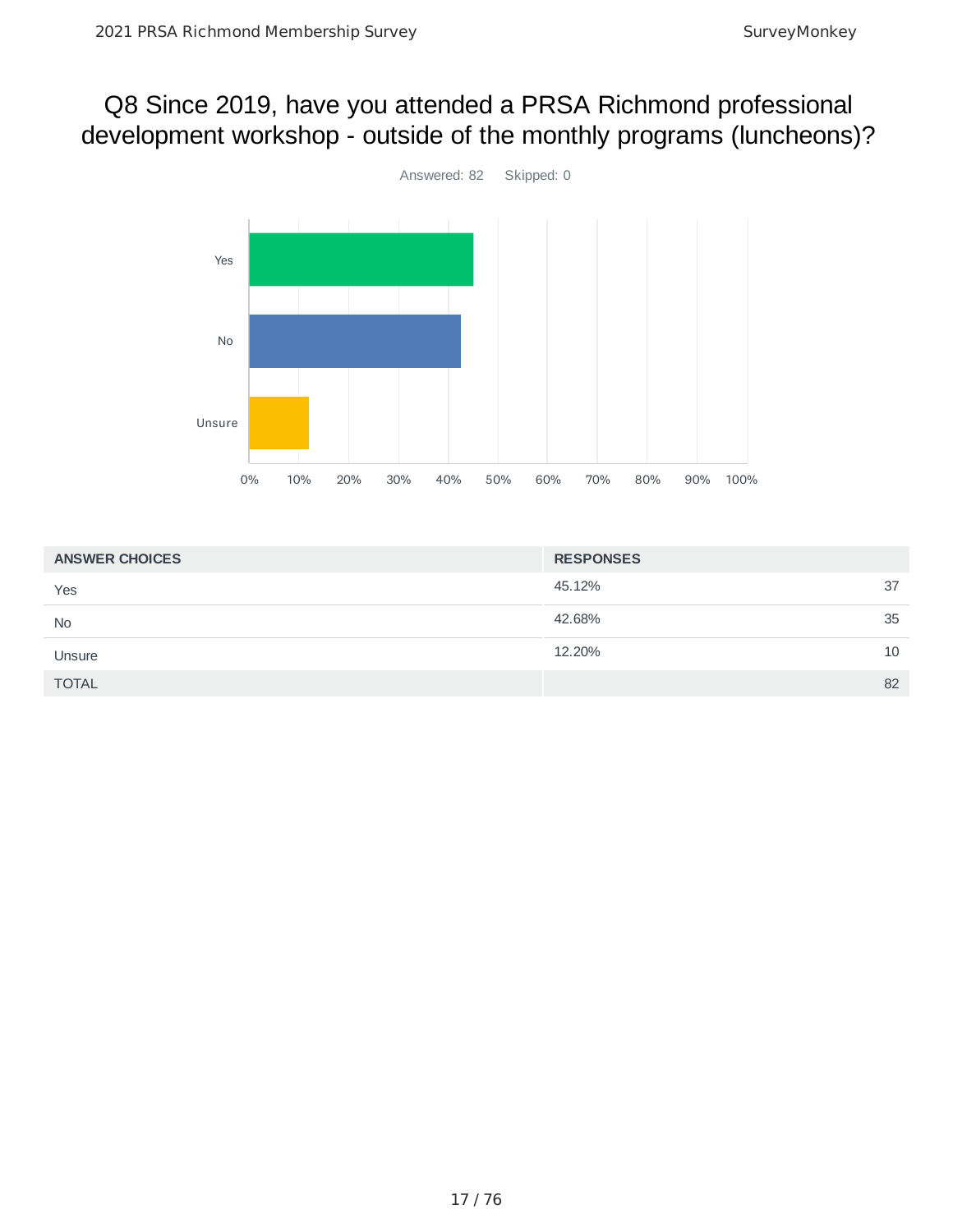# Q8 Since 2019, have you attended a PRSA Richmond professional development workshop - outside of the monthly programs (luncheons)?

Answered: 82 Skipped: 0

| ANSWER CHOICES | RESPONSES | |
|---|---|---|
| Yes | 45.12% | 37 |
| No | 42.68% | 35 |
| Unsure | 12.20% | 10 |
| TOTAL | | 82 |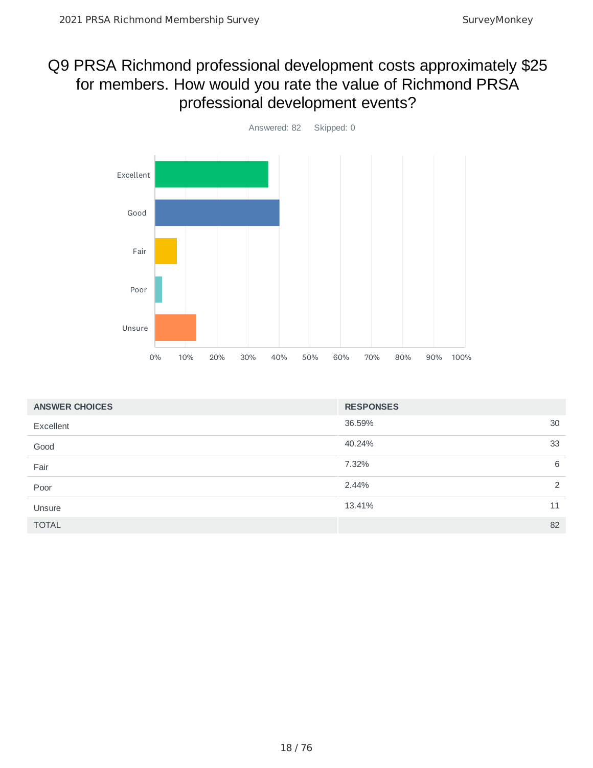## Q9 PRSA Richmond professional development costs approximately $25 for members. How would you rate the value of Richmond PRSA professional development events?

Answered: 82 Skipped: 0

| ANSWER CHOICES | RESPONSES | |
|---|---|---|
| Excellent | 36.59% | 30 |
| Good | 40.24% | 33 |
| Fair | 7.32% | 6 |
| Poor | 2.44% | 2 |
| Unsure | 13.41% | 11 |
| TOTAL | | 82 |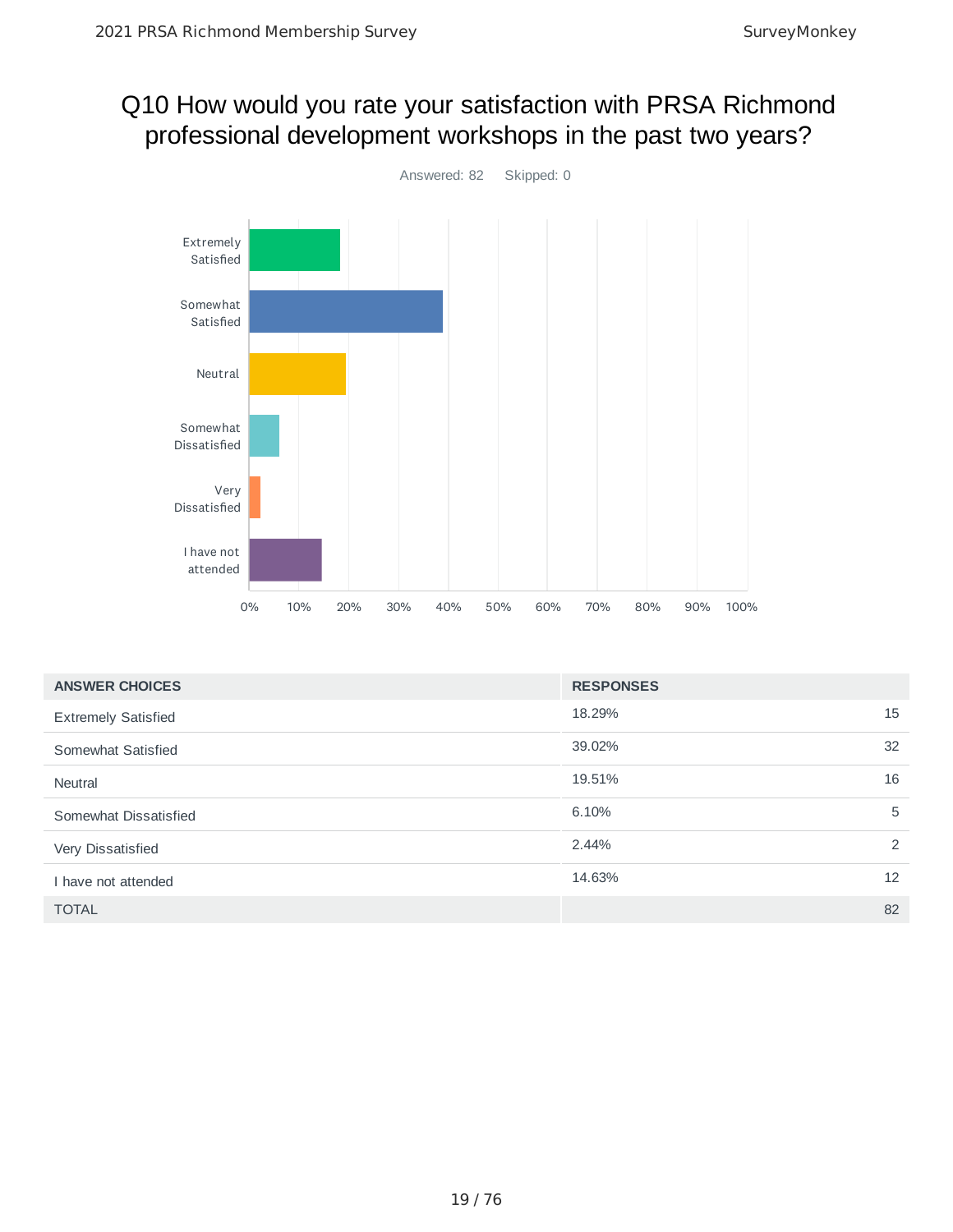# Q10 How would you rate your satisfaction with PRSA Richmond professional development workshops in the past two years?

Answered: 82 Skipped: 0

| ANSWER CHOICES | RESPONSES | |
|---|---|---|
| Extremely Satisfied | 18.29% | 15 |
| Somewhat Satisfied | 39.02% | 32 |
| Neutral | 19.51% | 16 |
| Somewhat Dissatisfied | 6.10% | 5 |
| Very Dissatisfied | 2.44% | 2 |
| I have not attended | 14.63% | 12 |
| TOTAL | | 82 |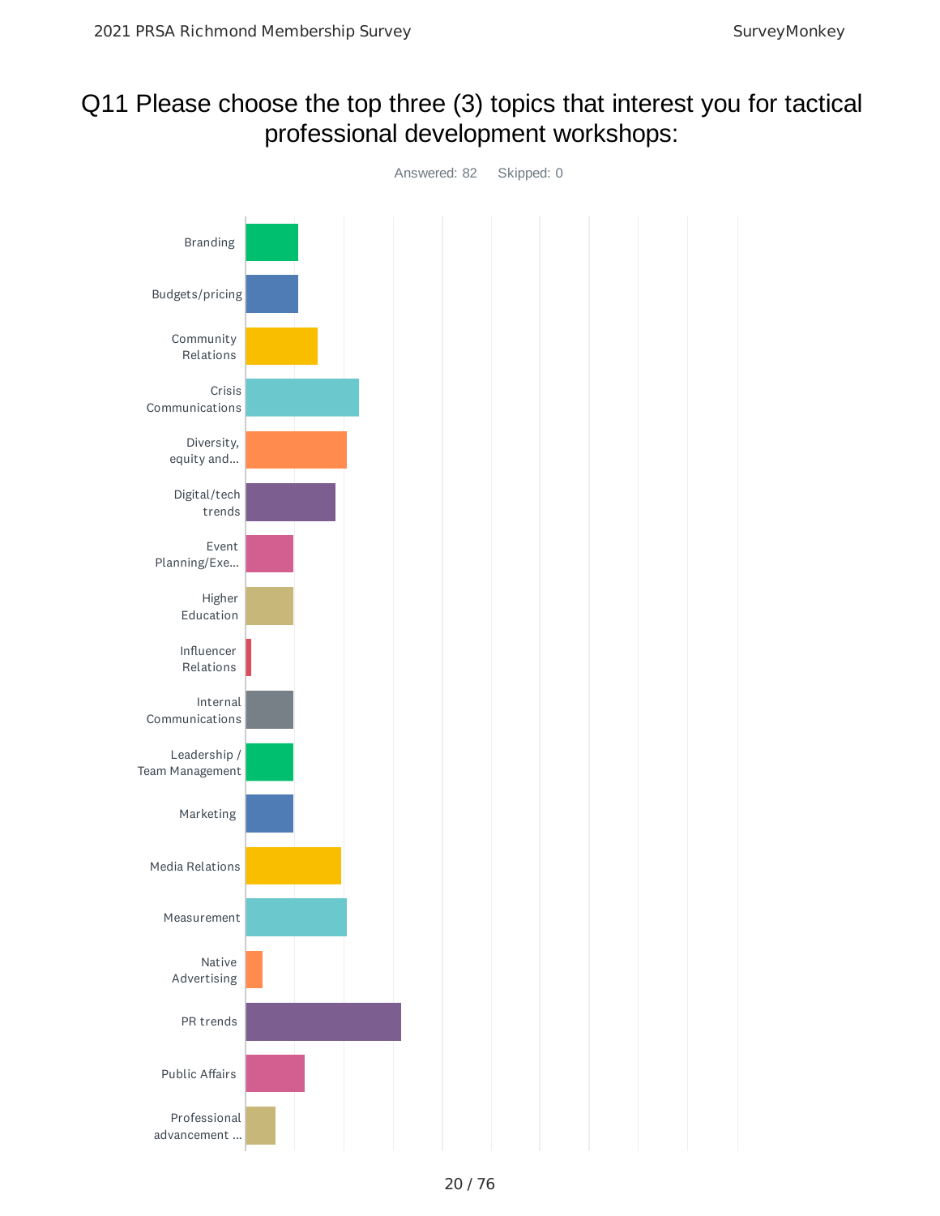# Q11 Please choose the top three (3) topics that interest you for tactical professional development workshops:

Answered: 82 Skipped: 0

- Branding
- Budgets/pricing
- Community Relations
- Crisis Communications
- Diversity, equity and...
- Digital/tech trends
- Event Planning/Exe...
- Higher Education
- Influencer Relations
- Internal Communications
- Leadership / Team Management
- Marketing
- Media Relations
- Measurement
- Native Advertising
- PR trends
- Public Affairs
- Professional advancement ...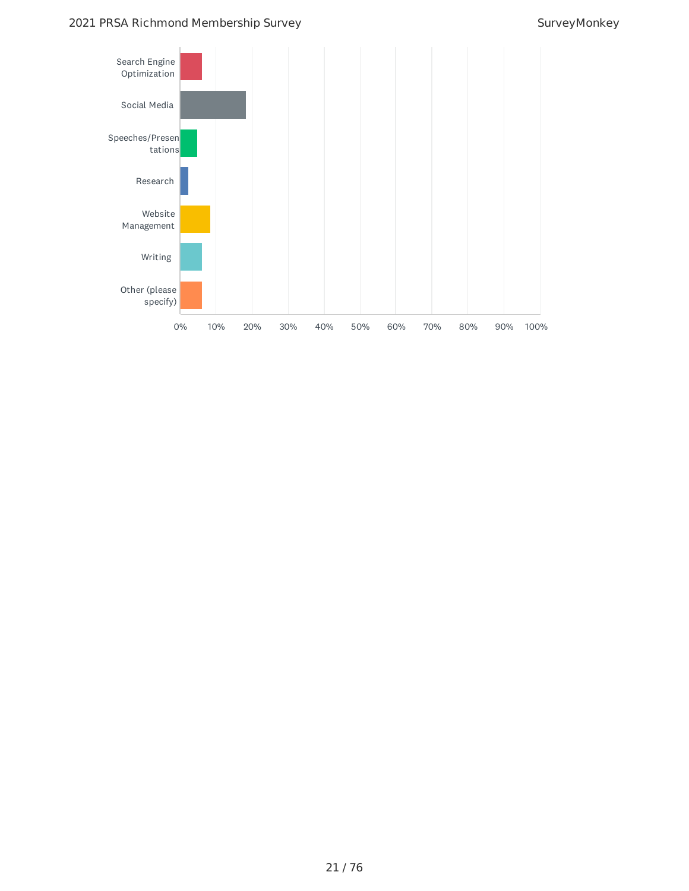Search Engine Optimization

Social Media

Speeches/Presentations

Research

Website Management

Writing

Other (please specify)

0% 10% 20% 30% 40% 50% 60% 70% 80% 90% 100%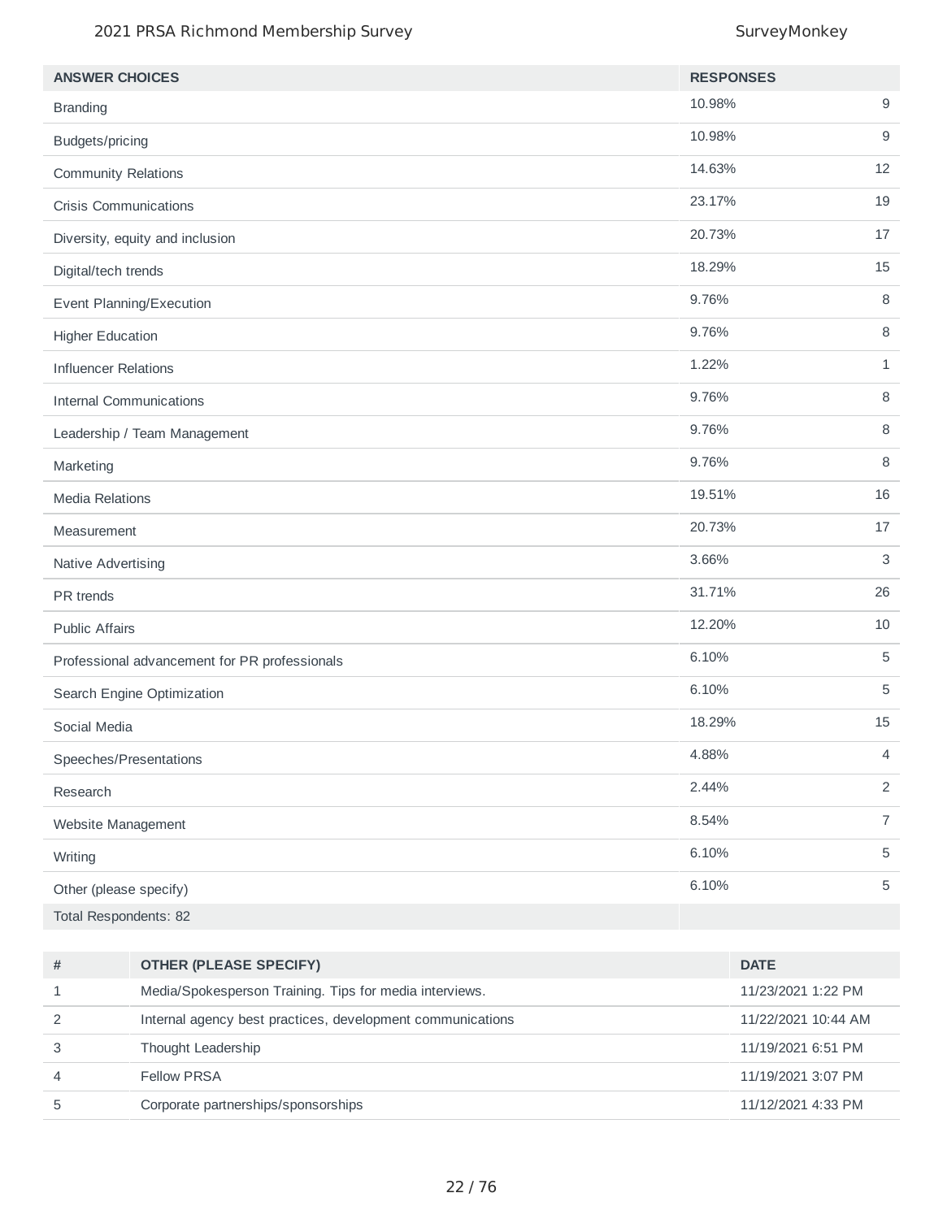| ANSWER CHOICES | RESPONSES | |
|---|---|---|
| Branding | 10.98% | 9 |
| Budgets/pricing | 10.98% | 9 |
| Community Relations | 14.63% | 12 |
| Crisis Communications | 23.17% | 19 |
| Diversity, equity and inclusion | 20.73% | 17 |
| Digital/tech trends | 18.29% | 15 |
| Event Planning/Execution | 9.76% | 8 |
| Higher Education | 9.76% | 8 |
| Influencer Relations | 1.22% | 1 |
| Internal Communications | 9.76% | 8 |
| Leadership / Team Management | 9.76% | 8 |
| Marketing | 9.76% | 8 |
| Media Relations | 19.51% | 16 |
| Measurement | 20.73% | 17 |
| Native Advertising | 3.66% | 3 |
| PR trends | 31.71% | 26 |
| Public Affairs | 12.20% | 10 |
| Professional advancement for PR professionals | 6.10% | 5 |
| Search Engine Optimization | 6.10% | 5 |
| Social Media | 18.29% | 15 |
| Speeches/Presentations | 4.88% | 4 |
| Research | 2.44% | 2 |
| Website Management | 8.54% | 7 |
| Writing | 6.10% | 5 |
| Other (please specify) | 6.10% | 5 |
| Total Respondents: 82 | | |

| # | OTHER (PLEASE SPECIFY) | DATE |
|---|---|---|
| 1 | Media/Spokesperson Training. Tips for media interviews. | 11/23/2021 1:22 PM |
| 2 | Internal agency best practices, development communications | 11/22/2021 10:44 AM |
| 3 | Thought Leadership | 11/19/2021 6:51 PM |
| 4 | Fellow PRSA | 11/19/2021 3:07 PM |
| 5 | Corporate partnerships/sponsorships | 11/12/2021 4:33 PM |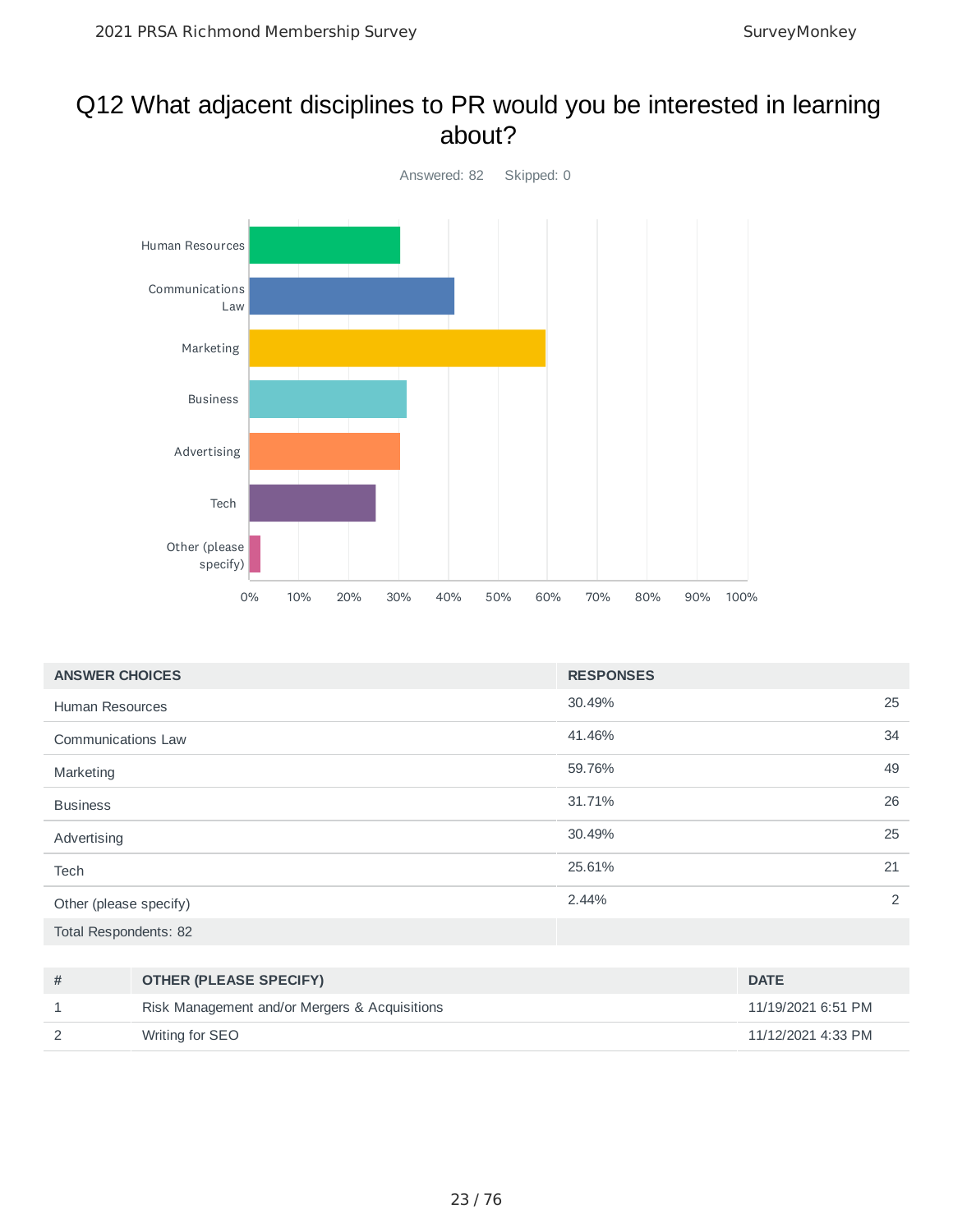# Q12 What adjacent disciplines to PR would you be interested in learning about?

Answered: 82 Skipped: 0

| ANSWER CHOICES | RESPONSES | |
|---|---|---|
| Human Resources | 30.49% | 25 |
| Communications Law | 41.46% | 34 |
| Marketing | 59.76% | 49 |
| Business | 31.71% | 26 |
| Advertising | 30.49% | 25 |
| Tech | 25.61% | 21 |
| Other (please specify) | 2.44% | 2 |
| Total Respondents: 82 | | |

| # | OTHER (PLEASE SPECIFY) | DATE |
|---|---|---|
| 1 | Risk Management and/or Mergers & Acquisitions | 11/19/2021 6:51 PM |
| 2 | Writing for SEO | 11/12/2021 4:33 PM |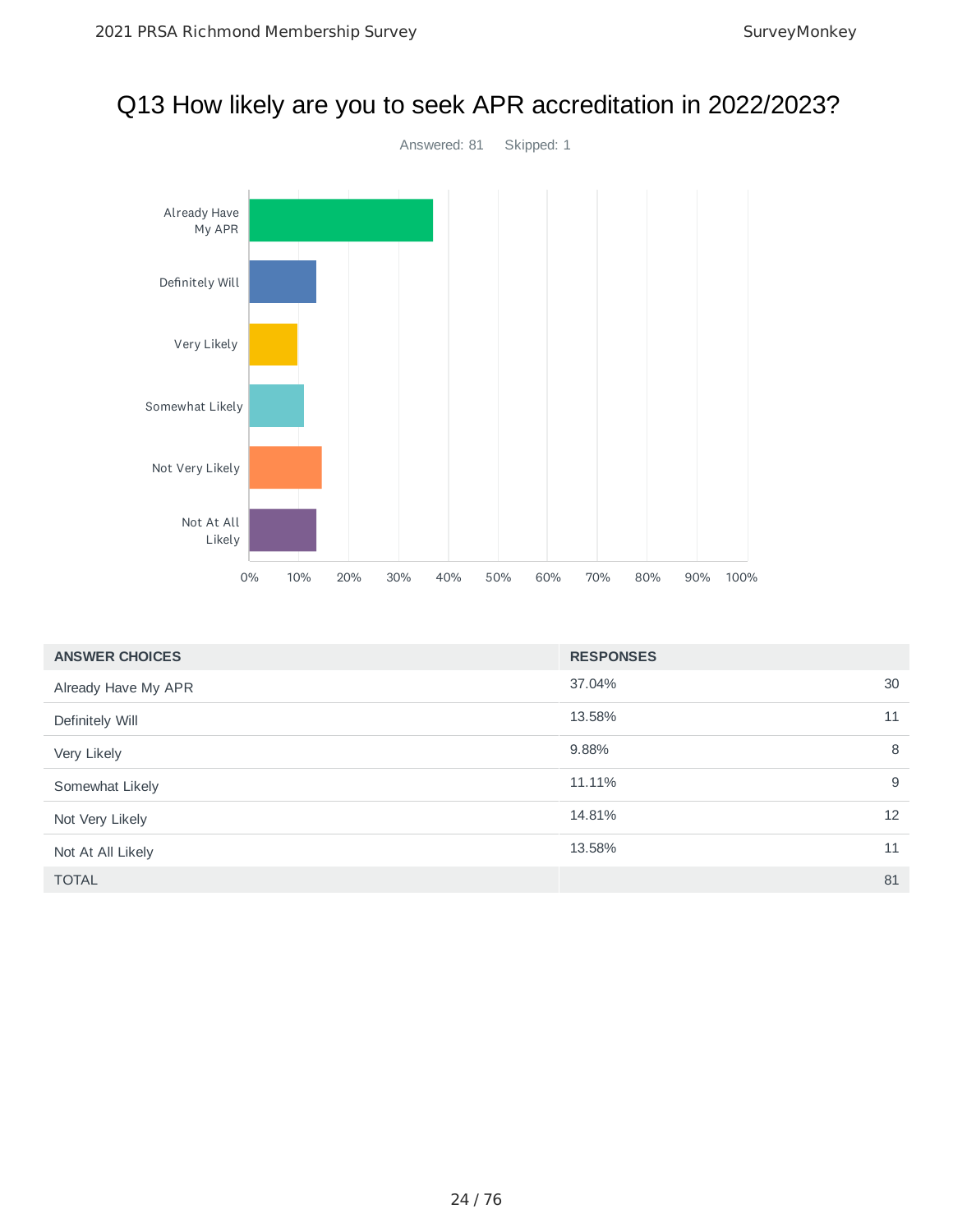# Q13 How likely are you to seek APR accreditation in 2022/2023?

Answered: 81 Skipped: 1

| ANSWER CHOICES | RESPONSES | |
|---|---|---|
| Already Have My APR | 37.04% | 30 |
| Definitely Will | 13.58% | 11 |
| Very Likely | 9.88% | 8 |
| Somewhat Likely | 11.11% | 9 |
| Not Very Likely | 14.81% | 12 |
| Not At All Likely | 13.58% | 11 |
| TOTAL | | 81 |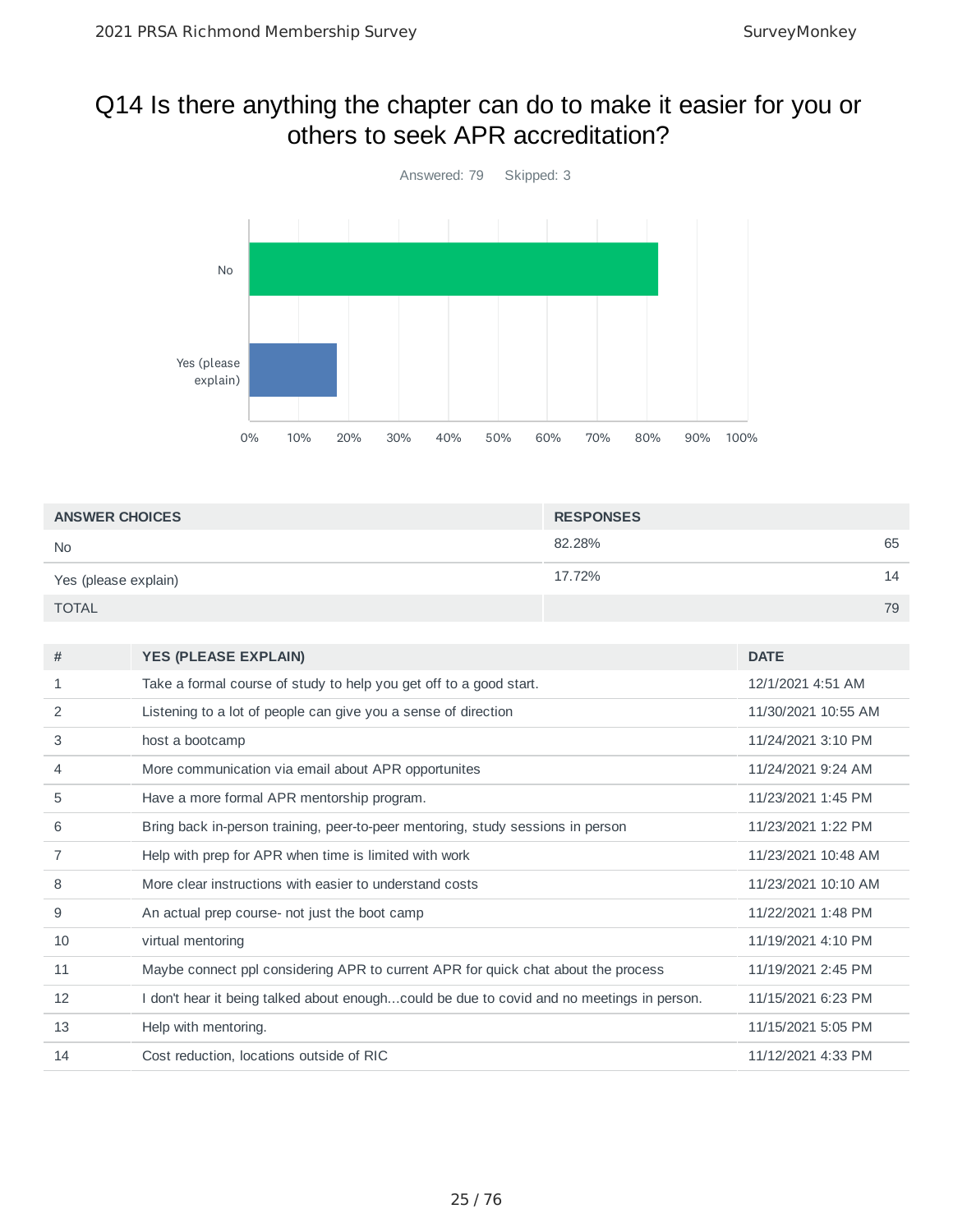# Q14 Is there anything the chapter can do to make it easier for you or others to seek APR accreditation?

Answered: 79 Skipped: 3

| ANSWER CHOICES | RESPONSES | |
|---|---|---|
| No | 82.28% | 65 |
| Yes (please explain) | 17.72% | 14 |
| TOTAL | | 79 |

| # | YES (PLEASE EXPLAIN) | DATE |
|---|---|---|
| 1 | Take a formal course of study to help you get off to a good start. | 12/1/2021 4:51 AM |
| 2 | Listening to a lot of people can give you a sense of direction | 11/30/2021 10:55 AM |
| 3 | host a bootcamp | 11/24/2021 3:10 PM |
| 4 | More communication via email about APR opportunites | 11/24/2021 9:24 AM |
| 5 | Have a more formal APR mentorship program. | 11/23/2021 1:45 PM |
| 6 | Bring back in-person training, peer-to-peer mentoring, study sessions in person | 11/23/2021 1:22 PM |
| 7 | Help with prep for APR when time is limited with work | 11/23/2021 10:48 AM |
| 8 | More clear instructions with easier to understand costs | 11/23/2021 10:10 AM |
| 9 | An actual prep course- not just the boot camp | 11/22/2021 1:48 PM |
| 10 | virtual mentoring | 11/19/2021 4:10 PM |
| 11 | Maybe connect ppl considering APR to current APR for quick chat about the process | 11/19/2021 2:45 PM |
| 12 | I don't hear it being talked about enough...could be due to covid and no meetings in person. | 11/15/2021 6:23 PM |
| 13 | Help with mentoring. | 11/15/2021 5:05 PM |
| 14 | Cost reduction, locations outside of RIC | 11/12/2021 4:33 PM |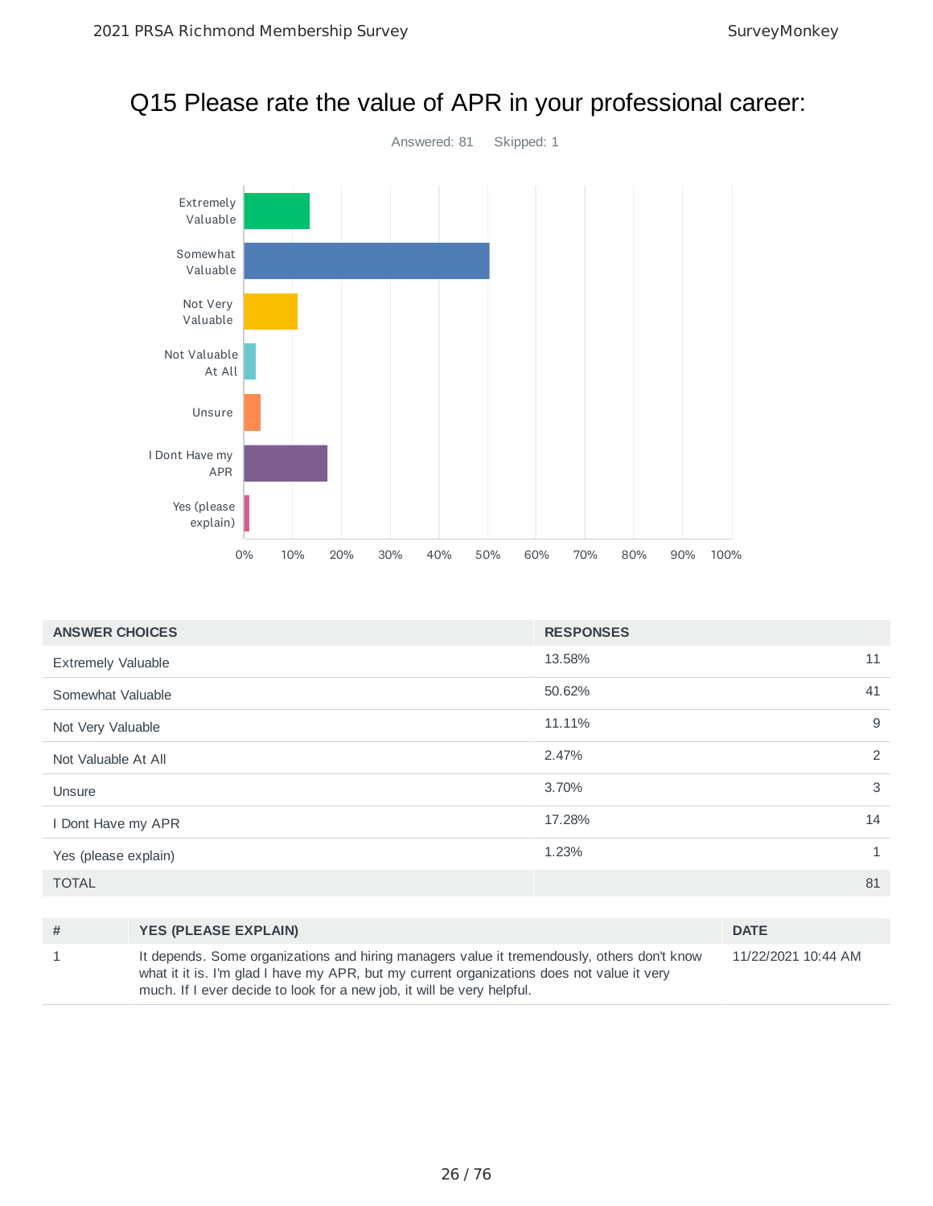# Q15 Please rate the value of APR in your professional career:

Answered: 81 Skipped: 1

| ANSWER CHOICES | RESPONSES | |
|---|---|---|
| Extremely Valuable | 13.58% | 11 |
| Somewhat Valuable | 50.62% | 41 |
| Not Very Valuable | 11.11% | 9 |
| Not Valuable At All | 2.47% | 2 |
| Unsure | 3.70% | 3 |
| I Dont Have my APR | 17.28% | 14 |
| Yes (please explain) | 1.23% | 1 |
| TOTAL | | 81 |

| # | YES (PLEASE EXPLAIN) | DATE |
|---|---|---|
| 1 | It depends. Some organizations and hiring managers value it tremendously, others don't know what it it is. I'm glad I have my APR, but my current organizations does not value it very much. If I ever decide to look for a new job, it will be very helpful. | 11/22/2021 10:44 AM |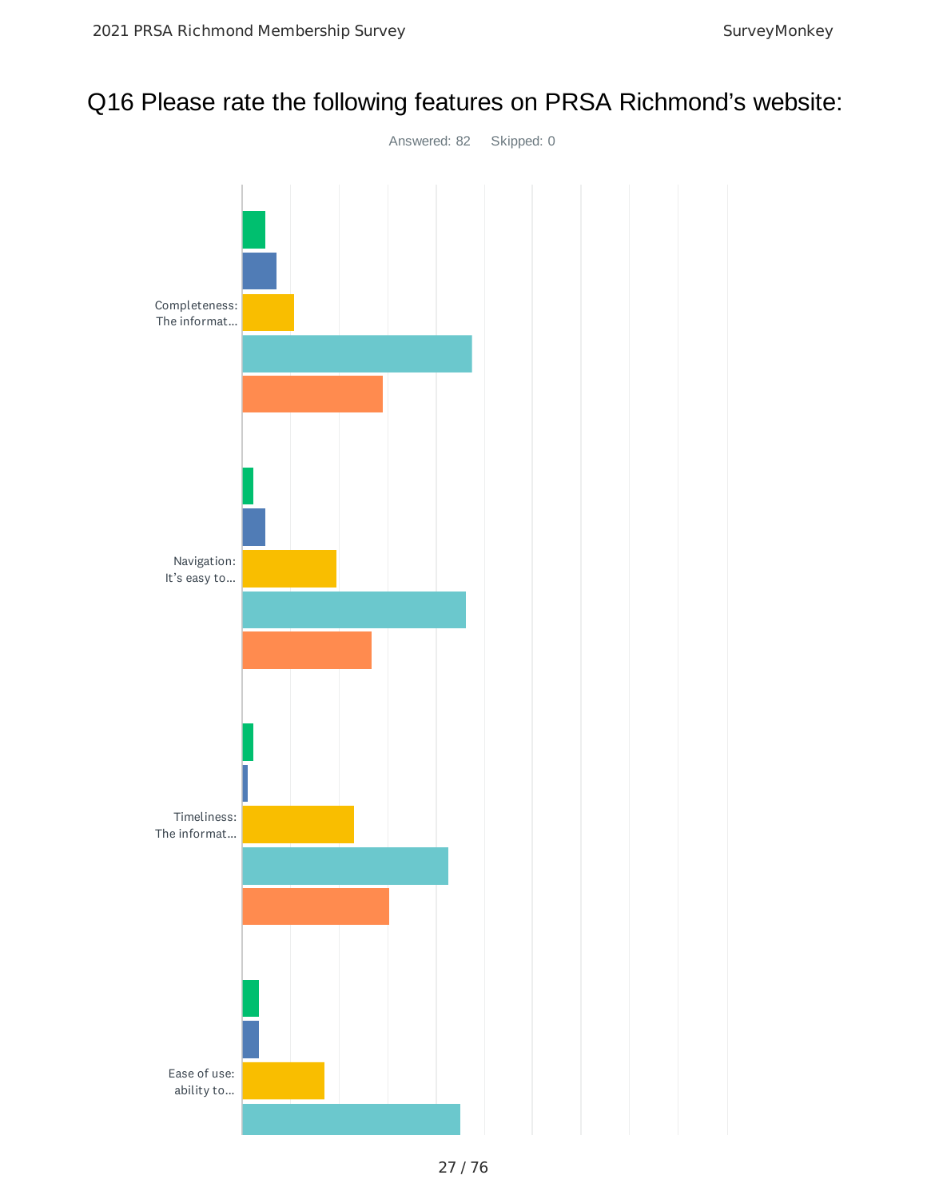# Q16 Please rate the following features on PRSA Richmond's website:

Answered: 82 Skipped: 0

Completeness: The informat...

Navigation: It's easy to...

Timeliness: The informat...

Ease of use: ability to...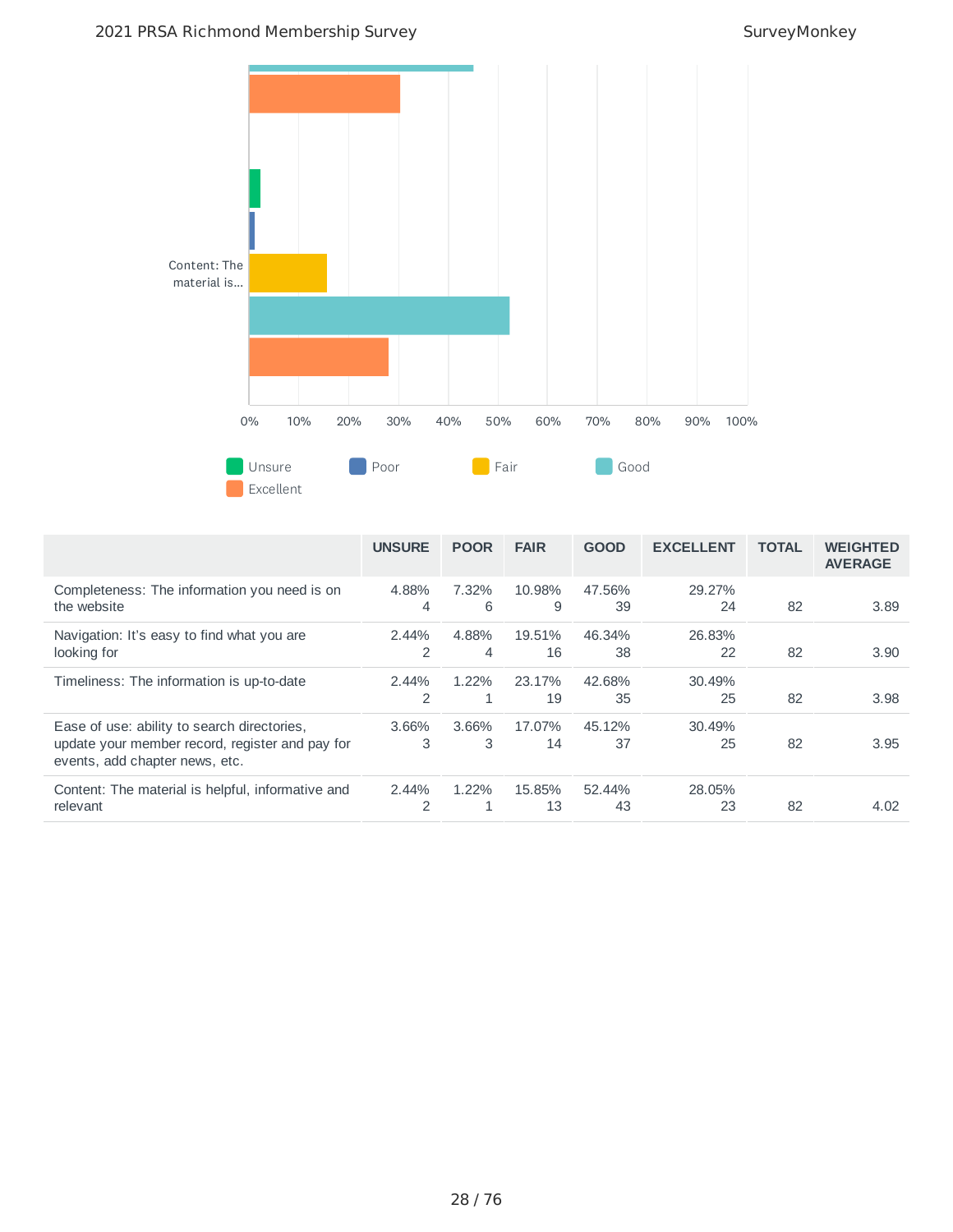Content: The material is...

0% 10% 20% 30% 40% 50% 60% 70% 80% 90% 100%

Unsure Poor Fair Good Excellent

| | UNSURE | POOR | FAIR | GOOD | EXCELLENT | TOTAL | WEIGHTED AVERAGE |
|---|---|---|---|---|---|---|---|
| Completeness: The information you need is on the website | 4.88%<br>4 | 7.32%<br>6 | 10.98%<br>9 | 47.56%<br>39 | 29.27%<br>24 | 82 | 3.89 |
| Navigation: It's easy to find what you are looking for | 2.44%<br>2 | 4.88%<br>4 | 19.51%<br>16 | 46.34%<br>38 | 26.83%<br>22 | 82 | 3.90 |
| Timeliness: The information is up-to-date | 2.44%<br>2 | 1.22%<br>1 | 23.17%<br>19 | 42.68%<br>35 | 30.49%<br>25 | 82 | 3.98 |
| Ease of use: ability to search directories, update your member record, register and pay for events, add chapter news, etc. | 3.66%<br>3 | 3.66%<br>3 | 17.07%<br>14 | 45.12%<br>37 | 30.49%<br>25 | 82 | 3.95 |
| Content: The material is helpful, informative and relevant | 2.44%<br>2 | 1.22%<br>1 | 15.85%<br>13 | 52.44%<br>43 | 28.05%<br>23 | 82 | 4.02 |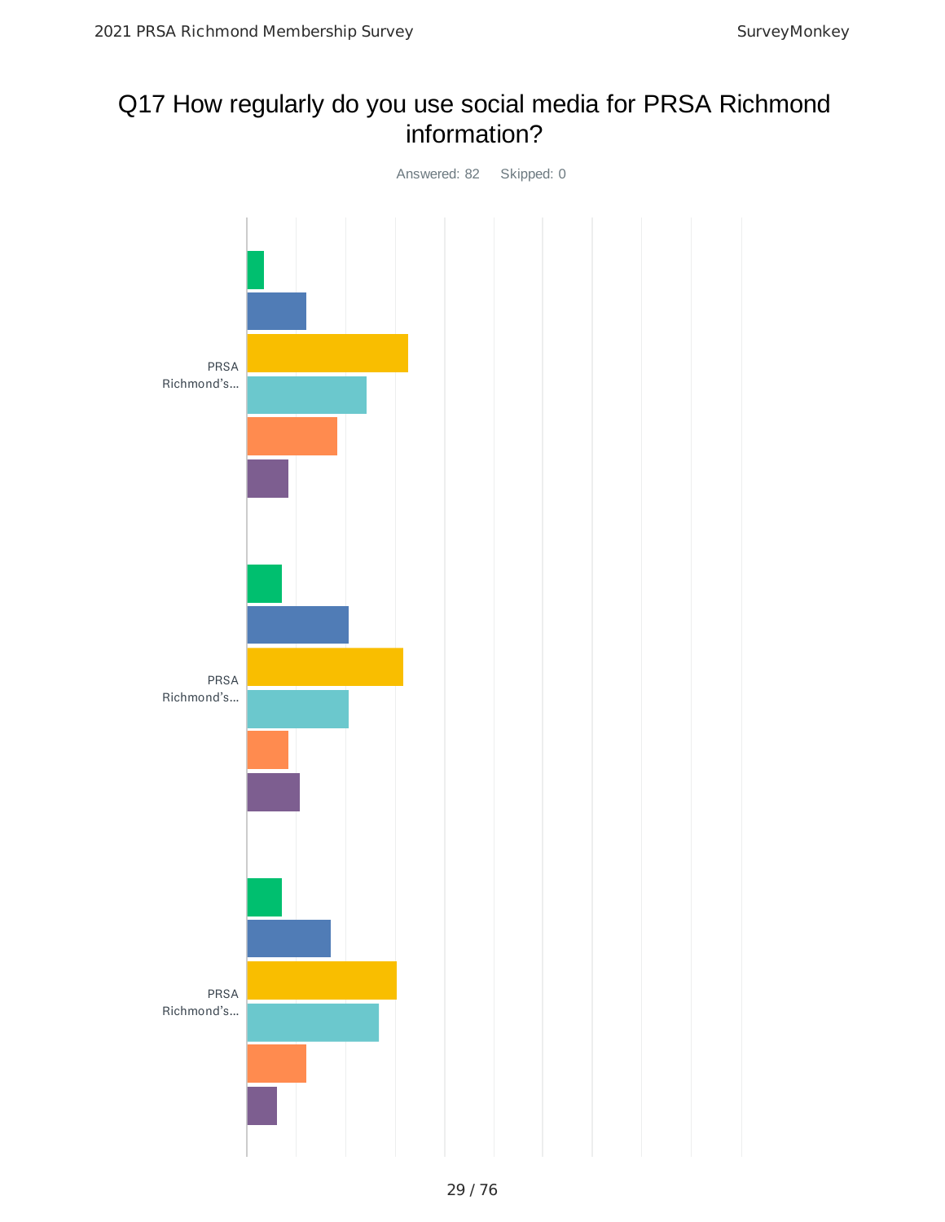# Q17 How regularly do you use social media for PRSA Richmond information?

Answered: 82 Skipped: 0

PRSA Richmond's...

PRSA Richmond's...

PRSA Richmond's...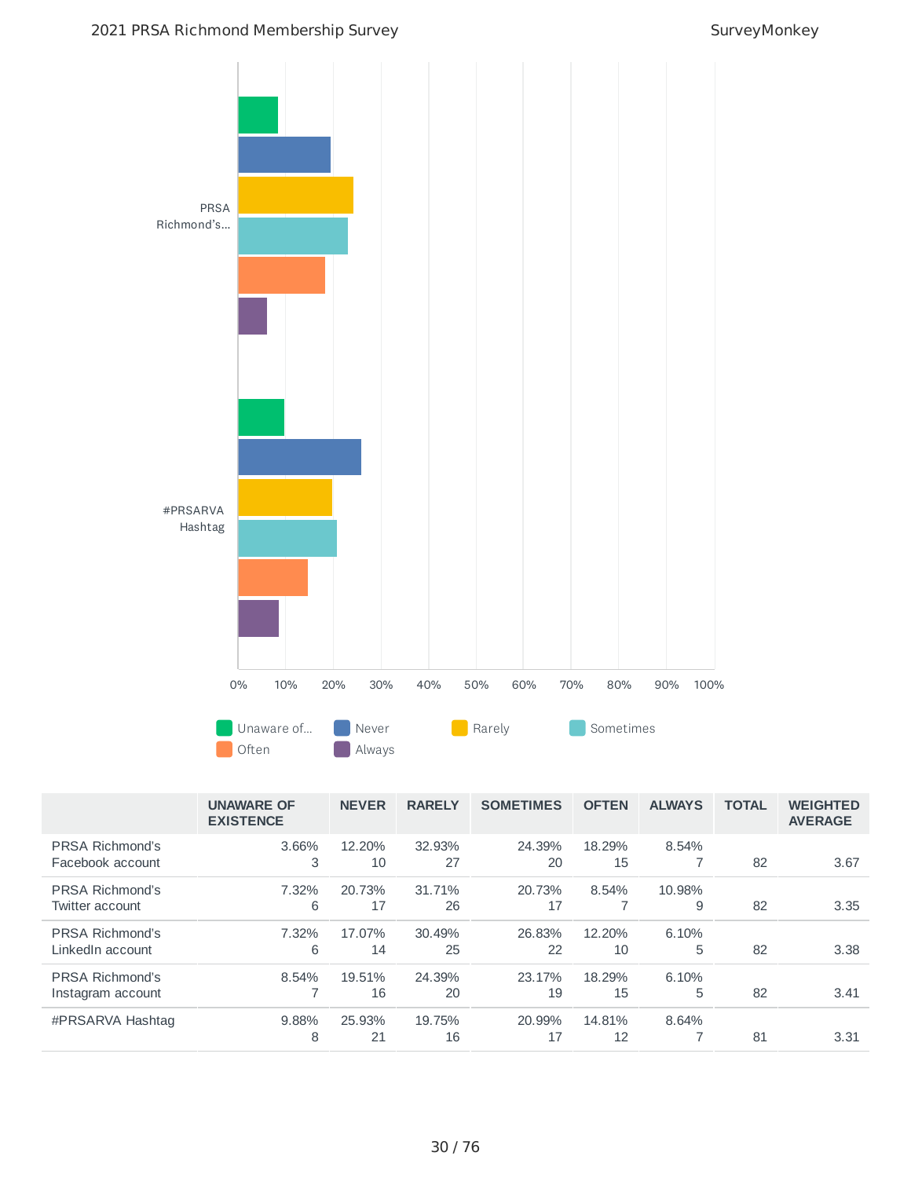| | UNAWARE OF EXISTENCE | NEVER | RARELY | SOMETIMES | OFTEN | ALWAYS | TOTAL | WEIGHTED AVERAGE |
|---|---|---|---|---|---|---|---|---|
| PRSA Richmond's Facebook account | 3.66%<br>3 | 12.20%<br>10 | 32.93%<br>27 | 24.39%<br>20 | 18.29%<br>15 | 8.54%<br>7 | 82 | 3.67 |
| PRSA Richmond's Twitter account | 7.32%<br>6 | 20.73%<br>17 | 31.71%<br>26 | 20.73%<br>17 | 8.54%<br>7 | 10.98%<br>9 | 82 | 3.35 |
| PRSA Richmond's LinkedIn account | 7.32%<br>6 | 17.07%<br>14 | 30.49%<br>25 | 26.83%<br>22 | 12.20%<br>10 | 6.10%<br>5 | 82 | 3.38 |
| PRSA Richmond's Instagram account | 8.54%<br>7 | 19.51%<br>16 | 24.39%<br>20 | 23.17%<br>19 | 18.29%<br>15 | 6.10%<br>5 | 82 | 3.41 |
| #PRSARVA Hashtag | 9.88%<br>8 | 25.93%<br>21 | 19.75%<br>16 | 20.99%<br>17 | 14.81%<br>12 | 8.64%<br>7 | 81 | 3.31 |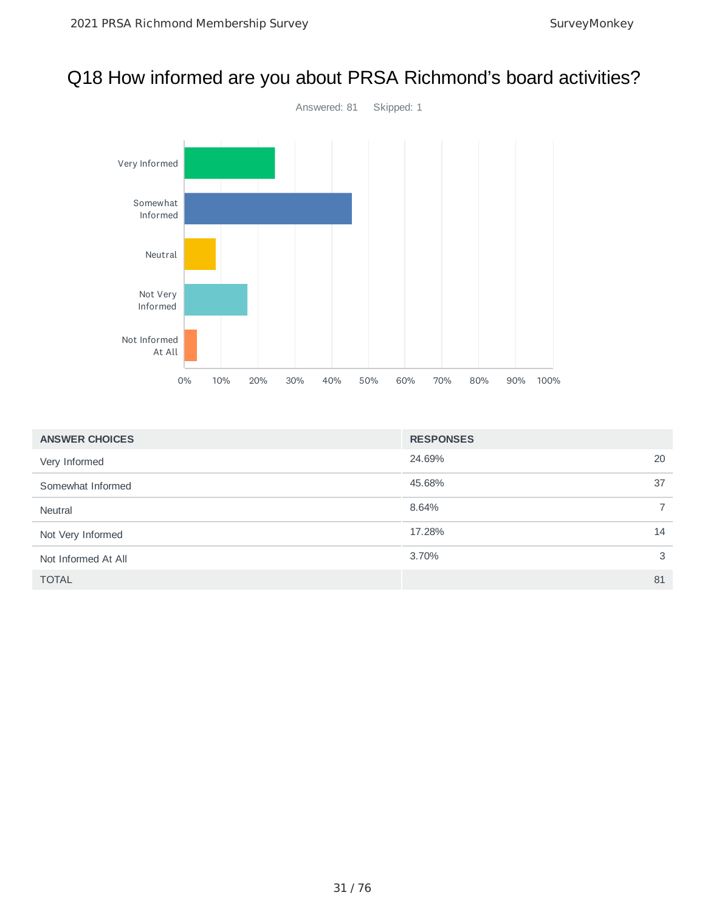# Q18 How informed are you about PRSA Richmond's board activities?

Answered: 81 Skipped: 1

| ANSWER CHOICES | RESPONSES | |
|---|---|---|
| Very Informed | 24.69% | 20 |
| Somewhat Informed | 45.68% | 37 |
| Neutral | 8.64% | 7 |
| Not Very Informed | 17.28% | 14 |
| Not Informed At All | 3.70% | 3 |
| TOTAL | | 81 |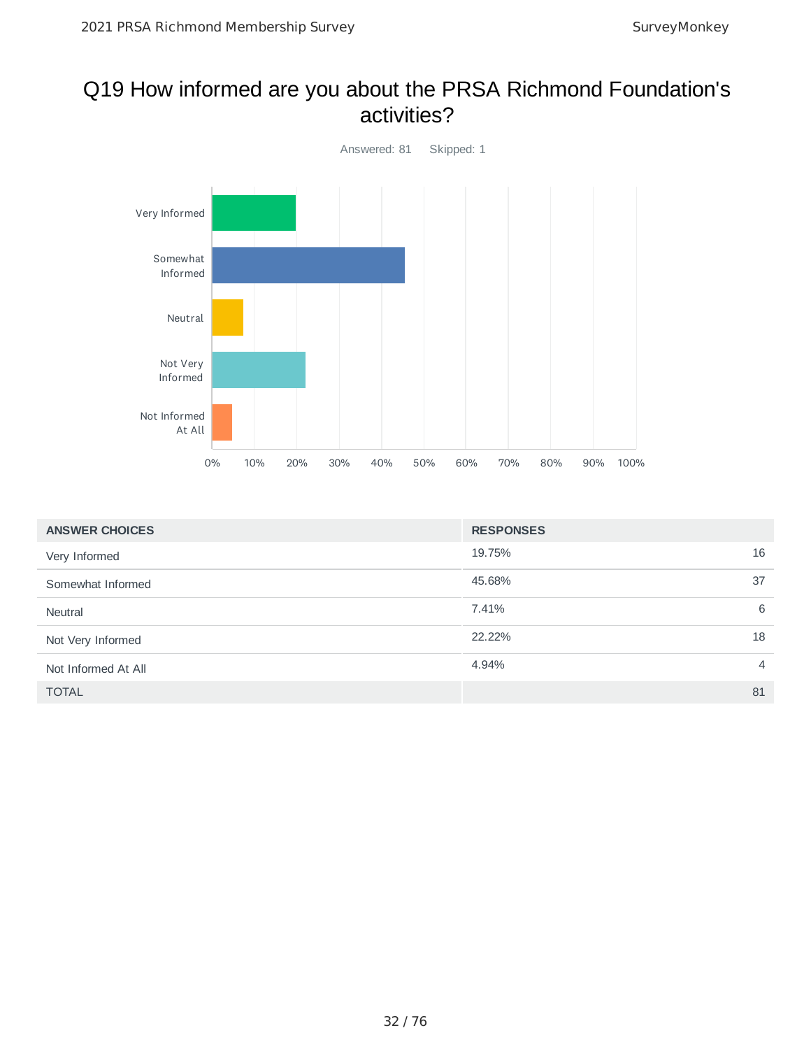# Q19 How informed are you about the PRSA Richmond Foundation's activities?

Answered: 81 Skipped: 1

| ANSWER CHOICES | RESPONSES | |
|---|---|---|
| Very Informed | 19.75% | 16 |
| Somewhat Informed | 45.68% | 37 |
| Neutral | 7.41% | 6 |
| Not Very Informed | 22.22% | 18 |
| Not Informed At All | 4.94% | 4 |
| TOTAL | | 81 |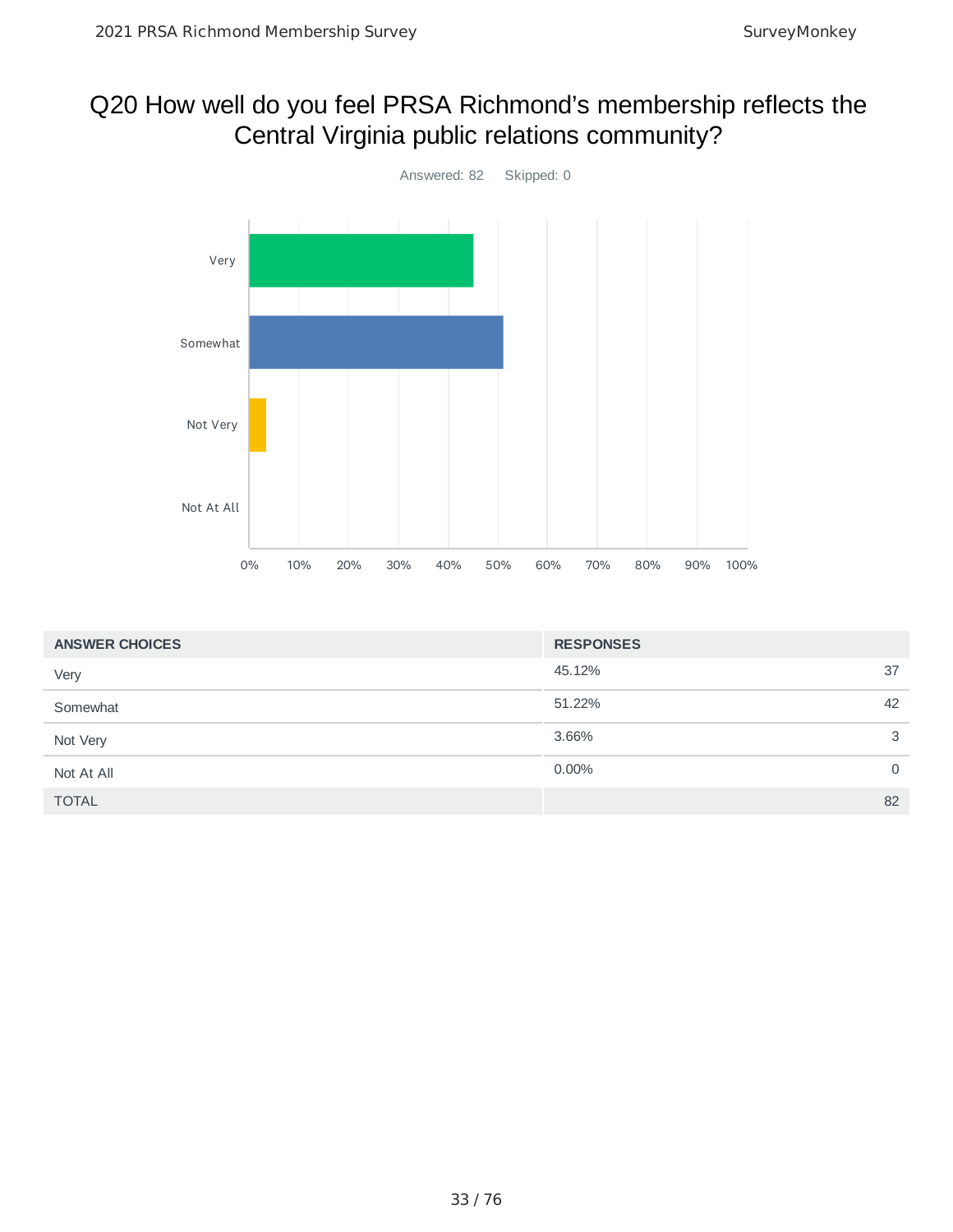# Q20 How well do you feel PRSA Richmond's membership reflects the Central Virginia public relations community?

Answered: 82 Skipped: 0

| ANSWER CHOICES | RESPONSES | |
|---|---|---|
| Very | 45.12% | 37 |
| Somewhat | 51.22% | 42 |
| Not Very | 3.66% | 3 |
| Not At All | 0.00% | 0 |
| TOTAL | | 82 |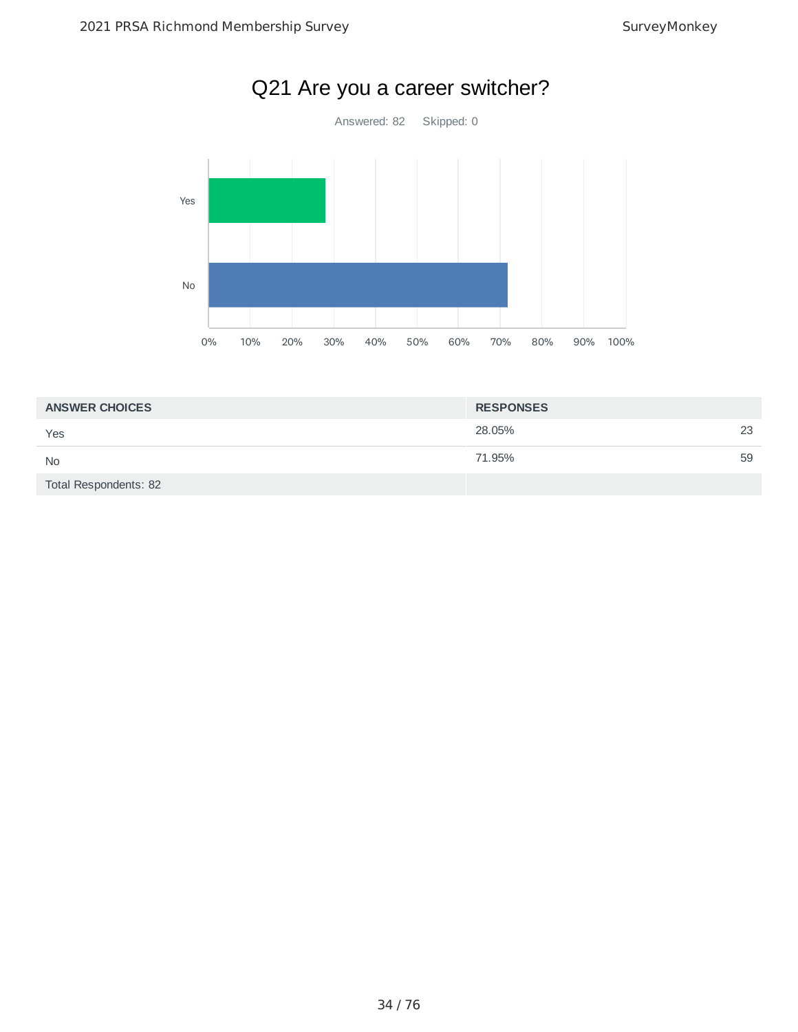# Q21 Are you a career switcher?

Answered: 82 Skipped: 0

| ANSWER CHOICES | RESPONSES | |
|---|---|---|
| Yes | 28.05% | 23 |
| No | 71.95% | 59 |
| Total Respondents: 82 | | |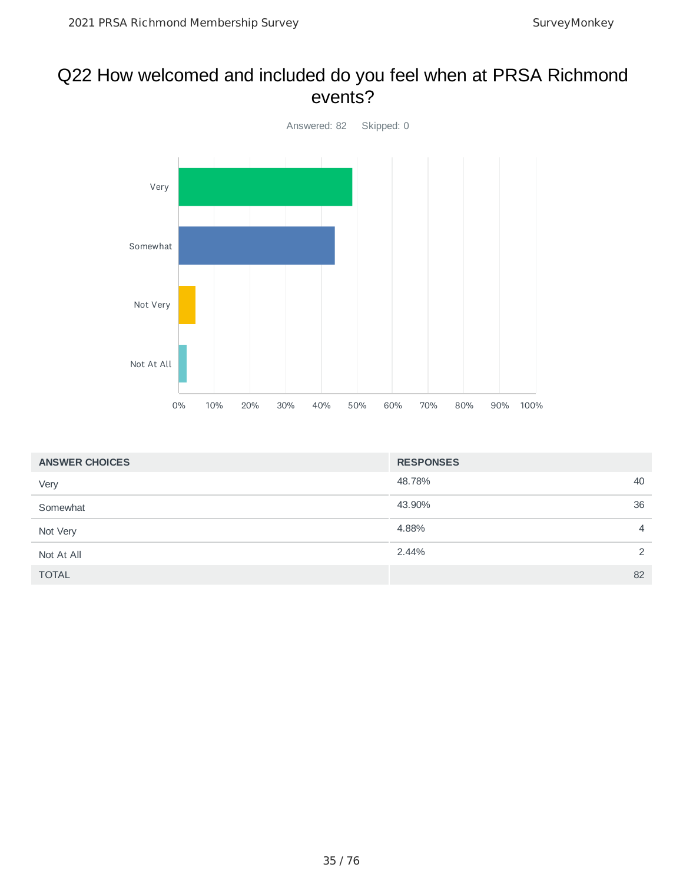# Q22 How welcomed and included do you feel when at PRSA Richmond events?

Answered: 82 Skipped: 0

| ANSWER CHOICES | RESPONSES | |
|---|---|---|
| Very | 48.78% | 40 |
| Somewhat | 43.90% | 36 |
| Not Very | 4.88% | 4 |
| Not At All | 2.44% | 2 |
| TOTAL | | 82 |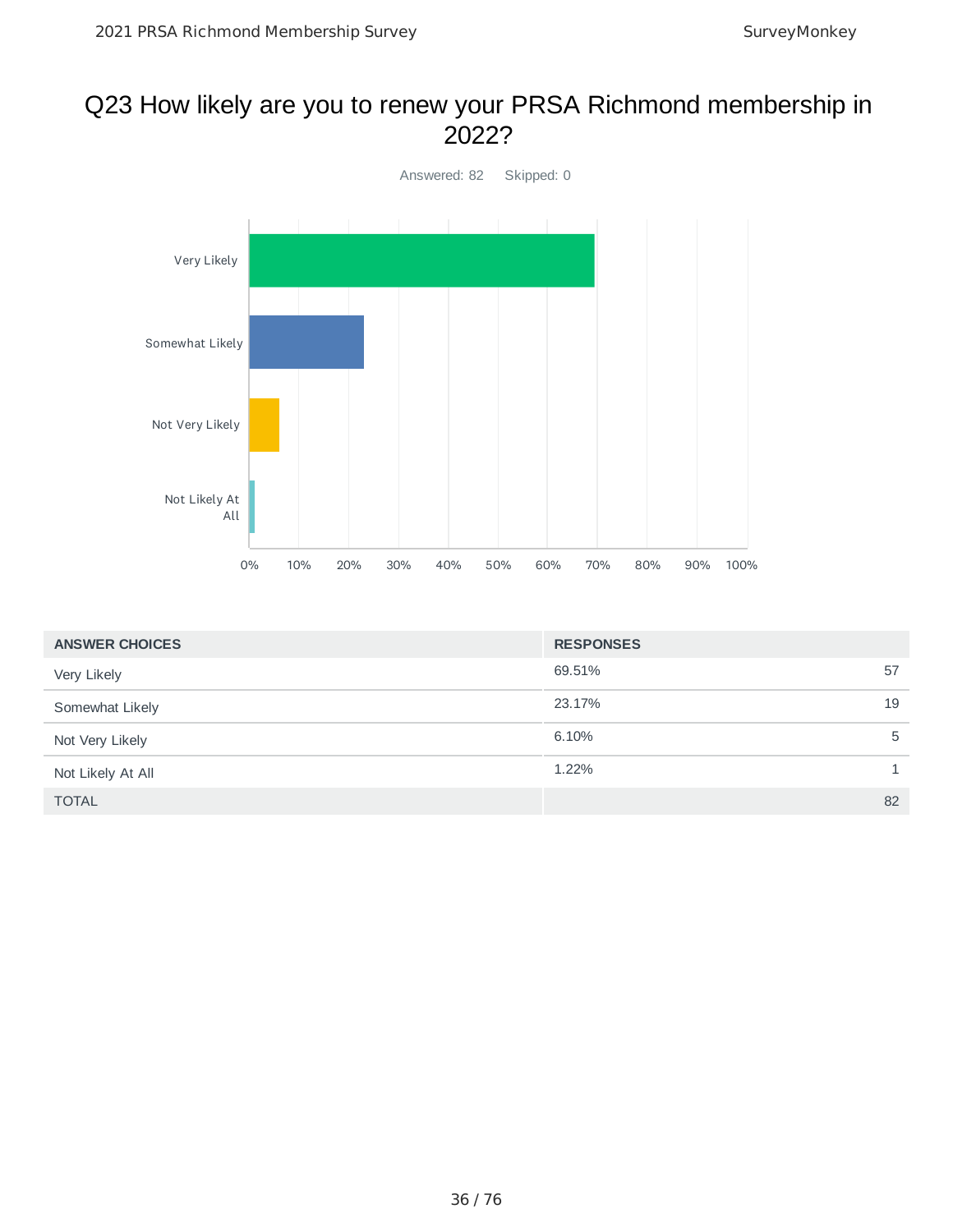# Q23 How likely are you to renew your PRSA Richmond membership in 2022?

Answered: 82    Skipped: 0

| ANSWER CHOICES | RESPONSES | |
|---|---|---|
| Very Likely | 69.51% | 57 |
| Somewhat Likely | 23.17% | 19 |
| Not Very Likely | 6.10% | 5 |
| Not Likely At All | 1.22% | 1 |
| TOTAL | | 82 |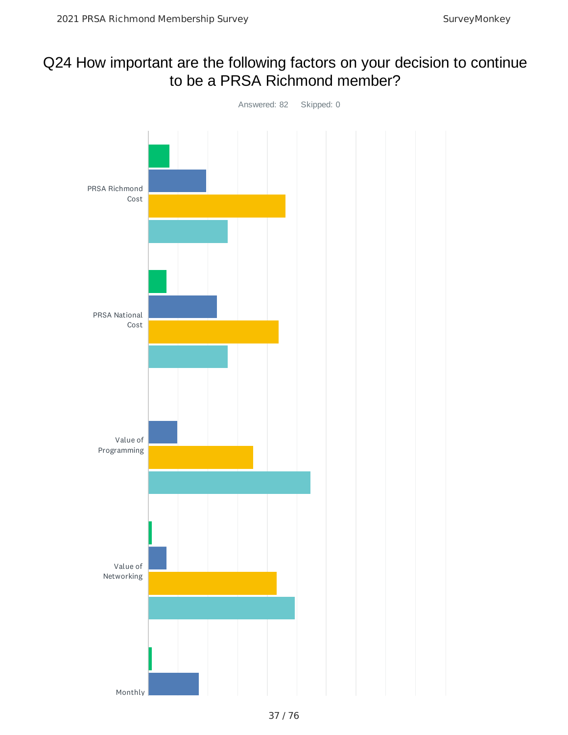# Q24 How important are the following factors on your decision to continue to be a PRSA Richmond member?

Answered: 82 Skipped: 0

PRSA Richmond Cost

PRSA National Cost

Value of Programming

Value of Networking

Monthly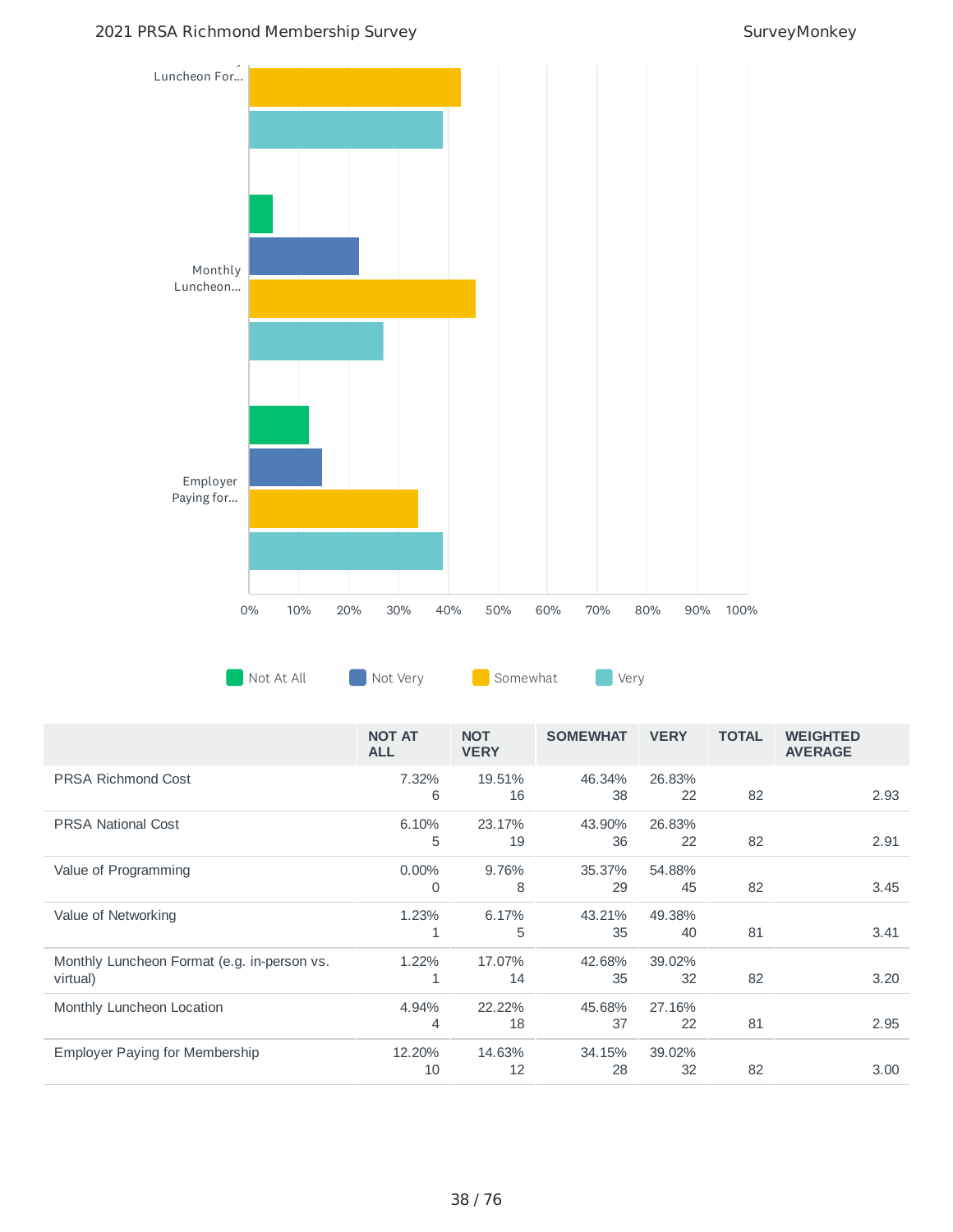| | NOT AT ALL | NOT VERY | SOMEWHAT | VERY | TOTAL | WEIGHTED AVERAGE |
|---|---|---|---|---|---|---|
| PRSA Richmond Cost | 7.32%<br>6 | 19.51%<br>16 | 46.34%<br>38 | 26.83%<br>22 | 82 | 2.93 |
| PRSA National Cost | 6.10%<br>5 | 23.17%<br>19 | 43.90%<br>36 | 26.83%<br>22 | 82 | 2.91 |
| Value of Programming | 0.00%<br>0 | 9.76%<br>8 | 35.37%<br>29 | 54.88%<br>45 | 82 | 3.45 |
| Value of Networking | 1.23%<br>1 | 6.17%<br>5 | 43.21%<br>35 | 49.38%<br>40 | 81 | 3.41 |
| Monthly Luncheon Format (e.g. in-person vs. virtual) | 1.22%<br>1 | 17.07%<br>14 | 42.68%<br>35 | 39.02%<br>32 | 82 | 3.20 |
| Monthly Luncheon Location | 4.94%<br>4 | 22.22%<br>18 | 45.68%<br>37 | 27.16%<br>22 | 81 | 2.95 |
| Employer Paying for Membership | 12.20%<br>10 | 14.63%<br>12 | 34.15%<br>28 | 39.02%<br>32 | 82 | 3.00 |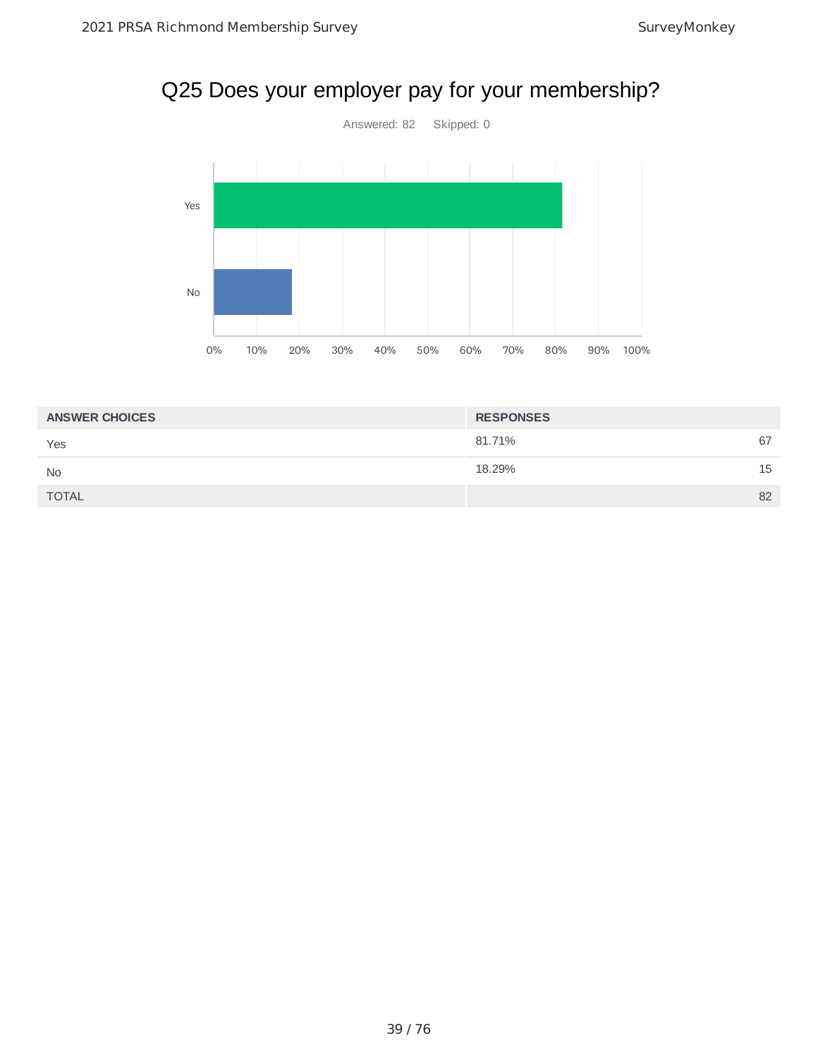# Q25 Does your employer pay for your membership?

Answered: 82    Skipped: 0

| ANSWER CHOICES | RESPONSES | |
|---|---|---|
| Yes | 81.71% | 67 |
| No | 18.29% | 15 |
| TOTAL | | 82 |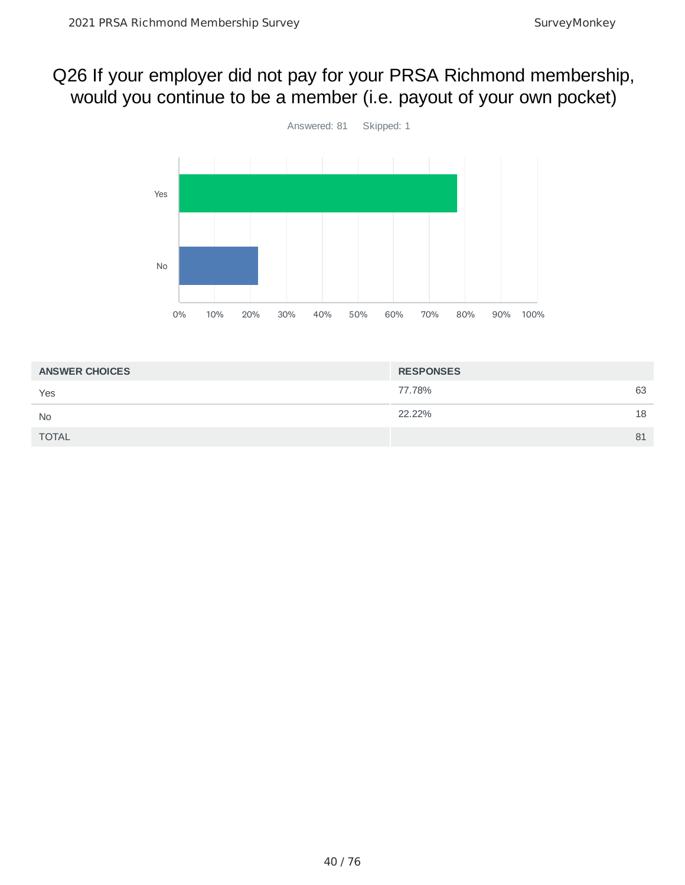## Q26 If your employer did not pay for your PRSA Richmond membership, would you continue to be a member (i.e. payout of your own pocket)

Answered: 81 Skipped: 1

| ANSWER CHOICES | RESPONSES | |
|---|---|---|
| Yes | 77.78% | 63 |
| No | 22.22% | 18 |
| TOTAL | | 81 |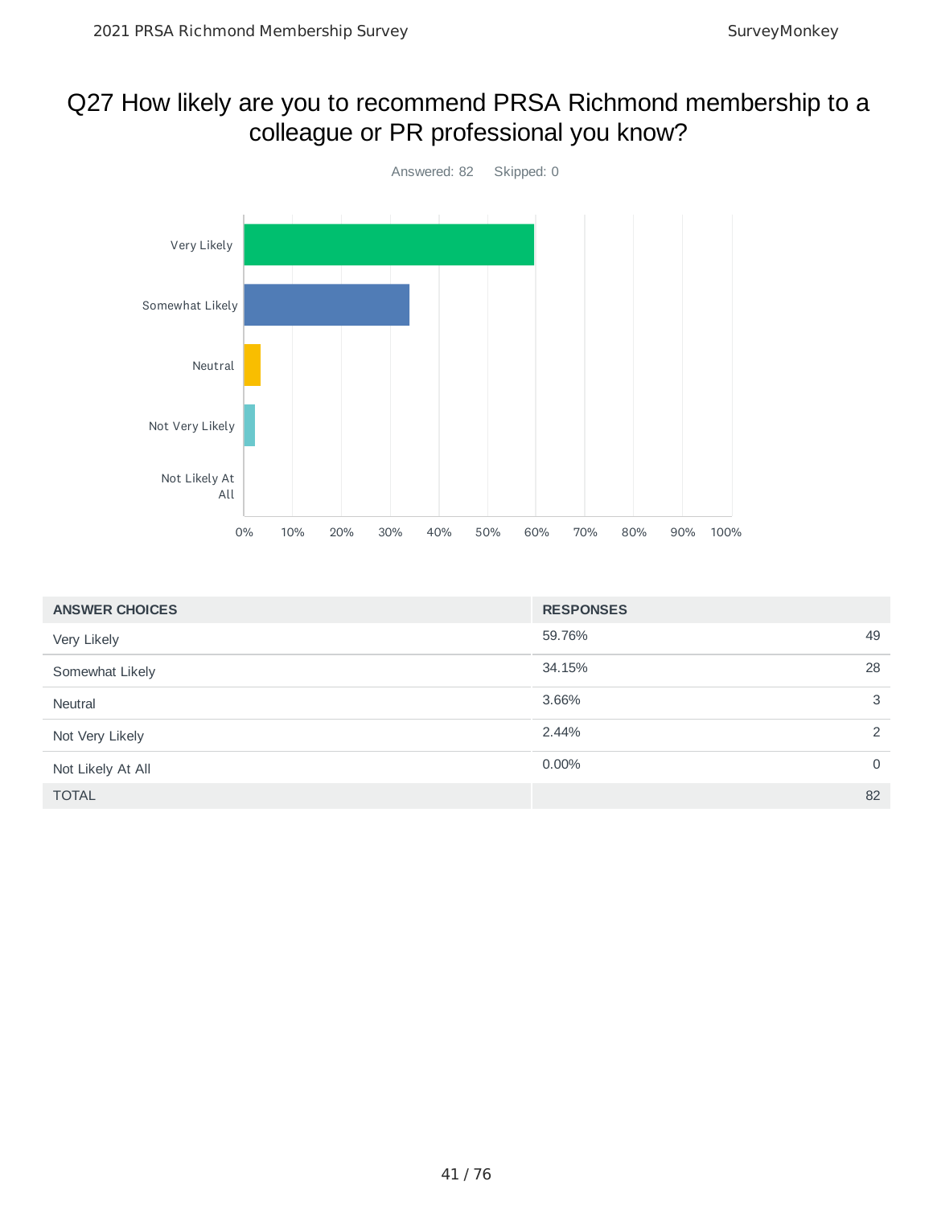# Q27 How likely are you to recommend PRSA Richmond membership to a colleague or PR professional you know?

Answered: 82 Skipped: 0

| ANSWER CHOICES | RESPONSES | |
|---|---|---|
| Very Likely | 59.76% | 49 |
| Somewhat Likely | 34.15% | 28 |
| Neutral | 3.66% | 3 |
| Not Very Likely | 2.44% | 2 |
| Not Likely At All | 0.00% | 0 |
| TOTAL | | 82 |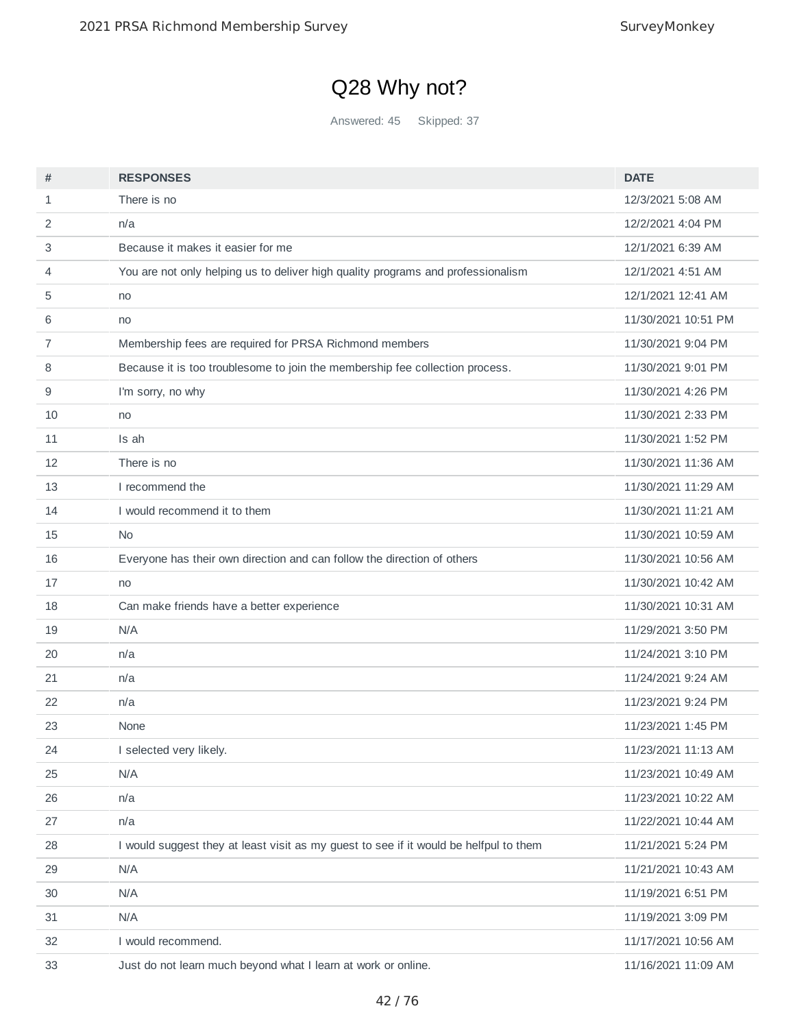# Q28 Why not?

Answered: 45 Skipped: 37

| # | RESPONSES | DATE |
|---|---|---|
| 1 | There is no | 12/3/2021 5:08 AM |
| 2 | n/a | 12/2/2021 4:04 PM |
| 3 | Because it makes it easier for me | 12/1/2021 6:39 AM |
| 4 | You are not only helping us to deliver high quality programs and professionalism | 12/1/2021 4:51 AM |
| 5 | no | 12/1/2021 12:41 AM |
| 6 | no | 11/30/2021 10:51 PM |
| 7 | Membership fees are required for PRSA Richmond members | 11/30/2021 9:04 PM |
| 8 | Because it is too troublesome to join the membership fee collection process. | 11/30/2021 9:01 PM |
| 9 | I'm sorry, no why | 11/30/2021 4:26 PM |
| 10 | no | 11/30/2021 2:33 PM |
| 11 | Is ah | 11/30/2021 1:52 PM |
| 12 | There is no | 11/30/2021 11:36 AM |
| 13 | I recommend the | 11/30/2021 11:29 AM |
| 14 | I would recommend it to them | 11/30/2021 11:21 AM |
| 15 | No | 11/30/2021 10:59 AM |
| 16 | Everyone has their own direction and can follow the direction of others | 11/30/2021 10:56 AM |
| 17 | no | 11/30/2021 10:42 AM |
| 18 | Can make friends have a better experience | 11/30/2021 10:31 AM |
| 19 | N/A | 11/29/2021 3:50 PM |
| 20 | n/a | 11/24/2021 3:10 PM |
| 21 | n/a | 11/24/2021 9:24 AM |
| 22 | n/a | 11/23/2021 9:24 PM |
| 23 | None | 11/23/2021 1:45 PM |
| 24 | I selected very likely. | 11/23/2021 11:13 AM |
| 25 | N/A | 11/23/2021 10:49 AM |
| 26 | n/a | 11/23/2021 10:22 AM |
| 27 | n/a | 11/22/2021 10:44 AM |
| 28 | I would suggest they at least visit as my guest to see if it would be helfpul to them | 11/21/2021 5:24 PM |
| 29 | N/A | 11/21/2021 10:43 AM |
| 30 | N/A | 11/19/2021 6:51 PM |
| 31 | N/A | 11/19/2021 3:09 PM |
| 32 | I would recommend. | 11/17/2021 10:56 AM |
| 33 | Just do not learn much beyond what I learn at work or online. | 11/16/2021 11:09 AM |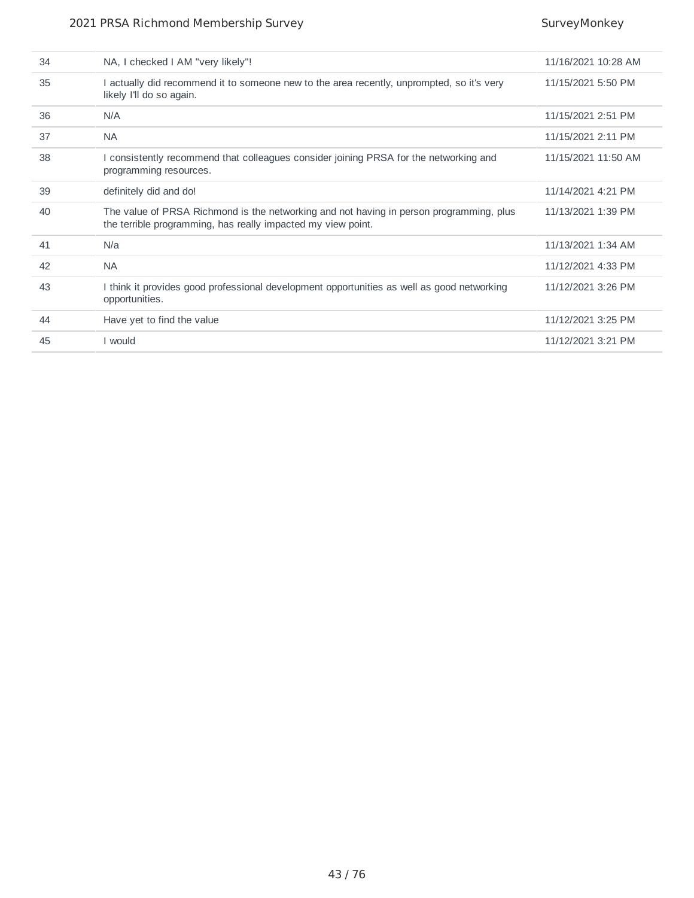| | | |
|---|---|---|
| 34 | NA, I checked I AM "very likely"! | 11/16/2021 10:28 AM |
| 35 | I actually did recommend it to someone new to the area recently, unprompted, so it's very likely I'll do so again. | 11/15/2021 5:50 PM |
| 36 | N/A | 11/15/2021 2:51 PM |
| 37 | NA | 11/15/2021 2:11 PM |
| 38 | I consistently recommend that colleagues consider joining PRSA for the networking and programming resources. | 11/15/2021 11:50 AM |
| 39 | definitely did and do! | 11/14/2021 4:21 PM |
| 40 | The value of PRSA Richmond is the networking and not having in person programming, plus the terrible programming, has really impacted my view point. | 11/13/2021 1:39 PM |
| 41 | N/a | 11/13/2021 1:34 AM |
| 42 | NA | 11/12/2021 4:33 PM |
| 43 | I think it provides good professional development opportunities as well as good networking opportunities. | 11/12/2021 3:26 PM |
| 44 | Have yet to find the value | 11/12/2021 3:25 PM |
| 45 | I would | 11/12/2021 3:21 PM |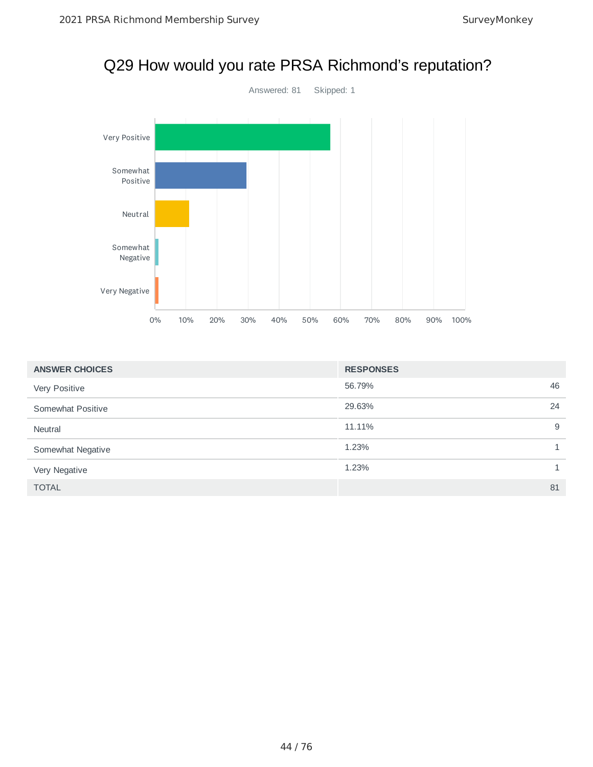# Q29 How would you rate PRSA Richmond's reputation?

Answered: 81 Skipped: 1

| ANSWER CHOICES | RESPONSES | |
| --- | --- | --- |
| Very Positive | 56.79% | 46 |
| Somewhat Positive | 29.63% | 24 |
| Neutral | 11.11% | 9 |
| Somewhat Negative | 1.23% | 1 |
| Very Negative | 1.23% | 1 |
| TOTAL | | 81 |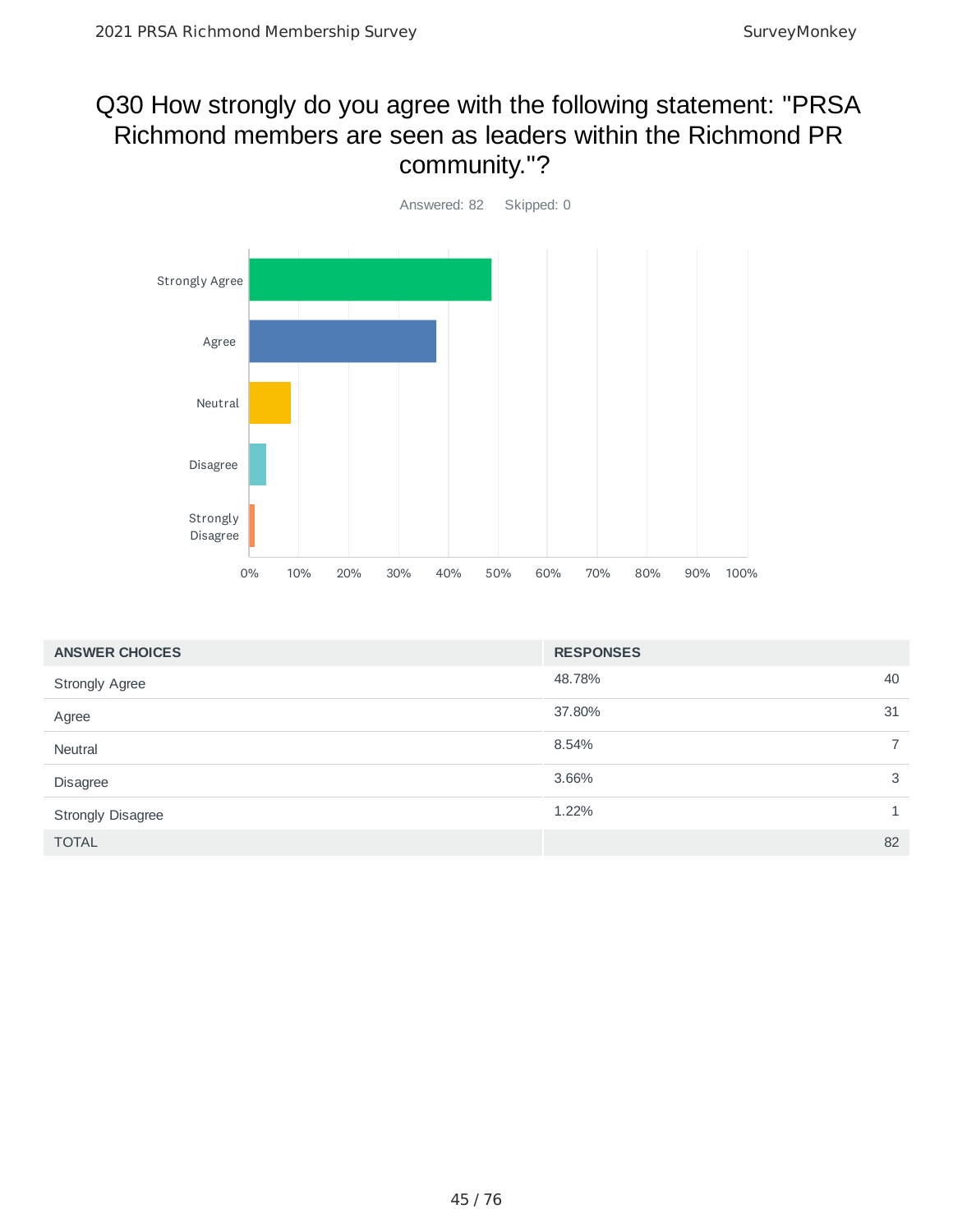# Q30 How strongly do you agree with the following statement: "PRSA Richmond members are seen as leaders within the Richmond PR community."?

Answered: 82 Skipped: 0

| ANSWER CHOICES | RESPONSES | |
|---|---|---|
| Strongly Agree | 48.78% | 40 |
| Agree | 37.80% | 31 |
| Neutral | 8.54% | 7 |
| Disagree | 3.66% | 3 |
| Strongly Disagree | 1.22% | 1 |
| TOTAL | | 82 |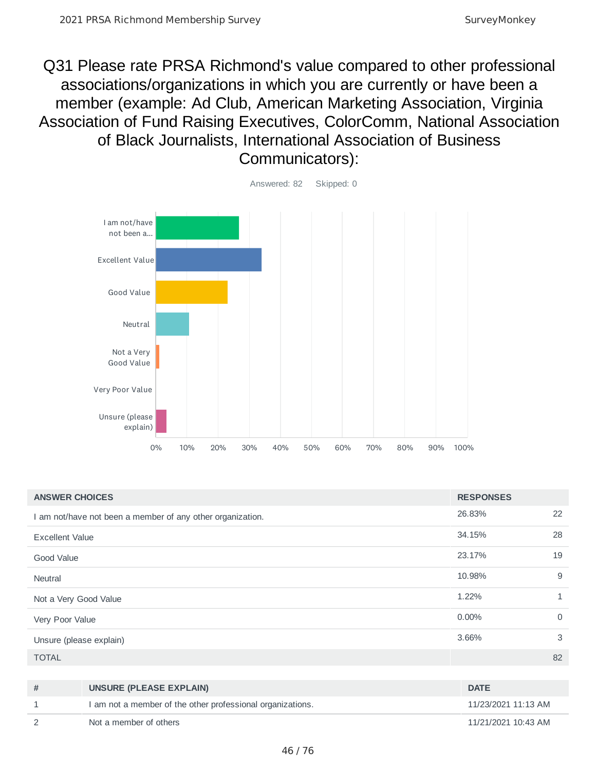# Q31 Please rate PRSA Richmond's value compared to other professional associations/organizations in which you are currently or have been a member (example: Ad Club, American Marketing Association, Virginia Association of Fund Raising Executives, ColorComm, National Association of Black Journalists, International Association of Business Communicators):

Answered: 82 Skipped: 0

| ANSWER CHOICES | RESPONSES | |
|---|---|---|
| I am not/have not been a member of any other organization. | 26.83% | 22 |
| Excellent Value | 34.15% | 28 |
| Good Value | 23.17% | 19 |
| Neutral | 10.98% | 9 |
| Not a Very Good Value | 1.22% | 1 |
| Very Poor Value | 0.00% | 0 |
| Unsure (please explain) | 3.66% | 3 |
| TOTAL | | 82 |

| # | UNSURE (PLEASE EXPLAIN) | DATE |
|---|---|---|
| 1 | I am not a member of the other professional organizations. | 11/23/2021 11:13 AM |
| 2 | Not a member of others | 11/21/2021 10:43 AM |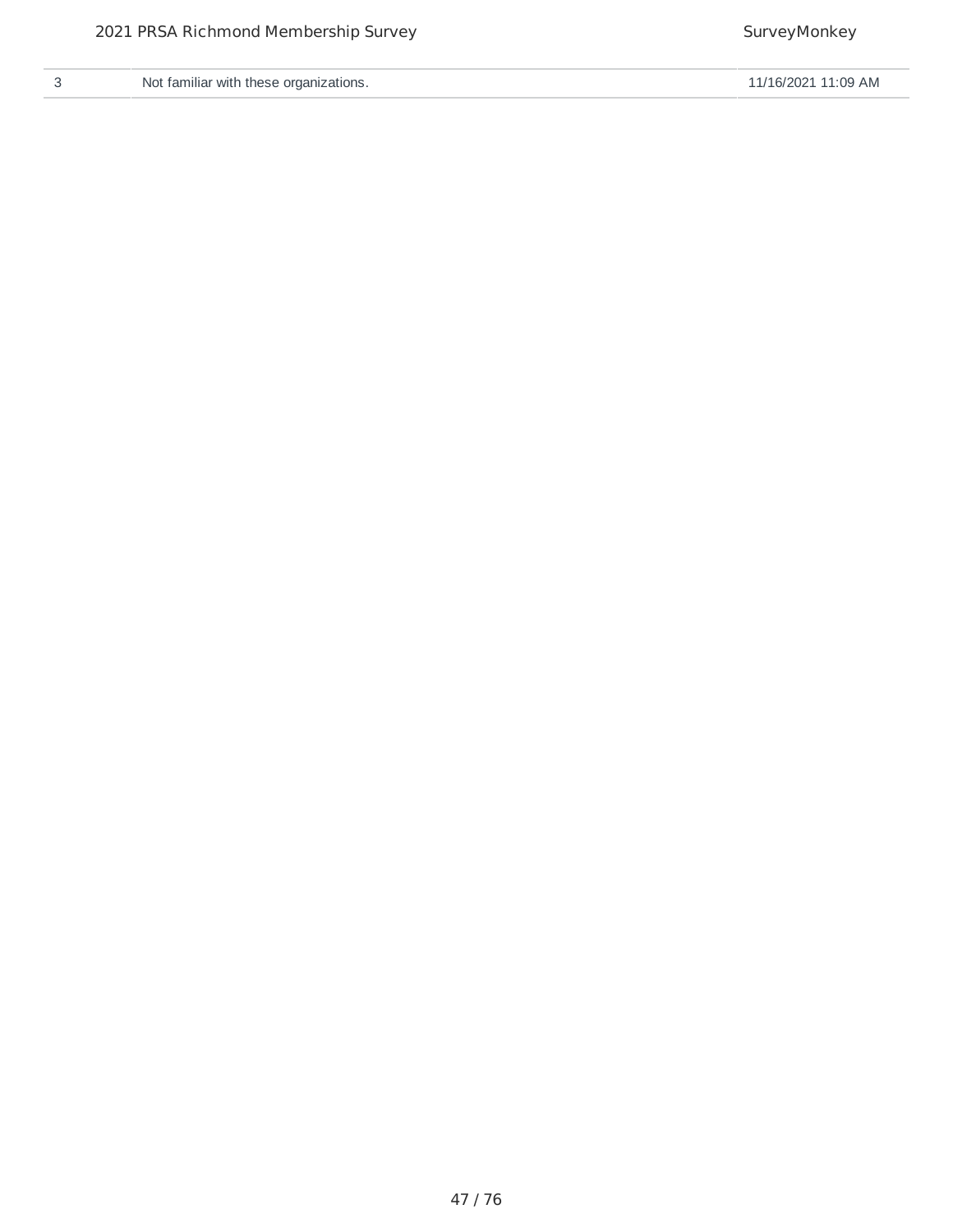| | | |
|---|---|---|
| 3 | Not familiar with these organizations. | 11/16/2021 11:09 AM |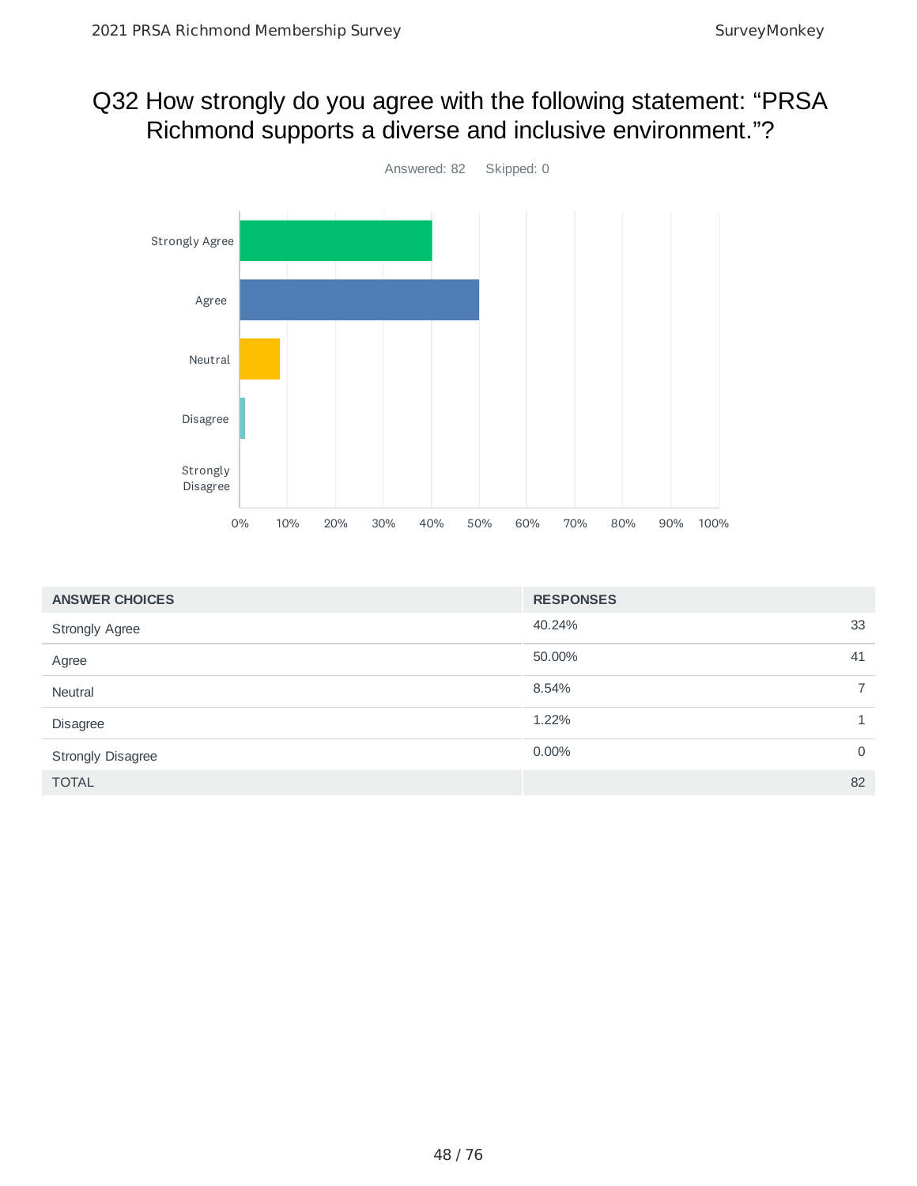# Q32 How strongly do you agree with the following statement: “PRSA Richmond supports a diverse and inclusive environment.”?

Answered: 82 Skipped: 0

| ANSWER CHOICES | RESPONSES | |
|---|---|---|
| Strongly Agree | 40.24% | 33 |
| Agree | 50.00% | 41 |
| Neutral | 8.54% | 7 |
| Disagree | 1.22% | 1 |
| Strongly Disagree | 0.00% | 0 |
| TOTAL | | 82 |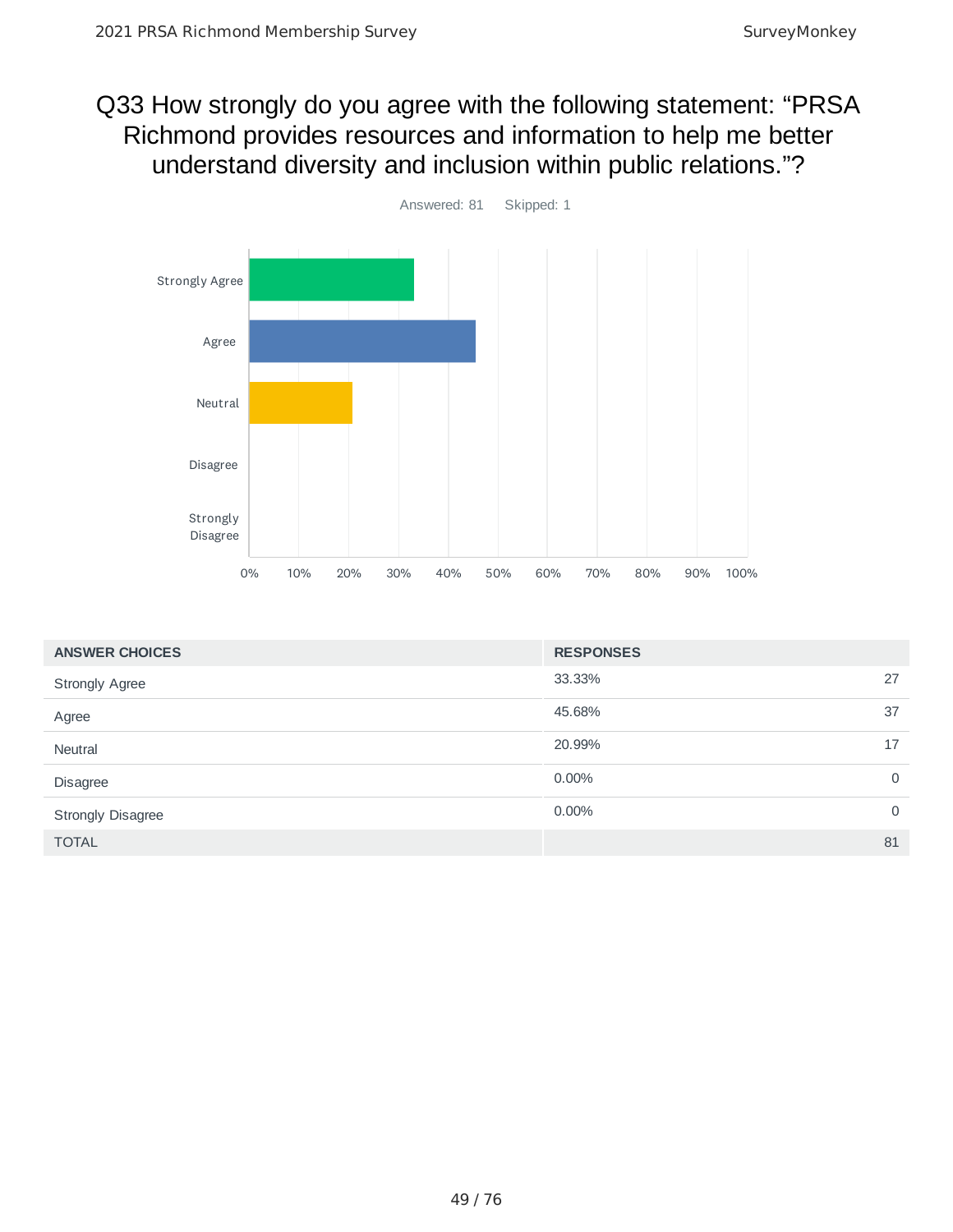# Q33 How strongly do you agree with the following statement: “PRSA Richmond provides resources and information to help me better understand diversity and inclusion within public relations.”?

Answered: 81 Skipped: 1

| ANSWER CHOICES | RESPONSES | |
|---|---|---|
| Strongly Agree | 33.33% | 27 |
| Agree | 45.68% | 37 |
| Neutral | 20.99% | 17 |
| Disagree | 0.00% | 0 |
| Strongly Disagree | 0.00% | 0 |
| TOTAL | | 81 |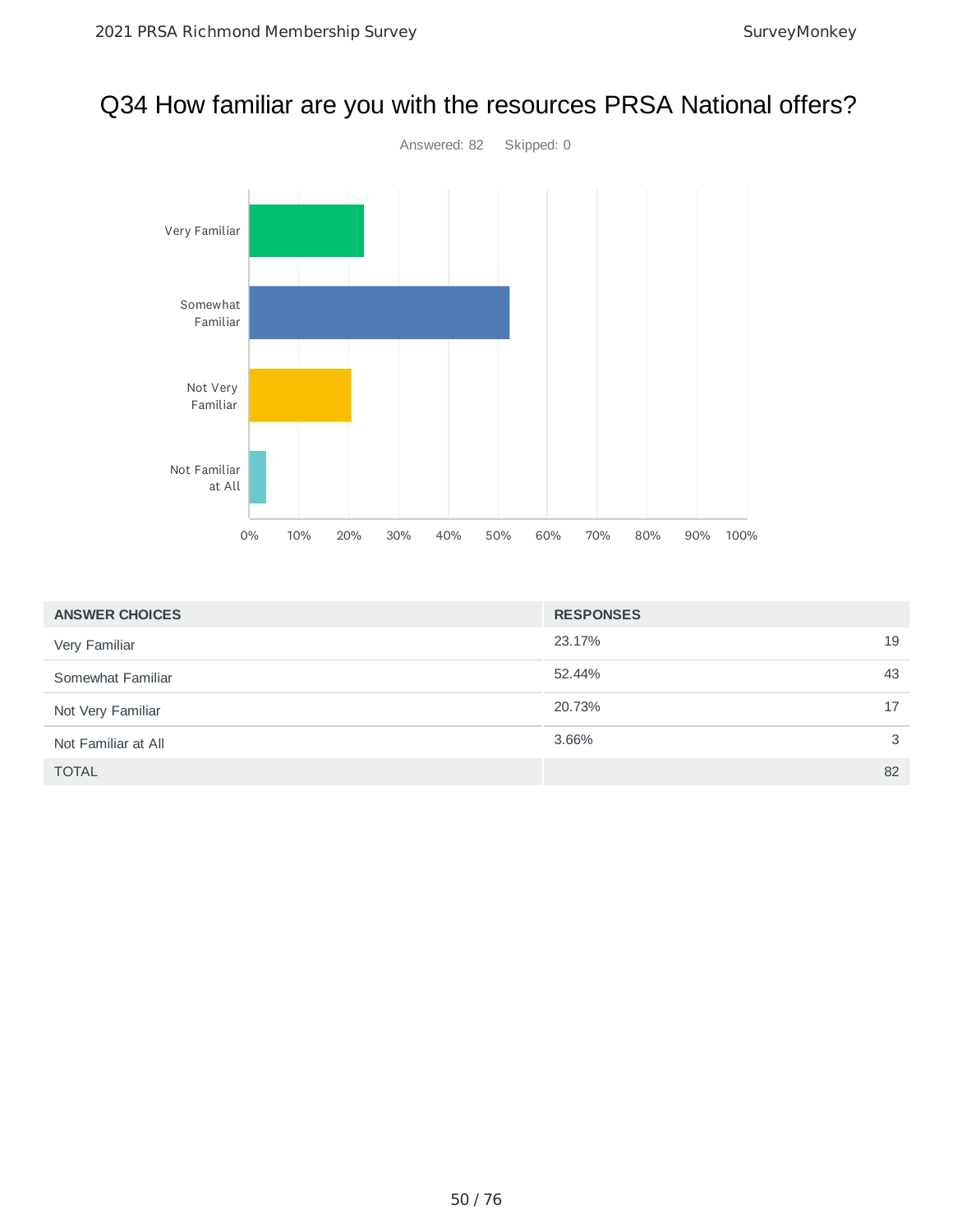# Q34 How familiar are you with the resources PRSA National offers?

Answered: 82 Skipped: 0

| ANSWER CHOICES | RESPONSES | |
|---|---|---|
| Very Familiar | 23.17% | 19 |
| Somewhat Familiar | 52.44% | 43 |
| Not Very Familiar | 20.73% | 17 |
| Not Familiar at All | 3.66% | 3 |
| TOTAL | | 82 |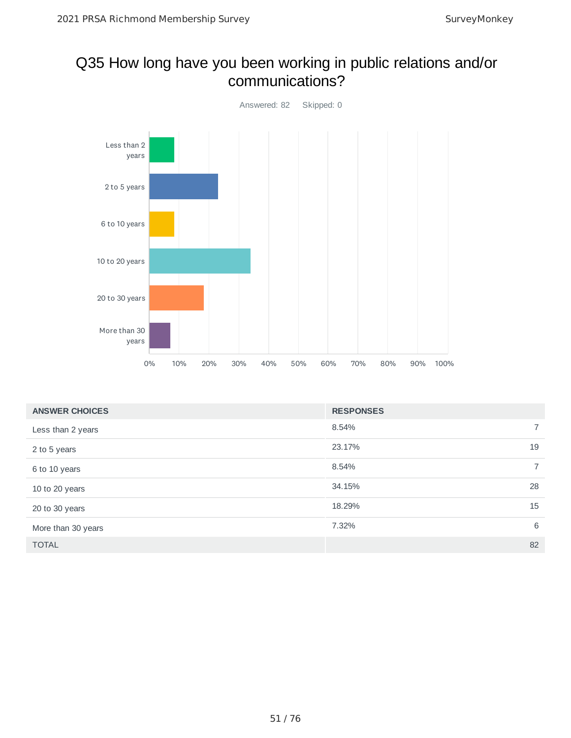# Q35 How long have you been working in public relations and/or communications?

Answered: 82 Skipped: 0

| ANSWER CHOICES | RESPONSES | |
|---|---|---|
| Less than 2 years | 8.54% | 7 |
| 2 to 5 years | 23.17% | 19 |
| 6 to 10 years | 8.54% | 7 |
| 10 to 20 years | 34.15% | 28 |
| 20 to 30 years | 18.29% | 15 |
| More than 30 years | 7.32% | 6 |
| TOTAL | | 82 |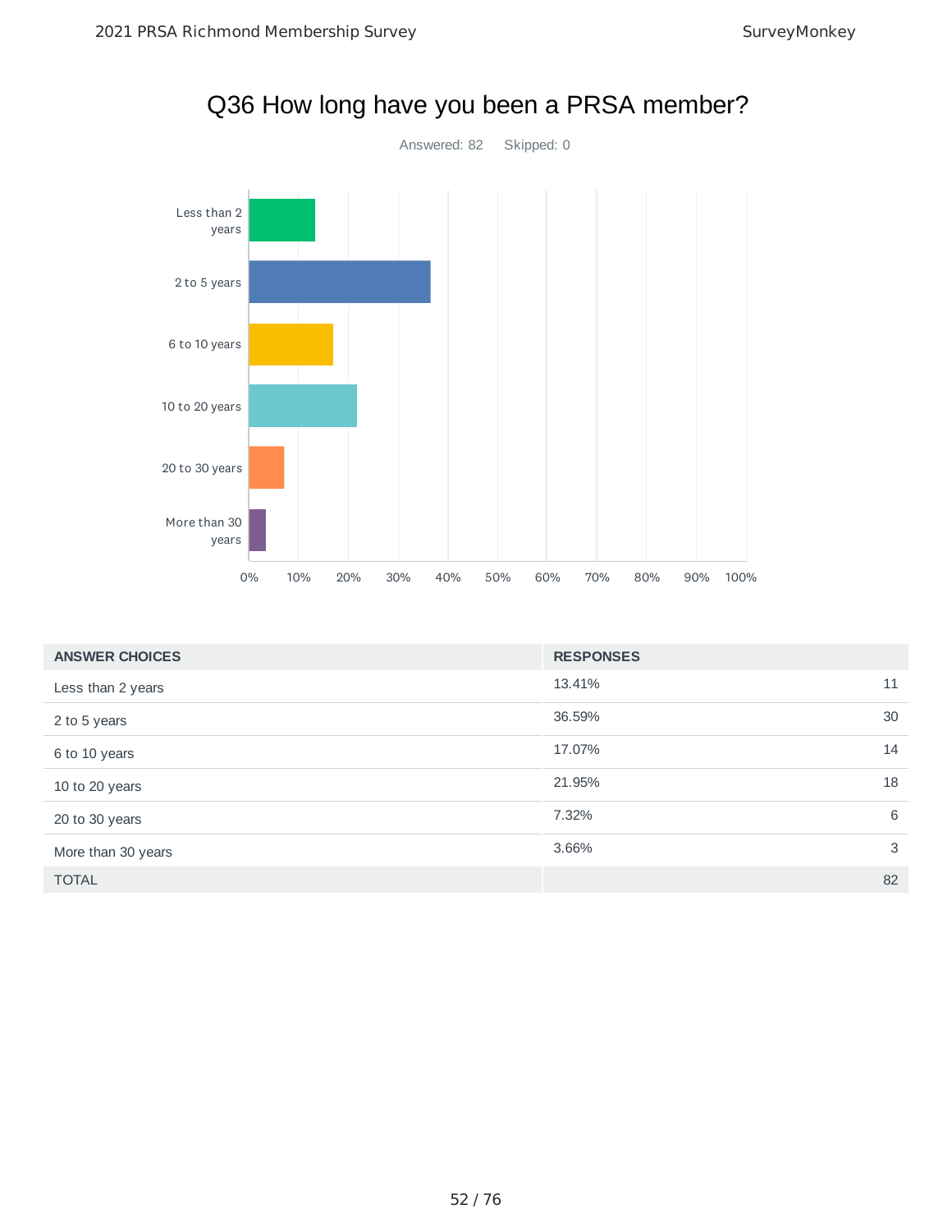# Q36 How long have you been a PRSA member?

Answered: 82 Skipped: 0

| ANSWER CHOICES | RESPONSES | |
|---|---|---|
| Less than 2 years | 13.41% | 11 |
| 2 to 5 years | 36.59% | 30 |
| 6 to 10 years | 17.07% | 14 |
| 10 to 20 years | 21.95% | 18 |
| 20 to 30 years | 7.32% | 6 |
| More than 30 years | 3.66% | 3 |
| TOTAL | | 82 |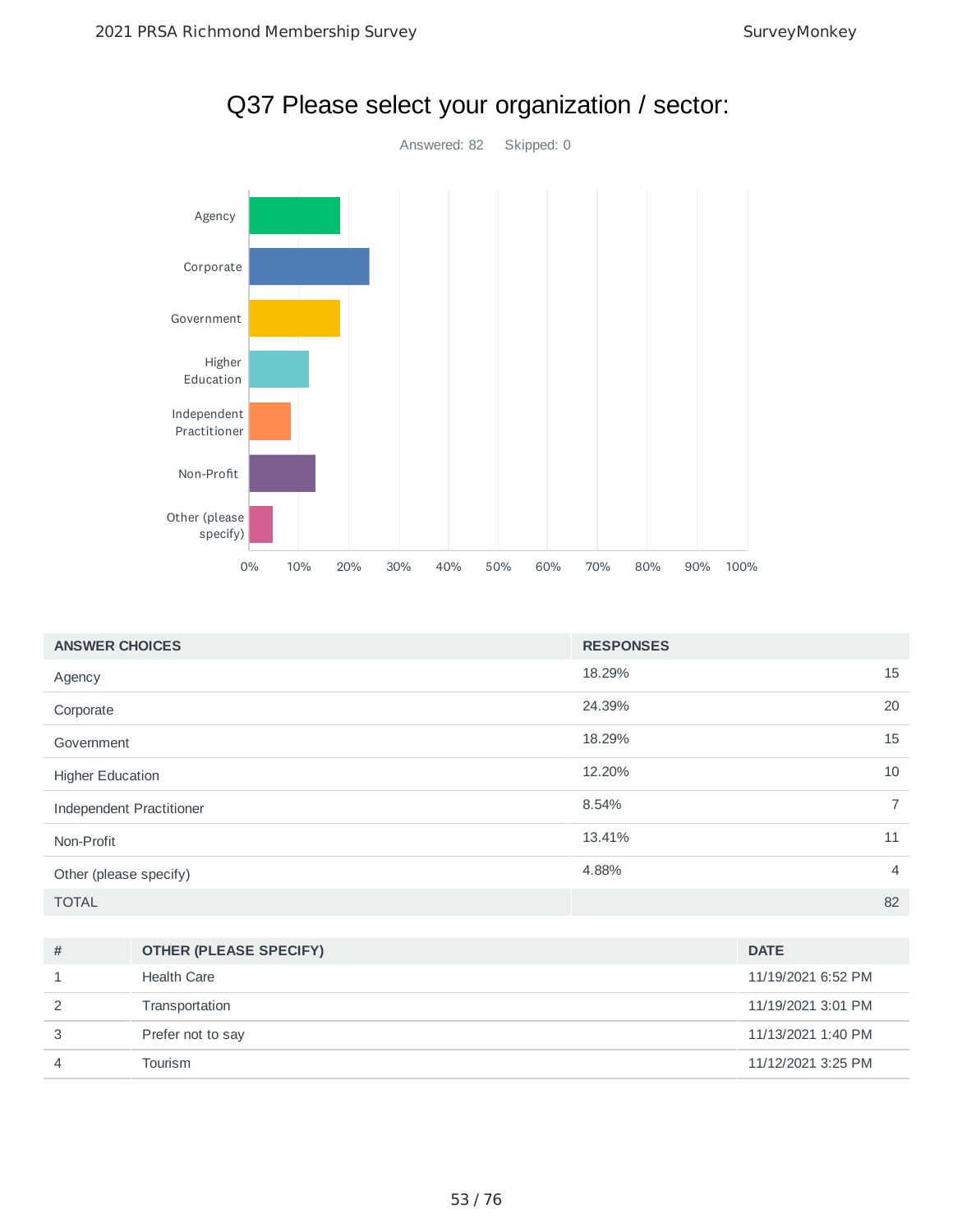# Q37 Please select your organization / sector:

Answered: 82 Skipped: 0

| ANSWER CHOICES | RESPONSES | |
|---|---|---|
| Agency | 18.29% | 15 |
| Corporate | 24.39% | 20 |
| Government | 18.29% | 15 |
| Higher Education | 12.20% | 10 |
| Independent Practitioner | 8.54% | 7 |
| Non-Profit | 13.41% | 11 |
| Other (please specify) | 4.88% | 4 |
| TOTAL | | 82 |

| # | OTHER (PLEASE SPECIFY) | DATE |
|---|---|---|
| 1 | Health Care | 11/19/2021 6:52 PM |
| 2 | Transportation | 11/19/2021 3:01 PM |
| 3 | Prefer not to say | 11/13/2021 1:40 PM |
| 4 | Tourism | 11/12/2021 3:25 PM |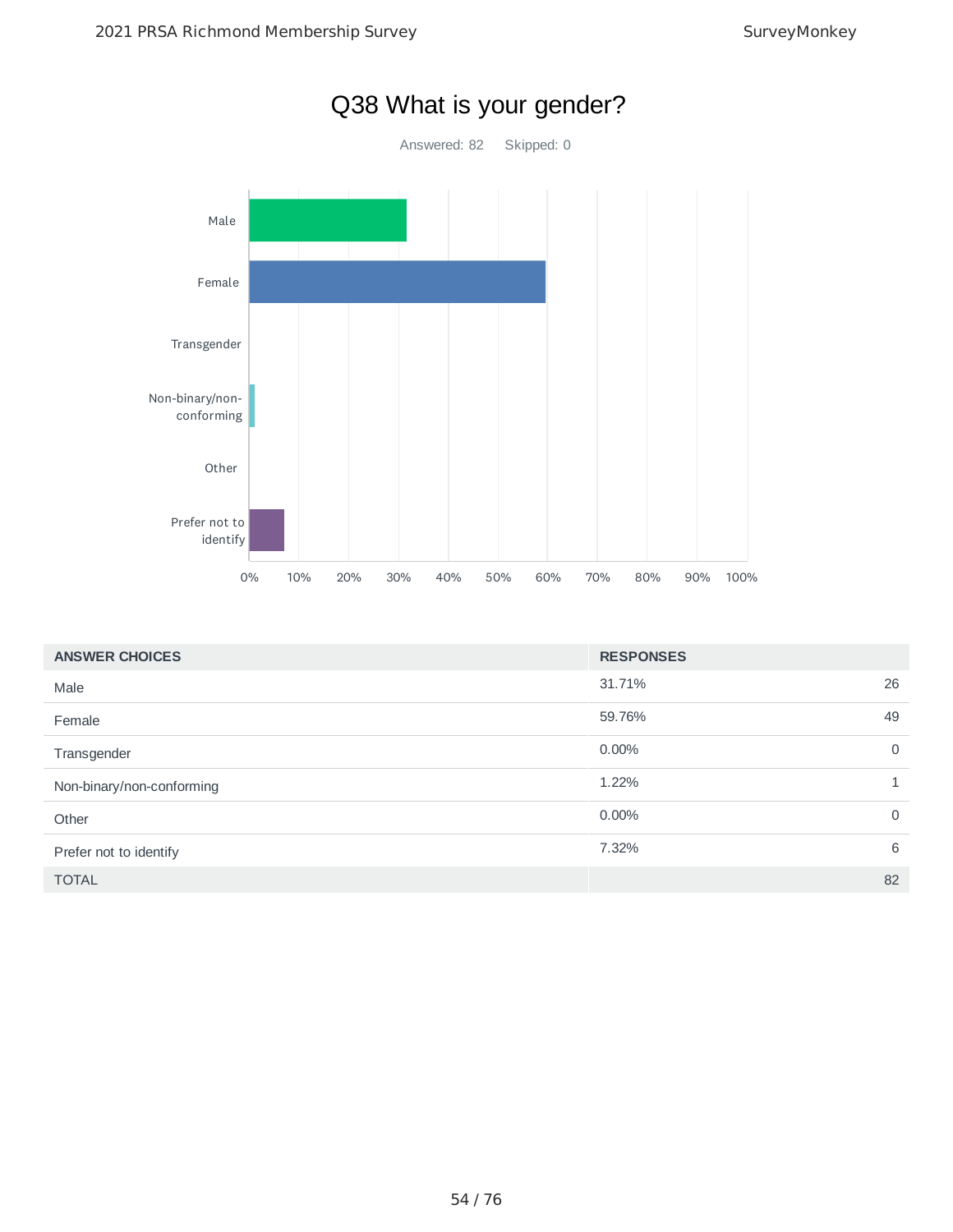# Q38 What is your gender?

Answered: 82 Skipped: 0

| ANSWER CHOICES | RESPONSES | |
|---|---|---|
| Male | 31.71% | 26 |
| Female | 59.76% | 49 |
| Transgender | 0.00% | 0 |
| Non-binary/non-conforming | 1.22% | 1 |
| Other | 0.00% | 0 |
| Prefer not to identify | 7.32% | 6 |
| TOTAL | | 82 |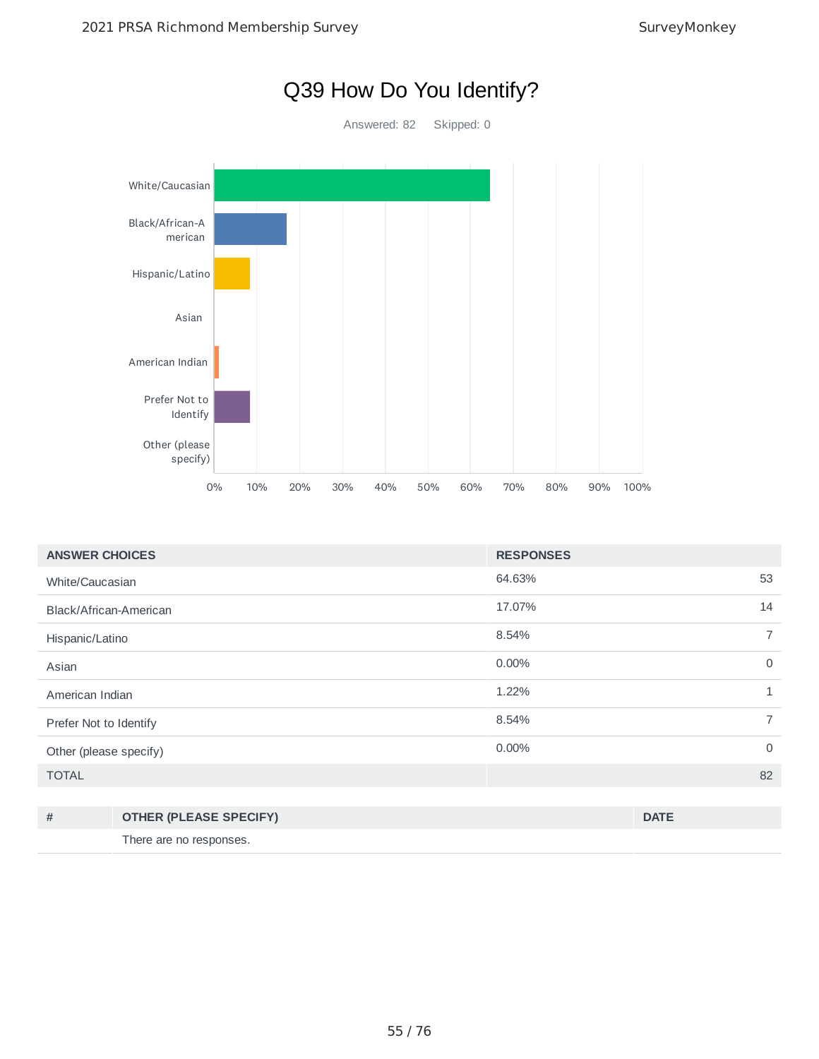# Q39 How Do You Identify?

Answered: 82 Skipped: 0

| ANSWER CHOICES | RESPONSES | |
|---|---|---|
| White/Caucasian | 64.63% | 53 |
| Black/African-American | 17.07% | 14 |
| Hispanic/Latino | 8.54% | 7 |
| Asian | 0.00% | 0 |
| American Indian | 1.22% | 1 |
| Prefer Not to Identify | 8.54% | 7 |
| Other (please specify) | 0.00% | 0 |
| TOTAL | | 82 |

| # | OTHER (PLEASE SPECIFY) | DATE |
|---|---|---|
| | There are no responses. | |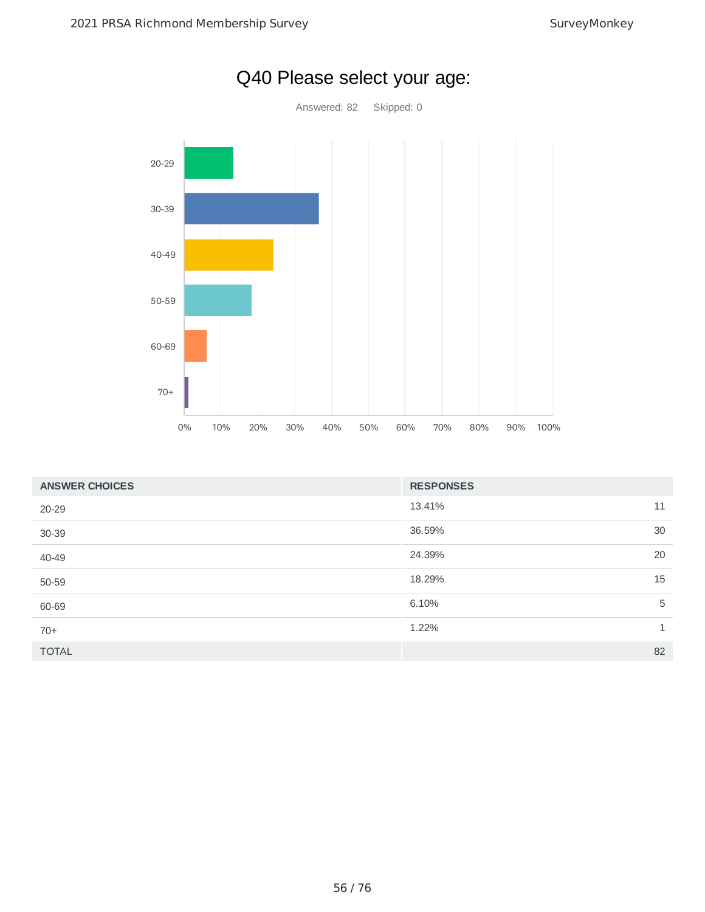# Q40 Please select your age:

Answered: 82 Skipped: 0

| ANSWER CHOICES | RESPONSES | |
|---|---|---|
| 20-29 | 13.41% | 11 |
| 30-39 | 36.59% | 30 |
| 40-49 | 24.39% | 20 |
| 50-59 | 18.29% | 15 |
| 60-69 | 6.10% | 5 |
| 70+ | 1.22% | 1 |
| TOTAL | | 82 |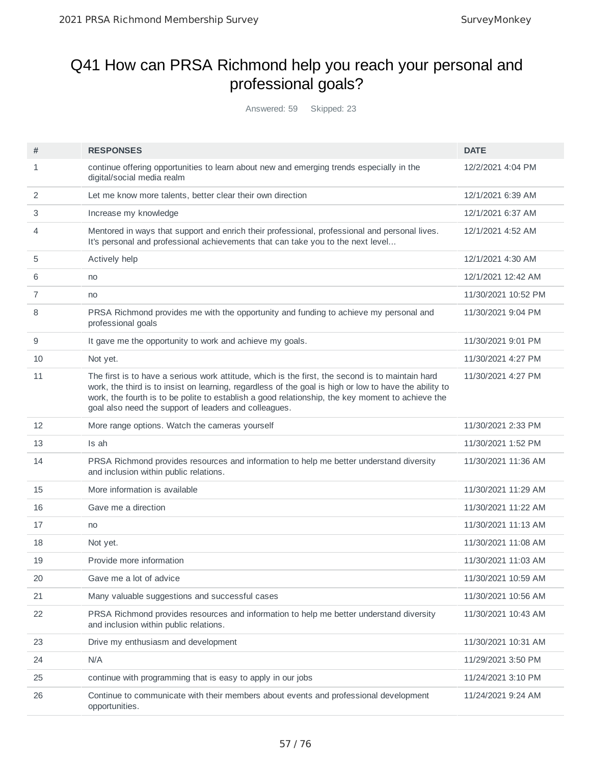# Q41 How can PRSA Richmond help you reach your personal and professional goals?

Answered: 59 Skipped: 23

| # | RESPONSES | DATE |
|---|---|---|
| 1 | continue offering opportunities to learn about new and emerging trends especially in the digital/social media realm | 12/2/2021 4:04 PM |
| 2 | Let me know more talents, better clear their own direction | 12/1/2021 6:39 AM |
| 3 | Increase my knowledge | 12/1/2021 6:37 AM |
| 4 | Mentored in ways that support and enrich their professional, professional and personal lives. It's personal and professional achievements that can take you to the next level... | 12/1/2021 4:52 AM |
| 5 | Actively help | 12/1/2021 4:30 AM |
| 6 | no | 12/1/2021 12:42 AM |
| 7 | no | 11/30/2021 10:52 PM |
| 8 | PRSA Richmond provides me with the opportunity and funding to achieve my personal and professional goals | 11/30/2021 9:04 PM |
| 9 | It gave me the opportunity to work and achieve my goals. | 11/30/2021 9:01 PM |
| 10 | Not yet. | 11/30/2021 4:27 PM |
| 11 | The first is to have a serious work attitude, which is the first, the second is to maintain hard work, the third is to insist on learning, regardless of the goal is high or low to have the ability to work, the fourth is to be polite to establish a good relationship, the key moment to achieve the goal also need the support of leaders and colleagues. | 11/30/2021 4:27 PM |
| 12 | More range options. Watch the cameras yourself | 11/30/2021 2:33 PM |
| 13 | Is ah | 11/30/2021 1:52 PM |
| 14 | PRSA Richmond provides resources and information to help me better understand diversity and inclusion within public relations. | 11/30/2021 11:36 AM |
| 15 | More information is available | 11/30/2021 11:29 AM |
| 16 | Gave me a direction | 11/30/2021 11:22 AM |
| 17 | no | 11/30/2021 11:13 AM |
| 18 | Not yet. | 11/30/2021 11:08 AM |
| 19 | Provide more information | 11/30/2021 11:03 AM |
| 20 | Gave me a lot of advice | 11/30/2021 10:59 AM |
| 21 | Many valuable suggestions and successful cases | 11/30/2021 10:56 AM |
| 22 | PRSA Richmond provides resources and information to help me better understand diversity and inclusion within public relations. | 11/30/2021 10:43 AM |
| 23 | Drive my enthusiasm and development | 11/30/2021 10:31 AM |
| 24 | N/A | 11/29/2021 3:50 PM |
| 25 | continue with programming that is easy to apply in our jobs | 11/24/2021 3:10 PM |
| 26 | Continue to communicate with their members about events and professional development opportunities. | 11/24/2021 9:24 AM |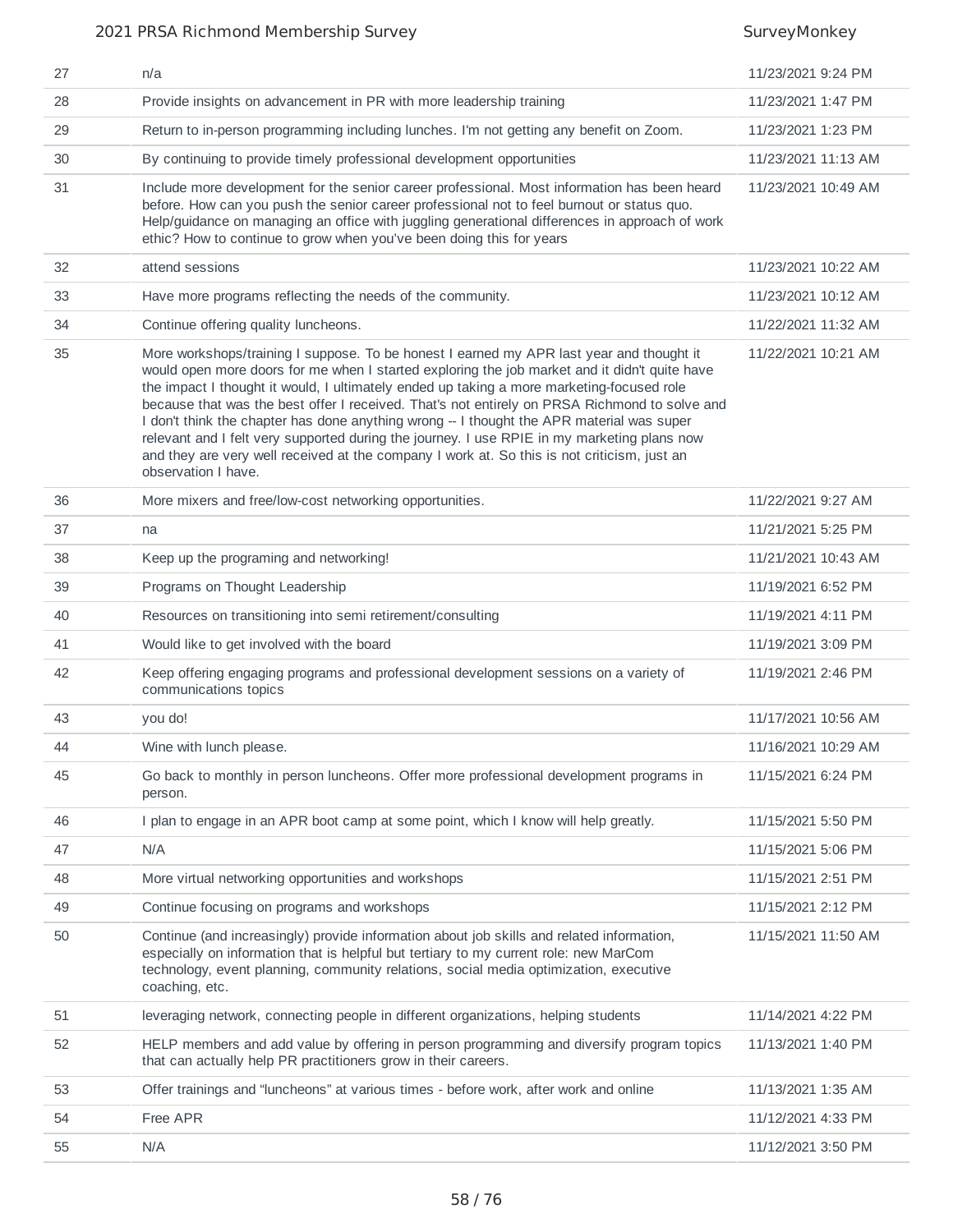| | | |
|---|---|---|
| 27 | n/a | 11/23/2021 9:24 PM |
| 28 | Provide insights on advancement in PR with more leadership training | 11/23/2021 1:47 PM |
| 29 | Return to in-person programming including lunches. I'm not getting any benefit on Zoom. | 11/23/2021 1:23 PM |
| 30 | By continuing to provide timely professional development opportunities | 11/23/2021 11:13 AM |
| 31 | Include more development for the senior career professional. Most information has been heard before. How can you push the senior career professional not to feel burnout or status quo. Help/guidance on managing an office with juggling generational differences in approach of work ethic? How to continue to grow when you've been doing this for years | 11/23/2021 10:49 AM |
| 32 | attend sessions | 11/23/2021 10:22 AM |
| 33 | Have more programs reflecting the needs of the community. | 11/23/2021 10:12 AM |
| 34 | Continue offering quality luncheons. | 11/22/2021 11:32 AM |
| 35 | More workshops/training I suppose. To be honest I earned my APR last year and thought it would open more doors for me when I started exploring the job market and it didn't quite have the impact I thought it would, I ultimately ended up taking a more marketing-focused role because that was the best offer I received. That's not entirely on PRSA Richmond to solve and I don't think the chapter has done anything wrong -- I thought the APR material was super relevant and I felt very supported during the journey. I use RPIE in my marketing plans now and they are very well received at the company I work at. So this is not criticism, just an observation I have. | 11/22/2021 10:21 AM |
| 36 | More mixers and free/low-cost networking opportunities. | 11/22/2021 9:27 AM |
| 37 | na | 11/21/2021 5:25 PM |
| 38 | Keep up the programing and networking! | 11/21/2021 10:43 AM |
| 39 | Programs on Thought Leadership | 11/19/2021 6:52 PM |
| 40 | Resources on transitioning into semi retirement/consulting | 11/19/2021 4:11 PM |
| 41 | Would like to get involved with the board | 11/19/2021 3:09 PM |
| 42 | Keep offering engaging programs and professional development sessions on a variety of communications topics | 11/19/2021 2:46 PM |
| 43 | you do! | 11/17/2021 10:56 AM |
| 44 | Wine with lunch please. | 11/16/2021 10:29 AM |
| 45 | Go back to monthly in person luncheons. Offer more professional development programs in person. | 11/15/2021 6:24 PM |
| 46 | I plan to engage in an APR boot camp at some point, which I know will help greatly. | 11/15/2021 5:50 PM |
| 47 | N/A | 11/15/2021 5:06 PM |
| 48 | More virtual networking opportunities and workshops | 11/15/2021 2:51 PM |
| 49 | Continue focusing on programs and workshops | 11/15/2021 2:12 PM |
| 50 | Continue (and increasingly) provide information about job skills and related information, especially on information that is helpful but tertiary to my current role: new MarCom technology, event planning, community relations, social media optimization, executive coaching, etc. | 11/15/2021 11:50 AM |
| 51 | leveraging network, connecting people in different organizations, helping students | 11/14/2021 4:22 PM |
| 52 | HELP members and add value by offering in person programming and diversify program topics that can actually help PR practitioners grow in their careers. | 11/13/2021 1:40 PM |
| 53 | Offer trainings and “luncheons” at various times - before work, after work and online | 11/13/2021 1:35 AM |
| 54 | Free APR | 11/12/2021 4:33 PM |
| 55 | N/A | 11/12/2021 3:50 PM |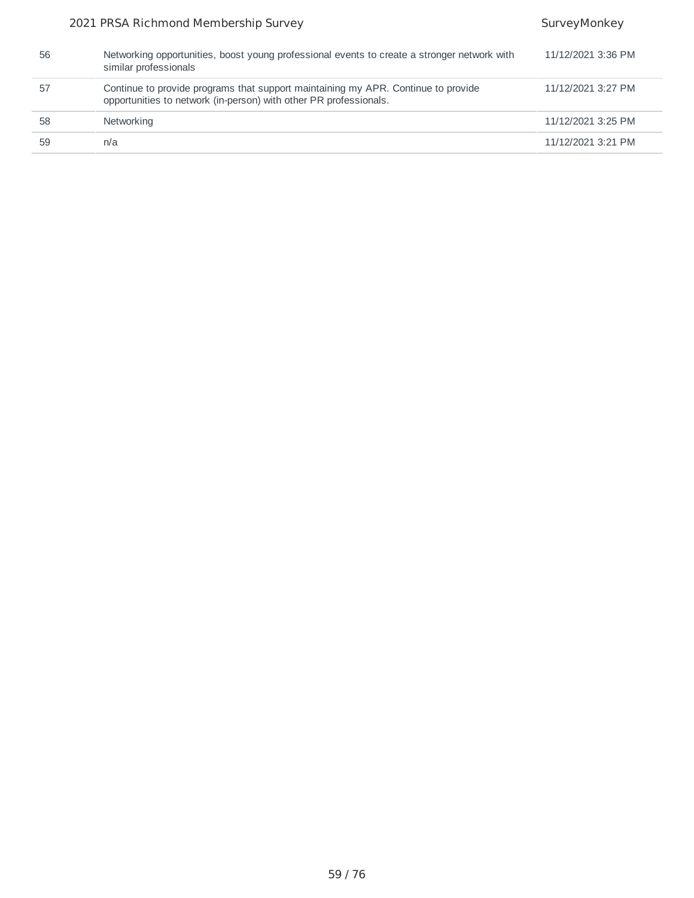| | | |
|---|---|---|
| 56 | Networking opportunities, boost young professional events to create a stronger network with similar professionals | 11/12/2021 3:36 PM |
| 57 | Continue to provide programs that support maintaining my APR. Continue to provide opportunities to network (in-person) with other PR professionals. | 11/12/2021 3:27 PM |
| 58 | Networking | 11/12/2021 3:25 PM |
| 59 | n/a | 11/12/2021 3:21 PM |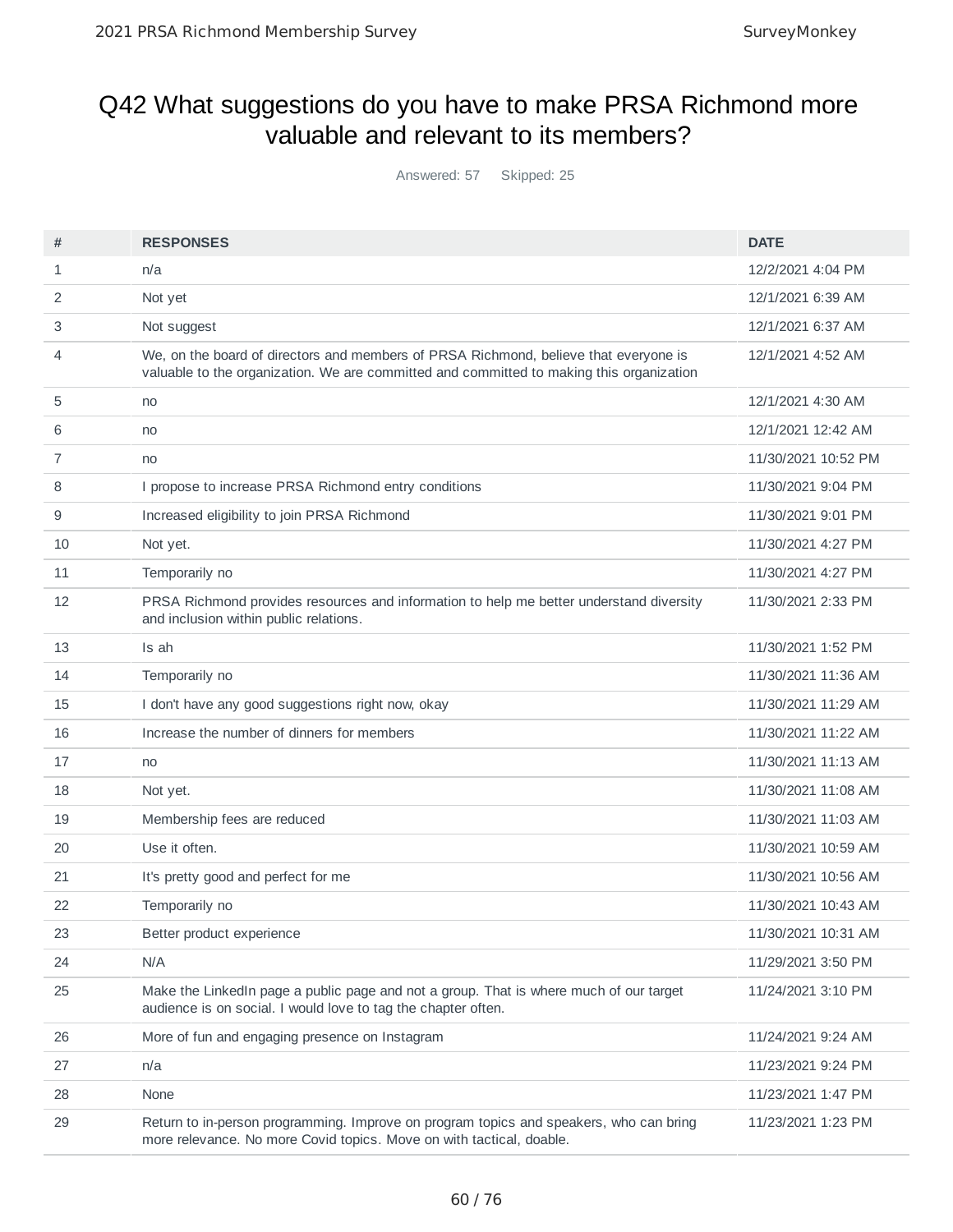# Q42 What suggestions do you have to make PRSA Richmond more valuable and relevant to its members?

Answered: 57 Skipped: 25

| # | RESPONSES | DATE |
|---|---|---|
| 1 | n/a | 12/2/2021 4:04 PM |
| 2 | Not yet | 12/1/2021 6:39 AM |
| 3 | Not suggest | 12/1/2021 6:37 AM |
| 4 | We, on the board of directors and members of PRSA Richmond, believe that everyone is valuable to the organization. We are committed and committed to making this organization | 12/1/2021 4:52 AM |
| 5 | no | 12/1/2021 4:30 AM |
| 6 | no | 12/1/2021 12:42 AM |
| 7 | no | 11/30/2021 10:52 PM |
| 8 | I propose to increase PRSA Richmond entry conditions | 11/30/2021 9:04 PM |
| 9 | Increased eligibility to join PRSA Richmond | 11/30/2021 9:01 PM |
| 10 | Not yet. | 11/30/2021 4:27 PM |
| 11 | Temporarily no | 11/30/2021 4:27 PM |
| 12 | PRSA Richmond provides resources and information to help me better understand diversity and inclusion within public relations. | 11/30/2021 2:33 PM |
| 13 | Is ah | 11/30/2021 1:52 PM |
| 14 | Temporarily no | 11/30/2021 11:36 AM |
| 15 | I don't have any good suggestions right now, okay | 11/30/2021 11:29 AM |
| 16 | Increase the number of dinners for members | 11/30/2021 11:22 AM |
| 17 | no | 11/30/2021 11:13 AM |
| 18 | Not yet. | 11/30/2021 11:08 AM |
| 19 | Membership fees are reduced | 11/30/2021 11:03 AM |
| 20 | Use it often. | 11/30/2021 10:59 AM |
| 21 | It's pretty good and perfect for me | 11/30/2021 10:56 AM |
| 22 | Temporarily no | 11/30/2021 10:43 AM |
| 23 | Better product experience | 11/30/2021 10:31 AM |
| 24 | N/A | 11/29/2021 3:50 PM |
| 25 | Make the LinkedIn page a public page and not a group. That is where much of our target audience is on social. I would love to tag the chapter often. | 11/24/2021 3:10 PM |
| 26 | More of fun and engaging presence on Instagram | 11/24/2021 9:24 AM |
| 27 | n/a | 11/23/2021 9:24 PM |
| 28 | None | 11/23/2021 1:47 PM |
| 29 | Return to in-person programming. Improve on program topics and speakers, who can bring more relevance. No more Covid topics. Move on with tactical, doable. | 11/23/2021 1:23 PM |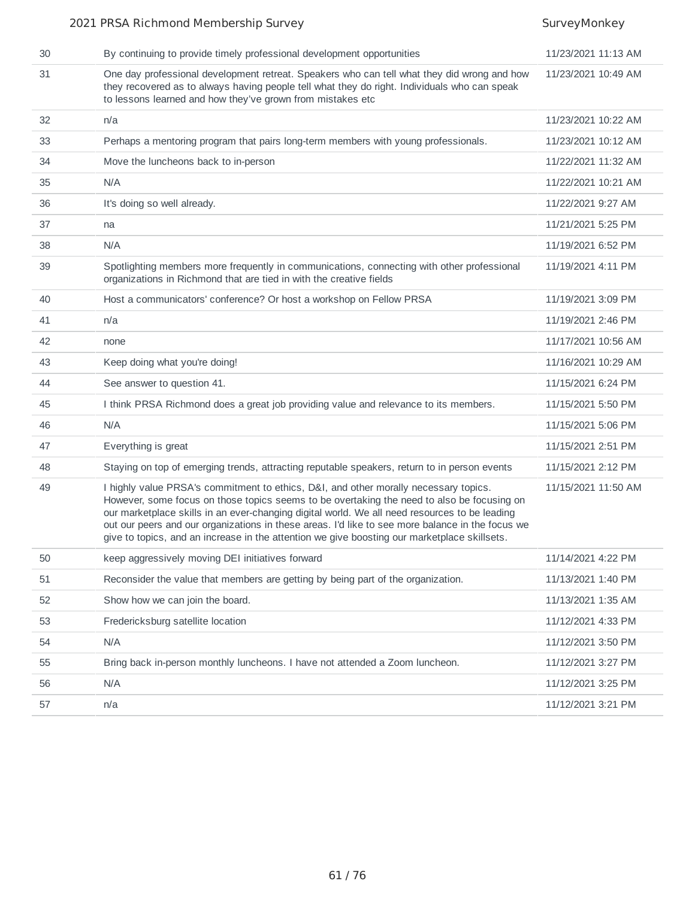| | | |
|---|---|---|
| 30 | By continuing to provide timely professional development opportunities | 11/23/2021 11:13 AM |
| 31 | One day professional development retreat. Speakers who can tell what they did wrong and how they recovered as to always having people tell what they do right. Individuals who can speak to lessons learned and how they've grown from mistakes etc | 11/23/2021 10:49 AM |
| 32 | n/a | 11/23/2021 10:22 AM |
| 33 | Perhaps a mentoring program that pairs long-term members with young professionals. | 11/23/2021 10:12 AM |
| 34 | Move the luncheons back to in-person | 11/22/2021 11:32 AM |
| 35 | N/A | 11/22/2021 10:21 AM |
| 36 | It's doing so well already. | 11/22/2021 9:27 AM |
| 37 | na | 11/21/2021 5:25 PM |
| 38 | N/A | 11/19/2021 6:52 PM |
| 39 | Spotlighting members more frequently in communications, connecting with other professional organizations in Richmond that are tied in with the creative fields | 11/19/2021 4:11 PM |
| 40 | Host a communicators' conference? Or host a workshop on Fellow PRSA | 11/19/2021 3:09 PM |
| 41 | n/a | 11/19/2021 2:46 PM |
| 42 | none | 11/17/2021 10:56 AM |
| 43 | Keep doing what you're doing! | 11/16/2021 10:29 AM |
| 44 | See answer to question 41. | 11/15/2021 6:24 PM |
| 45 | I think PRSA Richmond does a great job providing value and relevance to its members. | 11/15/2021 5:50 PM |
| 46 | N/A | 11/15/2021 5:06 PM |
| 47 | Everything is great | 11/15/2021 2:51 PM |
| 48 | Staying on top of emerging trends, attracting reputable speakers, return to in person events | 11/15/2021 2:12 PM |
| 49 | I highly value PRSA's commitment to ethics, D&I, and other morally necessary topics. However, some focus on those topics seems to be overtaking the need to also be focusing on our marketplace skills in an ever-changing digital world. We all need resources to be leading out our peers and our organizations in these areas. I'd like to see more balance in the focus we give to topics, and an increase in the attention we give boosting our marketplace skillsets. | 11/15/2021 11:50 AM |
| 50 | keep aggressively moving DEI initiatives forward | 11/14/2021 4:22 PM |
| 51 | Reconsider the value that members are getting by being part of the organization. | 11/13/2021 1:40 PM |
| 52 | Show how we can join the board. | 11/13/2021 1:35 AM |
| 53 | Fredericksburg satellite location | 11/12/2021 4:33 PM |
| 54 | N/A | 11/12/2021 3:50 PM |
| 55 | Bring back in-person monthly luncheons. I have not attended a Zoom luncheon. | 11/12/2021 3:27 PM |
| 56 | N/A | 11/12/2021 3:25 PM |
| 57 | n/a | 11/12/2021 3:21 PM |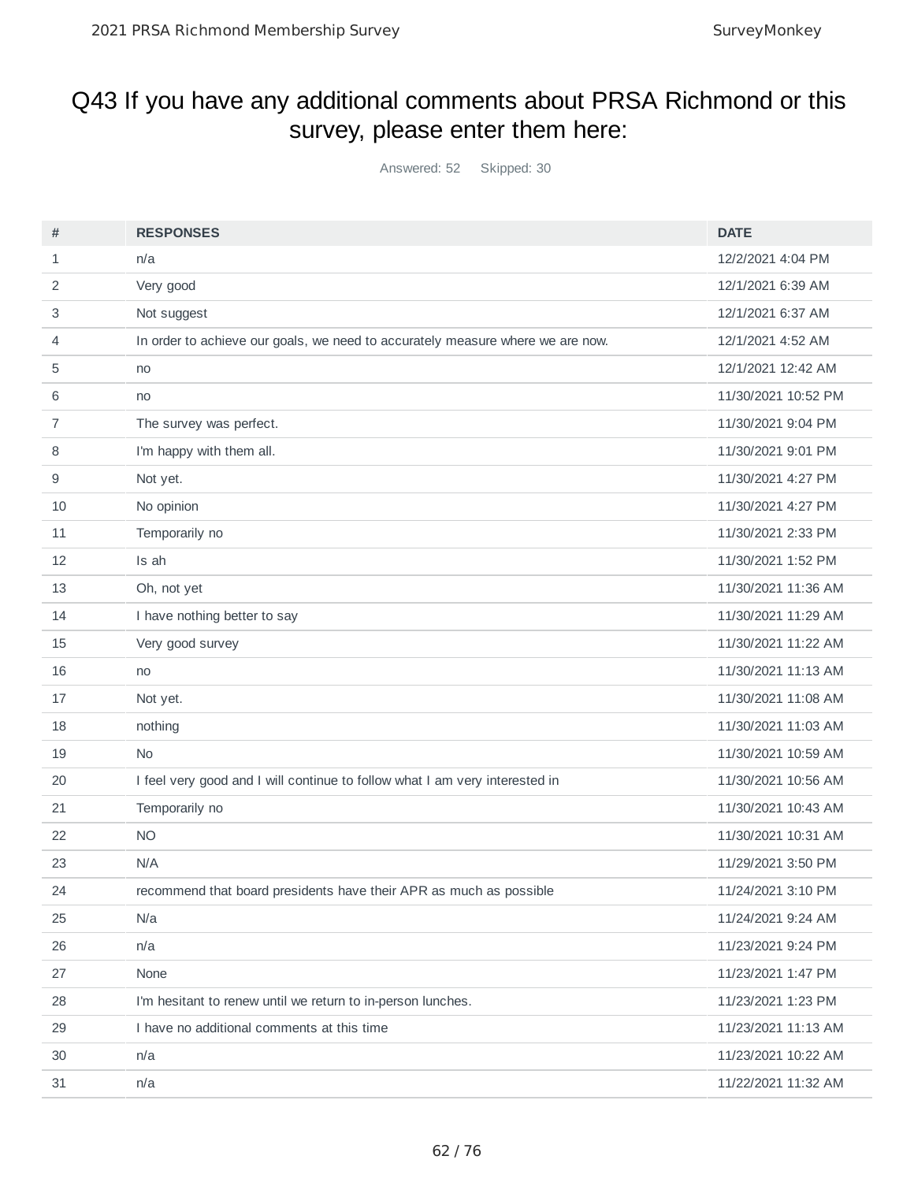# Q43 If you have any additional comments about PRSA Richmond or this survey, please enter them here:

Answered: 52 Skipped: 30

| # | RESPONSES | DATE |
|---|---|---|
| 1 | n/a | 12/2/2021 4:04 PM |
| 2 | Very good | 12/1/2021 6:39 AM |
| 3 | Not suggest | 12/1/2021 6:37 AM |
| 4 | In order to achieve our goals, we need to accurately measure where we are now. | 12/1/2021 4:52 AM |
| 5 | no | 12/1/2021 12:42 AM |
| 6 | no | 11/30/2021 10:52 PM |
| 7 | The survey was perfect. | 11/30/2021 9:04 PM |
| 8 | I'm happy with them all. | 11/30/2021 9:01 PM |
| 9 | Not yet. | 11/30/2021 4:27 PM |
| 10 | No opinion | 11/30/2021 4:27 PM |
| 11 | Temporarily no | 11/30/2021 2:33 PM |
| 12 | Is ah | 11/30/2021 1:52 PM |
| 13 | Oh, not yet | 11/30/2021 11:36 AM |
| 14 | I have nothing better to say | 11/30/2021 11:29 AM |
| 15 | Very good survey | 11/30/2021 11:22 AM |
| 16 | no | 11/30/2021 11:13 AM |
| 17 | Not yet. | 11/30/2021 11:08 AM |
| 18 | nothing | 11/30/2021 11:03 AM |
| 19 | No | 11/30/2021 10:59 AM |
| 20 | I feel very good and I will continue to follow what I am very interested in | 11/30/2021 10:56 AM |
| 21 | Temporarily no | 11/30/2021 10:43 AM |
| 22 | NO | 11/30/2021 10:31 AM |
| 23 | N/A | 11/29/2021 3:50 PM |
| 24 | recommend that board presidents have their APR as much as possible | 11/24/2021 3:10 PM |
| 25 | N/a | 11/24/2021 9:24 AM |
| 26 | n/a | 11/23/2021 9:24 PM |
| 27 | None | 11/23/2021 1:47 PM |
| 28 | I'm hesitant to renew until we return to in-person lunches. | 11/23/2021 1:23 PM |
| 29 | I have no additional comments at this time | 11/23/2021 11:13 AM |
| 30 | n/a | 11/23/2021 10:22 AM |
| 31 | n/a | 11/22/2021 11:32 AM |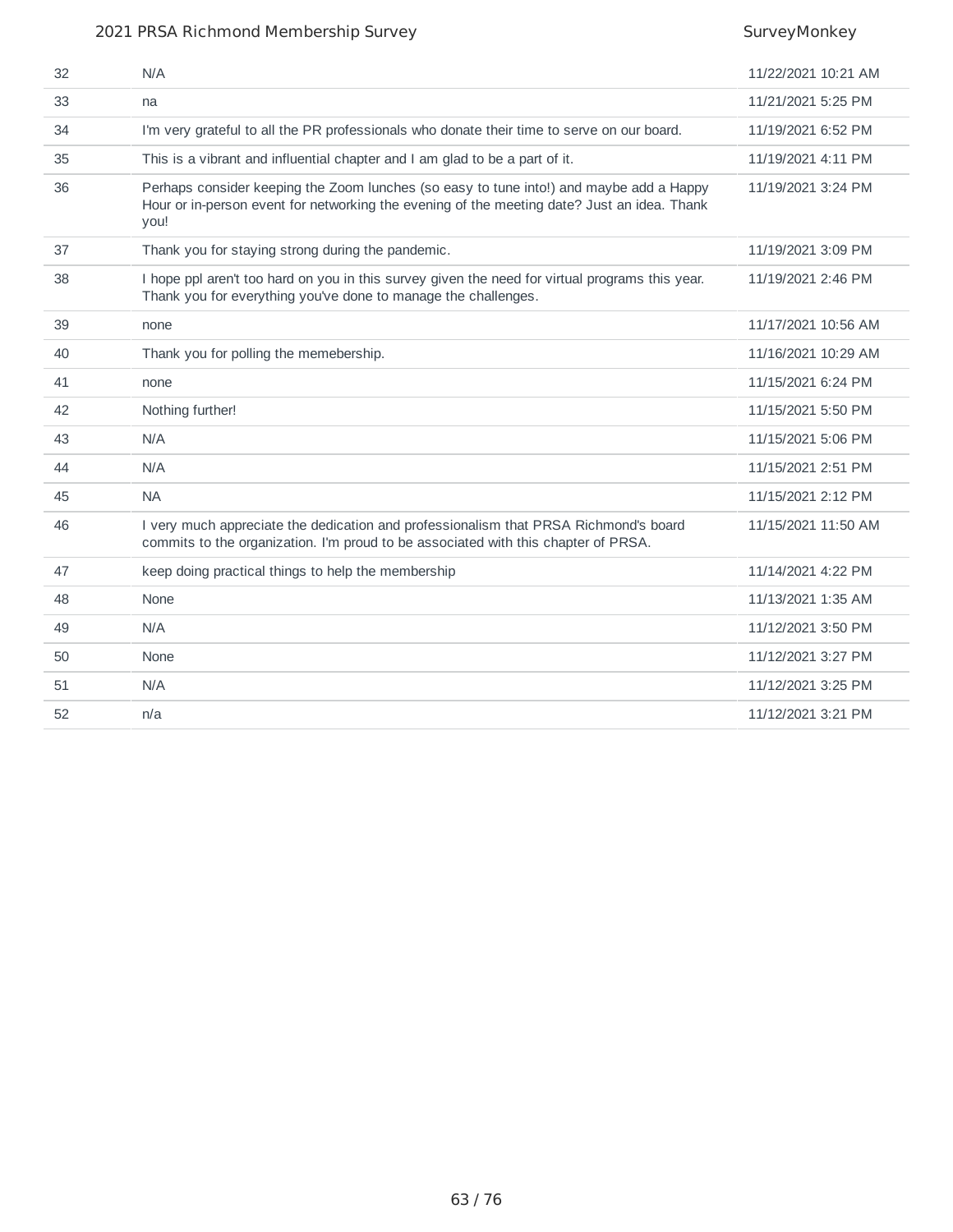| | | |
|---|---|---|
| 32 | N/A | 11/22/2021 10:21 AM |
| 33 | na | 11/21/2021 5:25 PM |
| 34 | I'm very grateful to all the PR professionals who donate their time to serve on our board. | 11/19/2021 6:52 PM |
| 35 | This is a vibrant and influential chapter and I am glad to be a part of it. | 11/19/2021 4:11 PM |
| 36 | Perhaps consider keeping the Zoom lunches (so easy to tune into!) and maybe add a Happy Hour or in-person event for networking the evening of the meeting date? Just an idea. Thank you! | 11/19/2021 3:24 PM |
| 37 | Thank you for staying strong during the pandemic. | 11/19/2021 3:09 PM |
| 38 | I hope ppl aren't too hard on you in this survey given the need for virtual programs this year. Thank you for everything you've done to manage the challenges. | 11/19/2021 2:46 PM |
| 39 | none | 11/17/2021 10:56 AM |
| 40 | Thank you for polling the memebership. | 11/16/2021 10:29 AM |
| 41 | none | 11/15/2021 6:24 PM |
| 42 | Nothing further! | 11/15/2021 5:50 PM |
| 43 | N/A | 11/15/2021 5:06 PM |
| 44 | N/A | 11/15/2021 2:51 PM |
| 45 | NA | 11/15/2021 2:12 PM |
| 46 | I very much appreciate the dedication and professionalism that PRSA Richmond's board commits to the organization. I'm proud to be associated with this chapter of PRSA. | 11/15/2021 11:50 AM |
| 47 | keep doing practical things to help the membership | 11/14/2021 4:22 PM |
| 48 | None | 11/13/2021 1:35 AM |
| 49 | N/A | 11/12/2021 3:50 PM |
| 50 | None | 11/12/2021 3:27 PM |
| 51 | N/A | 11/12/2021 3:25 PM |
| 52 | n/a | 11/12/2021 3:21 PM |